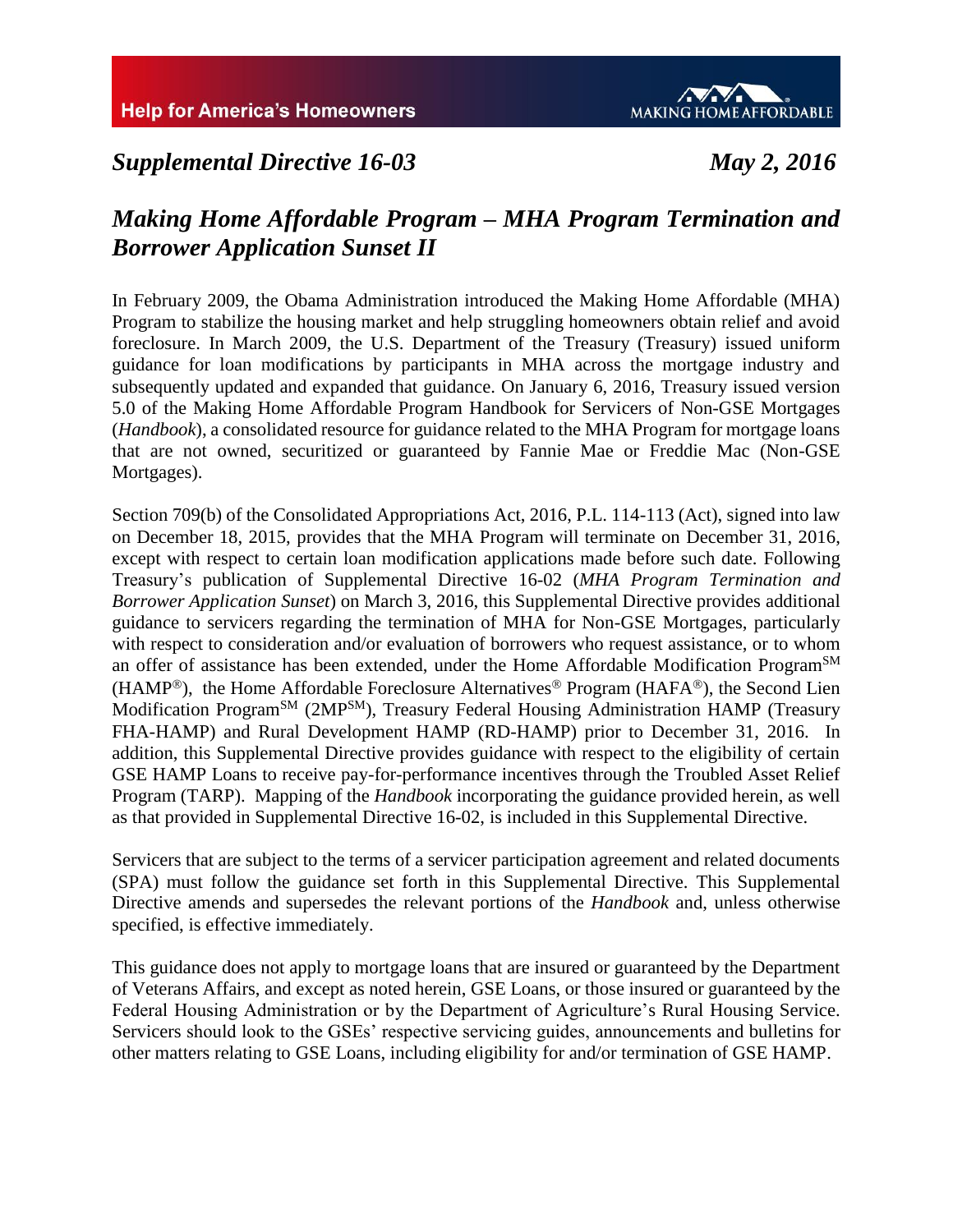Help for America's Homeowners

MAKING HOME AFFORDABLE

*Supplemental Directive 16-03* *May 2, 2016*

# *Making Home Affordable Program – MHA Program Termination and Borrower Application Sunset II*

In February 2009, the Obama Administration introduced the Making Home Affordable (MHA) Program to stabilize the housing market and help struggling homeowners obtain relief and avoid foreclosure. In March 2009, the U.S. Department of the Treasury (Treasury) issued uniform guidance for loan modifications by participants in MHA across the mortgage industry and subsequently updated and expanded that guidance. On January 6, 2016, Treasury issued version 5.0 of the Making Home Affordable Program Handbook for Servicers of Non-GSE Mortgages (*Handbook*), a consolidated resource for guidance related to the MHA Program for mortgage loans that are not owned, securitized or guaranteed by Fannie Mae or Freddie Mac (Non-GSE Mortgages).

Section 709(b) of the Consolidated Appropriations Act, 2016, P.L. 114-113 (Act), signed into law on December 18, 2015, provides that the MHA Program will terminate on December 31, 2016, except with respect to certain loan modification applications made before such date. Following Treasury's publication of Supplemental Directive 16-02 (*MHA Program Termination and Borrower Application Sunset*) on March 3, 2016, this Supplemental Directive provides additional guidance to servicers regarding the termination of MHA for Non-GSE Mortgages, particularly with respect to consideration and/or evaluation of borrowers who request assistance, or to whom an offer of assistance has been extended, under the Home Affordable Modification Program℠ (HAMP®), the Home Affordable Foreclosure Alternatives® Program (HAFA®), the Second Lien Modification Program℠ (2MP℠), Treasury Federal Housing Administration HAMP (Treasury FHA-HAMP) and Rural Development HAMP (RD-HAMP) prior to December 31, 2016. In addition, this Supplemental Directive provides guidance with respect to the eligibility of certain GSE HAMP Loans to receive pay-for-performance incentives through the Troubled Asset Relief Program (TARP). Mapping of the *Handbook* incorporating the guidance provided herein, as well as that provided in Supplemental Directive 16-02, is included in this Supplemental Directive.

Servicers that are subject to the terms of a servicer participation agreement and related documents (SPA) must follow the guidance set forth in this Supplemental Directive. This Supplemental Directive amends and supersedes the relevant portions of the *Handbook* and, unless otherwise specified, is effective immediately.

This guidance does not apply to mortgage loans that are insured or guaranteed by the Department of Veterans Affairs, and except as noted herein, GSE Loans, or those insured or guaranteed by the Federal Housing Administration or by the Department of Agriculture's Rural Housing Service. Servicers should look to the GSEs' respective servicing guides, announcements and bulletins for other matters relating to GSE Loans, including eligibility for and/or termination of GSE HAMP.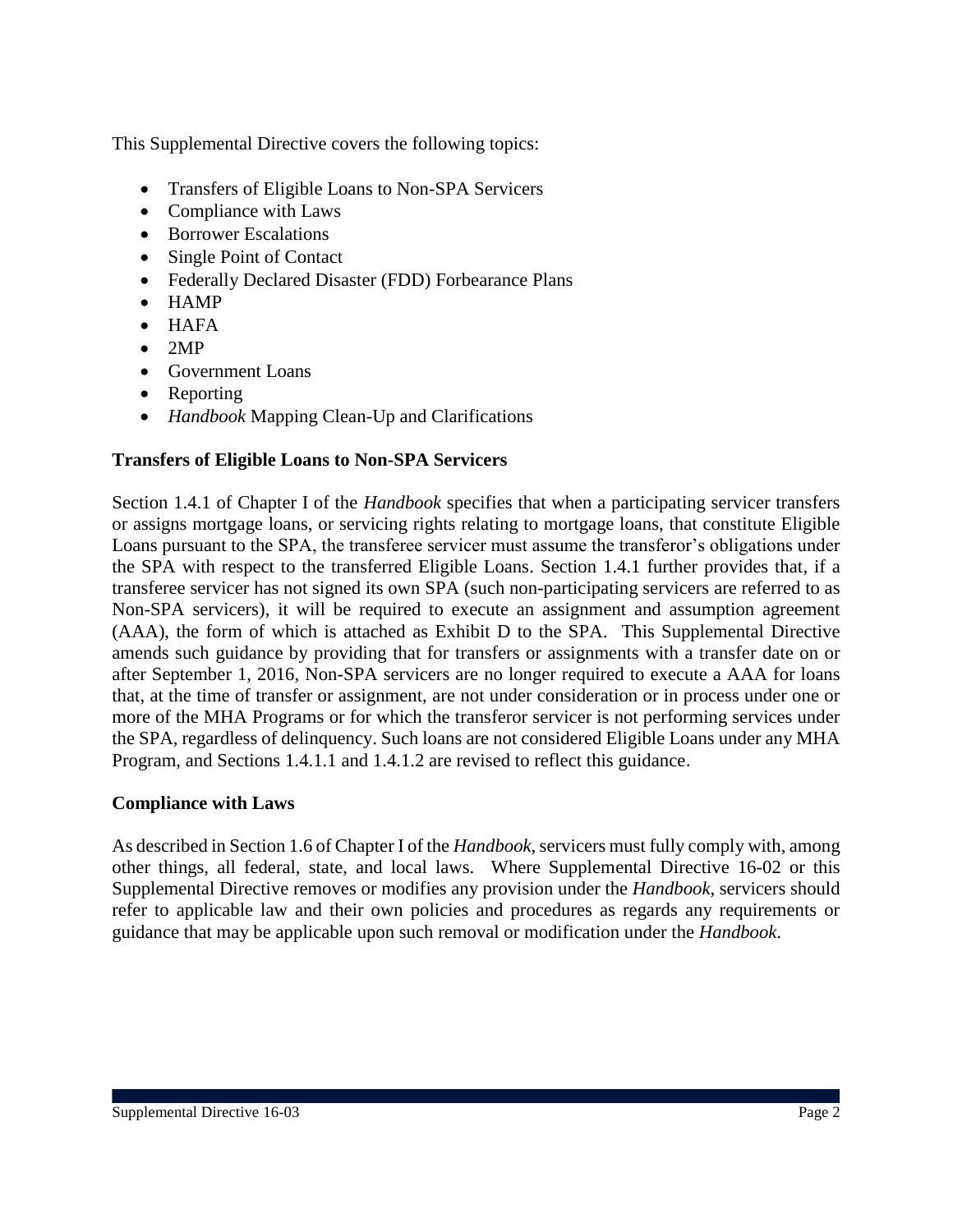This Supplemental Directive covers the following topics:

- Transfers of Eligible Loans to Non-SPA Servicers
- Compliance with Laws
- Borrower Escalations
- Single Point of Contact
- Federally Declared Disaster (FDD) Forbearance Plans
- HAMP
- HAFA
- 2MP
- Government Loans
- Reporting
- *Handbook* Mapping Clean-Up and Clarifications

**Transfers of Eligible Loans to Non-SPA Servicers**

Section 1.4.1 of Chapter I of the *Handbook* specifies that when a participating servicer transfers or assigns mortgage loans, or servicing rights relating to mortgage loans, that constitute Eligible Loans pursuant to the SPA, the transferee servicer must assume the transferor's obligations under the SPA with respect to the transferred Eligible Loans. Section 1.4.1 further provides that, if a transferee servicer has not signed its own SPA (such non-participating servicers are referred to as Non-SPA servicers), it will be required to execute an assignment and assumption agreement (AAA), the form of which is attached as Exhibit D to the SPA. This Supplemental Directive amends such guidance by providing that for transfers or assignments with a transfer date on or after September 1, 2016, Non-SPA servicers are no longer required to execute a AAA for loans that, at the time of transfer or assignment, are not under consideration or in process under one or more of the MHA Programs or for which the transferor servicer is not performing services under the SPA, regardless of delinquency. Such loans are not considered Eligible Loans under any MHA Program, and Sections 1.4.1.1 and 1.4.1.2 are revised to reflect this guidance.

**Compliance with Laws**

As described in Section 1.6 of Chapter I of the *Handbook*, servicers must fully comply with, among other things, all federal, state, and local laws. Where Supplemental Directive 16-02 or this Supplemental Directive removes or modifies any provision under the *Handbook*, servicers should refer to applicable law and their own policies and procedures as regards any requirements or guidance that may be applicable upon such removal or modification under the *Handbook*.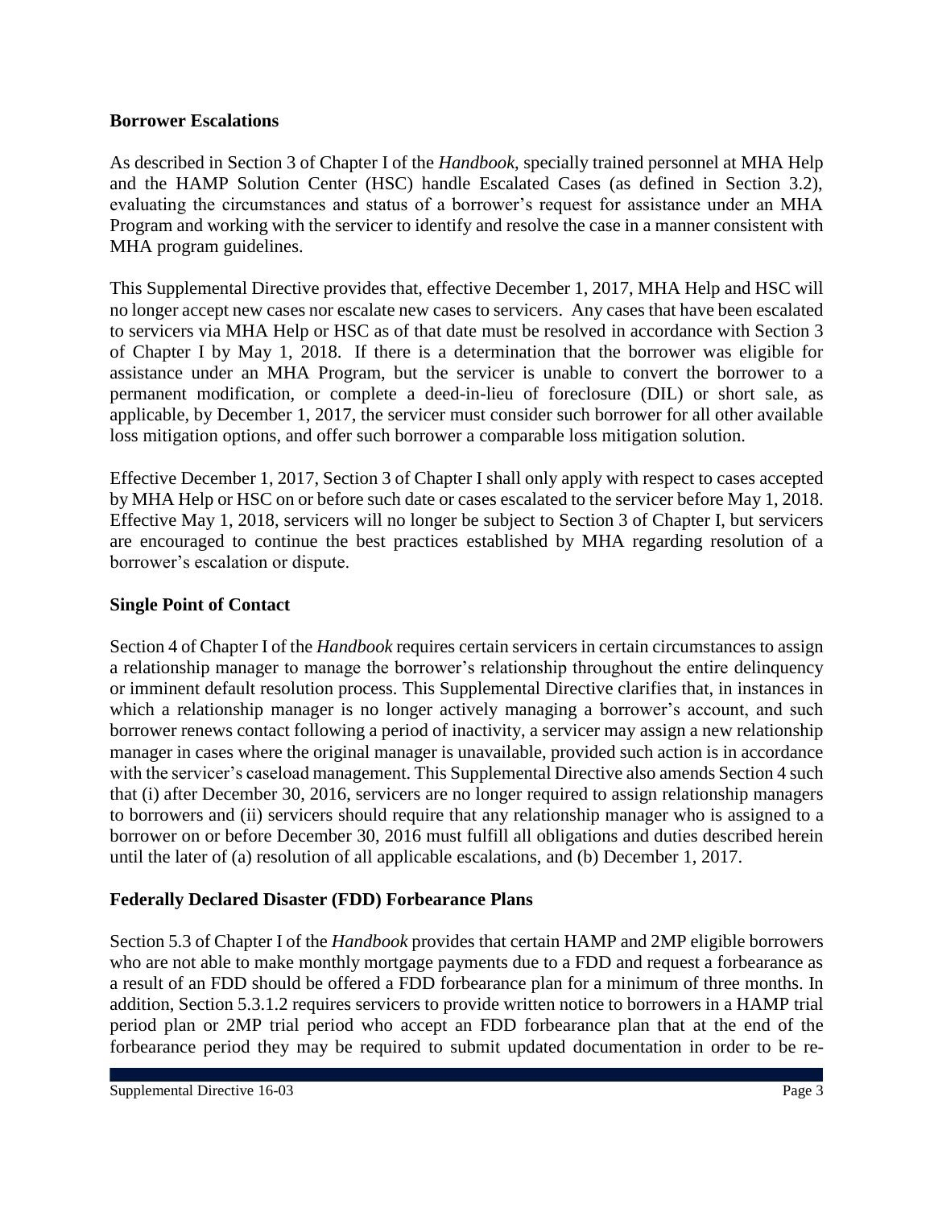**Borrower Escalations**

As described in Section 3 of Chapter I of the *Handbook*, specially trained personnel at MHA Help and the HAMP Solution Center (HSC) handle Escalated Cases (as defined in Section 3.2), evaluating the circumstances and status of a borrower's request for assistance under an MHA Program and working with the servicer to identify and resolve the case in a manner consistent with MHA program guidelines.

This Supplemental Directive provides that, effective December 1, 2017, MHA Help and HSC will no longer accept new cases nor escalate new cases to servicers. Any cases that have been escalated to servicers via MHA Help or HSC as of that date must be resolved in accordance with Section 3 of Chapter I by May 1, 2018. If there is a determination that the borrower was eligible for assistance under an MHA Program, but the servicer is unable to convert the borrower to a permanent modification, or complete a deed-in-lieu of foreclosure (DIL) or short sale, as applicable, by December 1, 2017, the servicer must consider such borrower for all other available loss mitigation options, and offer such borrower a comparable loss mitigation solution.

Effective December 1, 2017, Section 3 of Chapter I shall only apply with respect to cases accepted by MHA Help or HSC on or before such date or cases escalated to the servicer before May 1, 2018. Effective May 1, 2018, servicers will no longer be subject to Section 3 of Chapter I, but servicers are encouraged to continue the best practices established by MHA regarding resolution of a borrower's escalation or dispute.

**Single Point of Contact**

Section 4 of Chapter I of the *Handbook* requires certain servicers in certain circumstances to assign a relationship manager to manage the borrower's relationship throughout the entire delinquency or imminent default resolution process. This Supplemental Directive clarifies that, in instances in which a relationship manager is no longer actively managing a borrower's account, and such borrower renews contact following a period of inactivity, a servicer may assign a new relationship manager in cases where the original manager is unavailable, provided such action is in accordance with the servicer's caseload management. This Supplemental Directive also amends Section 4 such that (i) after December 30, 2016, servicers are no longer required to assign relationship managers to borrowers and (ii) servicers should require that any relationship manager who is assigned to a borrower on or before December 30, 2016 must fulfill all obligations and duties described herein until the later of (a) resolution of all applicable escalations, and (b) December 1, 2017.

**Federally Declared Disaster (FDD) Forbearance Plans**

Section 5.3 of Chapter I of the *Handbook* provides that certain HAMP and 2MP eligible borrowers who are not able to make monthly mortgage payments due to a FDD and request a forbearance as a result of an FDD should be offered a FDD forbearance plan for a minimum of three months. In addition, Section 5.3.1.2 requires servicers to provide written notice to borrowers in a HAMP trial period plan or 2MP trial period who accept an FDD forbearance plan that at the end of the forbearance period they may be required to submit updated documentation in order to be re-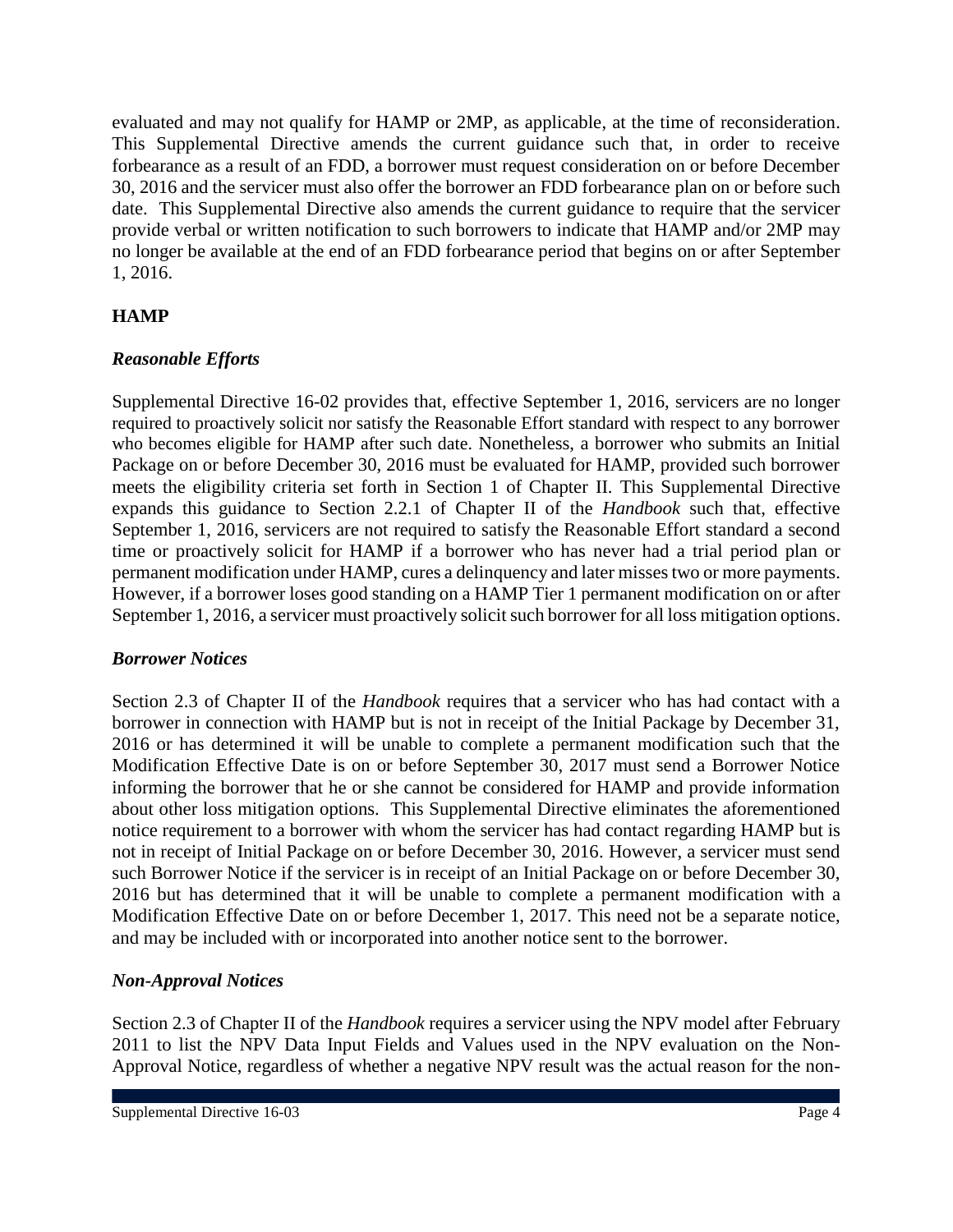evaluated and may not qualify for HAMP or 2MP, as applicable, at the time of reconsideration. This Supplemental Directive amends the current guidance such that, in order to receive forbearance as a result of an FDD, a borrower must request consideration on or before December 30, 2016 and the servicer must also offer the borrower an FDD forbearance plan on or before such date. This Supplemental Directive also amends the current guidance to require that the servicer provide verbal or written notification to such borrowers to indicate that HAMP and/or 2MP may no longer be available at the end of an FDD forbearance period that begins on or after September 1, 2016.

## HAMP

### *Reasonable Efforts*

Supplemental Directive 16-02 provides that, effective September 1, 2016, servicers are no longer required to proactively solicit nor satisfy the Reasonable Effort standard with respect to any borrower who becomes eligible for HAMP after such date. Nonetheless, a borrower who submits an Initial Package on or before December 30, 2016 must be evaluated for HAMP, provided such borrower meets the eligibility criteria set forth in Section 1 of Chapter II. This Supplemental Directive expands this guidance to Section 2.2.1 of Chapter II of the *Handbook* such that, effective September 1, 2016, servicers are not required to satisfy the Reasonable Effort standard a second time or proactively solicit for HAMP if a borrower who has never had a trial period plan or permanent modification under HAMP, cures a delinquency and later misses two or more payments. However, if a borrower loses good standing on a HAMP Tier 1 permanent modification on or after September 1, 2016, a servicer must proactively solicit such borrower for all loss mitigation options.

### *Borrower Notices*

Section 2.3 of Chapter II of the *Handbook* requires that a servicer who has had contact with a borrower in connection with HAMP but is not in receipt of the Initial Package by December 31, 2016 or has determined it will be unable to complete a permanent modification such that the Modification Effective Date is on or before September 30, 2017 must send a Borrower Notice informing the borrower that he or she cannot be considered for HAMP and provide information about other loss mitigation options. This Supplemental Directive eliminates the aforementioned notice requirement to a borrower with whom the servicer has had contact regarding HAMP but is not in receipt of Initial Package on or before December 30, 2016. However, a servicer must send such Borrower Notice if the servicer is in receipt of an Initial Package on or before December 30, 2016 but has determined that it will be unable to complete a permanent modification with a Modification Effective Date on or before December 1, 2017. This need not be a separate notice, and may be included with or incorporated into another notice sent to the borrower.

### *Non-Approval Notices*

Section 2.3 of Chapter II of the *Handbook* requires a servicer using the NPV model after February 2011 to list the NPV Data Input Fields and Values used in the NPV evaluation on the Non-Approval Notice, regardless of whether a negative NPV result was the actual reason for the non-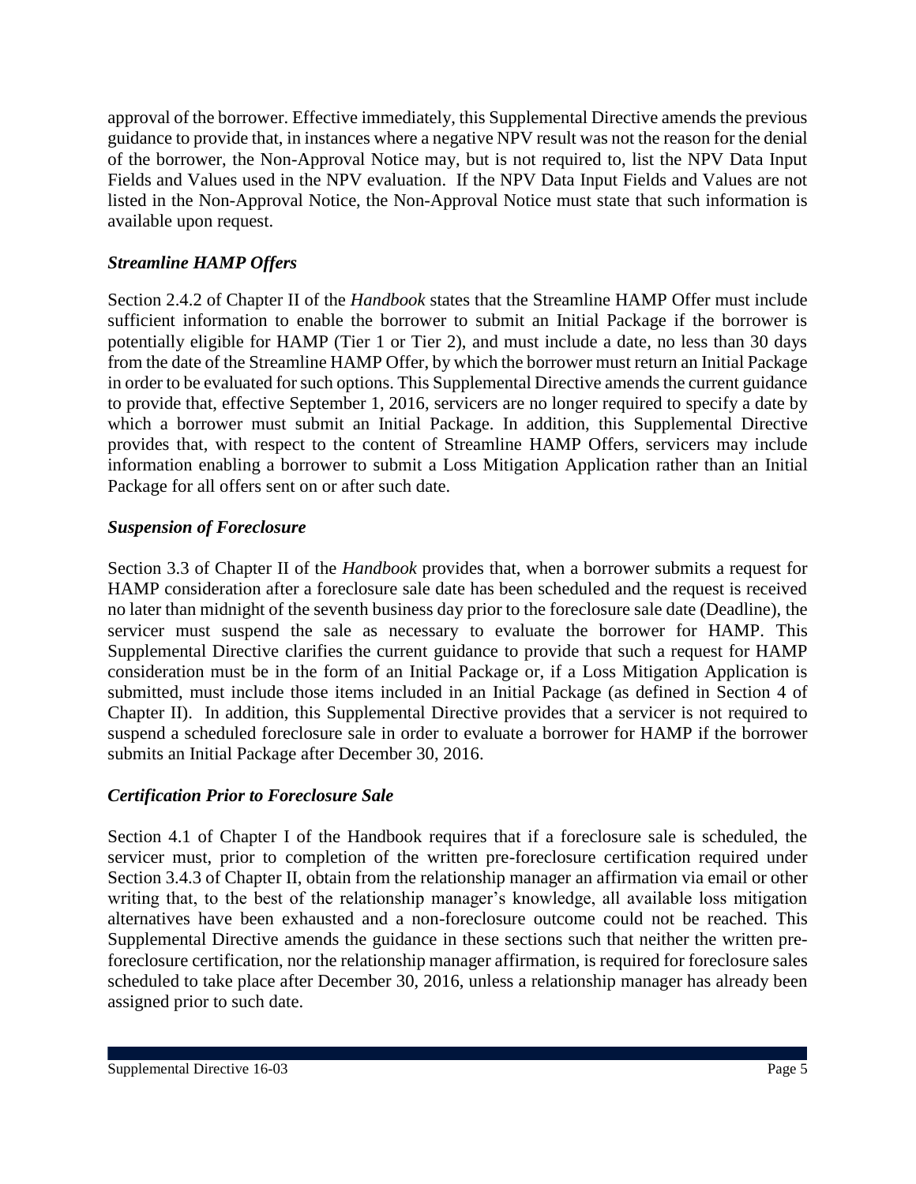approval of the borrower. Effective immediately, this Supplemental Directive amends the previous guidance to provide that, in instances where a negative NPV result was not the reason for the denial of the borrower, the Non-Approval Notice may, but is not required to, list the NPV Data Input Fields and Values used in the NPV evaluation. If the NPV Data Input Fields and Values are not listed in the Non-Approval Notice, the Non-Approval Notice must state that such information is available upon request.

### *Streamline HAMP Offers*

Section 2.4.2 of Chapter II of the *Handbook* states that the Streamline HAMP Offer must include sufficient information to enable the borrower to submit an Initial Package if the borrower is potentially eligible for HAMP (Tier 1 or Tier 2), and must include a date, no less than 30 days from the date of the Streamline HAMP Offer, by which the borrower must return an Initial Package in order to be evaluated for such options. This Supplemental Directive amends the current guidance to provide that, effective September 1, 2016, servicers are no longer required to specify a date by which a borrower must submit an Initial Package. In addition, this Supplemental Directive provides that, with respect to the content of Streamline HAMP Offers, servicers may include information enabling a borrower to submit a Loss Mitigation Application rather than an Initial Package for all offers sent on or after such date.

### *Suspension of Foreclosure*

Section 3.3 of Chapter II of the *Handbook* provides that, when a borrower submits a request for HAMP consideration after a foreclosure sale date has been scheduled and the request is received no later than midnight of the seventh business day prior to the foreclosure sale date (Deadline), the servicer must suspend the sale as necessary to evaluate the borrower for HAMP. This Supplemental Directive clarifies the current guidance to provide that such a request for HAMP consideration must be in the form of an Initial Package or, if a Loss Mitigation Application is submitted, must include those items included in an Initial Package (as defined in Section 4 of Chapter II). In addition, this Supplemental Directive provides that a servicer is not required to suspend a scheduled foreclosure sale in order to evaluate a borrower for HAMP if the borrower submits an Initial Package after December 30, 2016.

### *Certification Prior to Foreclosure Sale*

Section 4.1 of Chapter I of the Handbook requires that if a foreclosure sale is scheduled, the servicer must, prior to completion of the written pre-foreclosure certification required under Section 3.4.3 of Chapter II, obtain from the relationship manager an affirmation via email or other writing that, to the best of the relationship manager's knowledge, all available loss mitigation alternatives have been exhausted and a non-foreclosure outcome could not be reached. This Supplemental Directive amends the guidance in these sections such that neither the written pre-foreclosure certification, nor the relationship manager affirmation, is required for foreclosure sales scheduled to take place after December 30, 2016, unless a relationship manager has already been assigned prior to such date.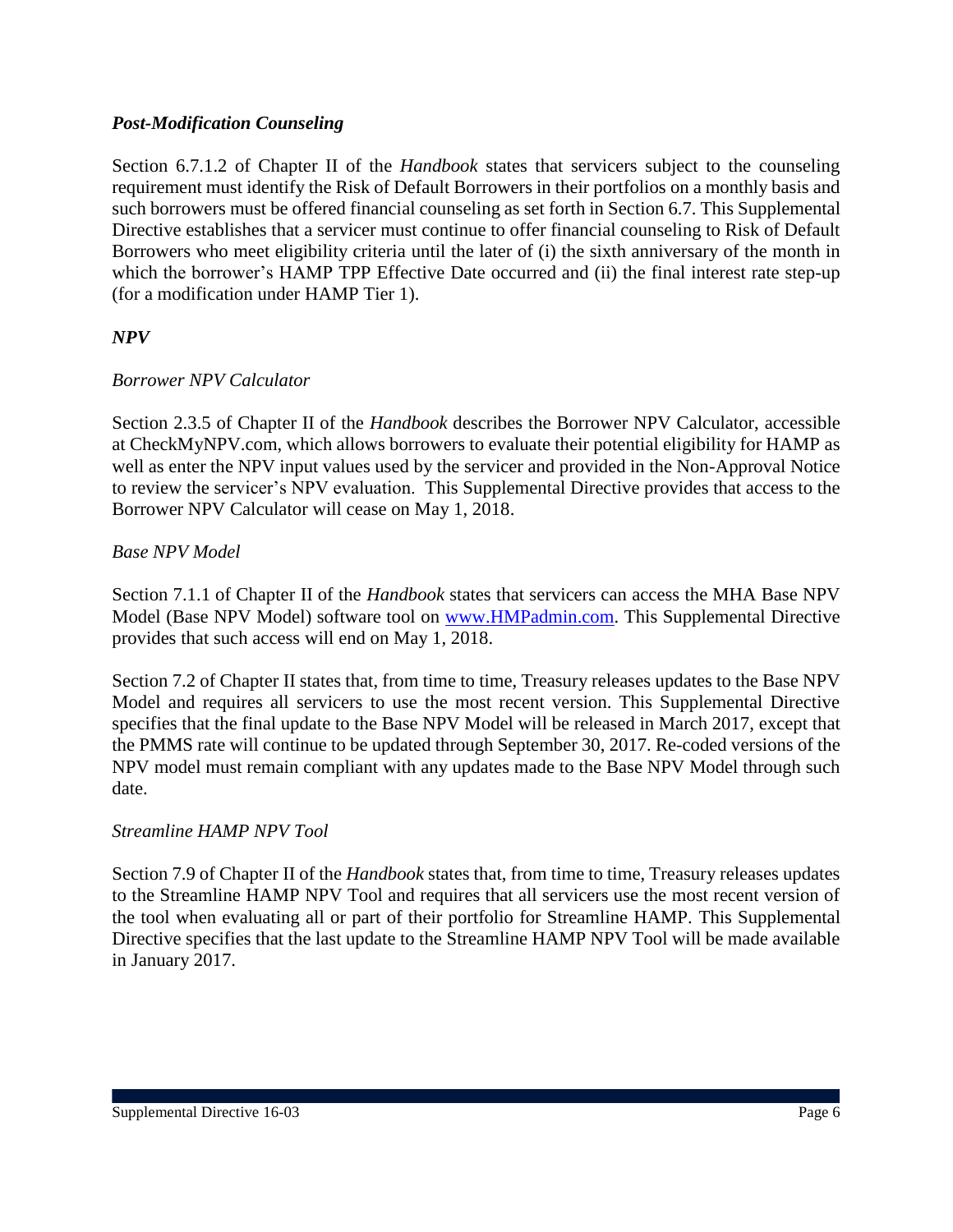***Post-Modification Counseling***

Section 6.7.1.2 of Chapter II of the *Handbook* states that servicers subject to the counseling requirement must identify the Risk of Default Borrowers in their portfolios on a monthly basis and such borrowers must be offered financial counseling as set forth in Section 6.7. This Supplemental Directive establishes that a servicer must continue to offer financial counseling to Risk of Default Borrowers who meet eligibility criteria until the later of (i) the sixth anniversary of the month in which the borrower's HAMP TPP Effective Date occurred and (ii) the final interest rate step-up (for a modification under HAMP Tier 1).

***NPV***

*Borrower NPV Calculator*

Section 2.3.5 of Chapter II of the *Handbook* describes the Borrower NPV Calculator, accessible at CheckMyNPV.com, which allows borrowers to evaluate their potential eligibility for HAMP as well as enter the NPV input values used by the servicer and provided in the Non-Approval Notice to review the servicer's NPV evaluation. This Supplemental Directive provides that access to the Borrower NPV Calculator will cease on May 1, 2018.

*Base NPV Model*

Section 7.1.1 of Chapter II of the *Handbook* states that servicers can access the MHA Base NPV Model (Base NPV Model) software tool on www.HMPadmin.com. This Supplemental Directive provides that such access will end on May 1, 2018.

Section 7.2 of Chapter II states that, from time to time, Treasury releases updates to the Base NPV Model and requires all servicers to use the most recent version. This Supplemental Directive specifies that the final update to the Base NPV Model will be released in March 2017, except that the PMMS rate will continue to be updated through September 30, 2017. Re-coded versions of the NPV model must remain compliant with any updates made to the Base NPV Model through such date.

*Streamline HAMP NPV Tool*

Section 7.9 of Chapter II of the *Handbook* states that, from time to time, Treasury releases updates to the Streamline HAMP NPV Tool and requires that all servicers use the most recent version of the tool when evaluating all or part of their portfolio for Streamline HAMP. This Supplemental Directive specifies that the last update to the Streamline HAMP NPV Tool will be made available in January 2017.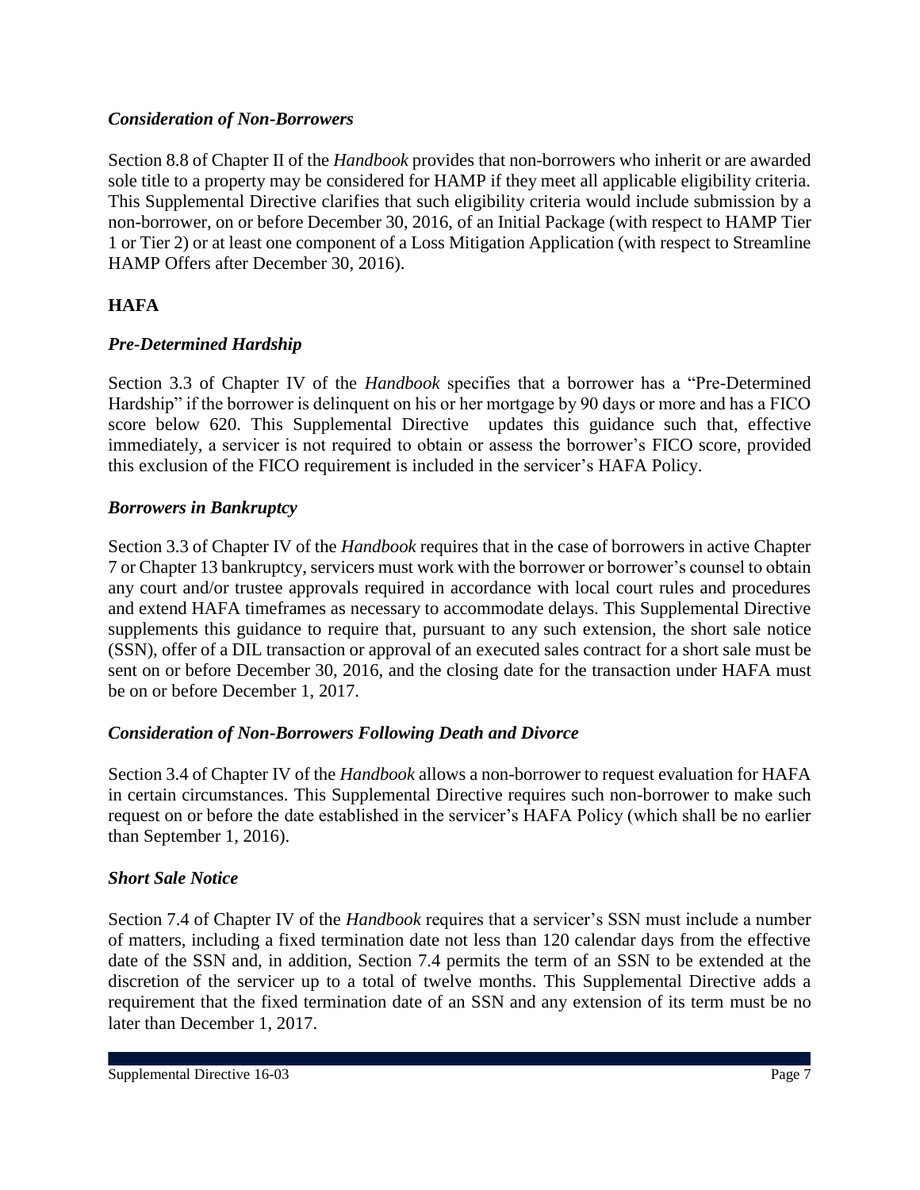### *Consideration of Non-Borrowers*

Section 8.8 of Chapter II of the *Handbook* provides that non-borrowers who inherit or are awarded sole title to a property may be considered for HAMP if they meet all applicable eligibility criteria. This Supplemental Directive clarifies that such eligibility criteria would include submission by a non-borrower, on or before December 30, 2016, of an Initial Package (with respect to HAMP Tier 1 or Tier 2) or at least one component of a Loss Mitigation Application (with respect to Streamline HAMP Offers after December 30, 2016).

## HAFA

### *Pre-Determined Hardship*

Section 3.3 of Chapter IV of the *Handbook* specifies that a borrower has a "Pre-Determined Hardship" if the borrower is delinquent on his or her mortgage by 90 days or more and has a FICO score below 620. This Supplemental Directive updates this guidance such that, effective immediately, a servicer is not required to obtain or assess the borrower's FICO score, provided this exclusion of the FICO requirement is included in the servicer's HAFA Policy.

### *Borrowers in Bankruptcy*

Section 3.3 of Chapter IV of the *Handbook* requires that in the case of borrowers in active Chapter 7 or Chapter 13 bankruptcy, servicers must work with the borrower or borrower's counsel to obtain any court and/or trustee approvals required in accordance with local court rules and procedures and extend HAFA timeframes as necessary to accommodate delays. This Supplemental Directive supplements this guidance to require that, pursuant to any such extension, the short sale notice (SSN), offer of a DIL transaction or approval of an executed sales contract for a short sale must be sent on or before December 30, 2016, and the closing date for the transaction under HAFA must be on or before December 1, 2017.

### *Consideration of Non-Borrowers Following Death and Divorce*

Section 3.4 of Chapter IV of the *Handbook* allows a non-borrower to request evaluation for HAFA in certain circumstances. This Supplemental Directive requires such non-borrower to make such request on or before the date established in the servicer's HAFA Policy (which shall be no earlier than September 1, 2016).

### *Short Sale Notice*

Section 7.4 of Chapter IV of the *Handbook* requires that a servicer's SSN must include a number of matters, including a fixed termination date not less than 120 calendar days from the effective date of the SSN and, in addition, Section 7.4 permits the term of an SSN to be extended at the discretion of the servicer up to a total of twelve months. This Supplemental Directive adds a requirement that the fixed termination date of an SSN and any extension of its term must be no later than December 1, 2017.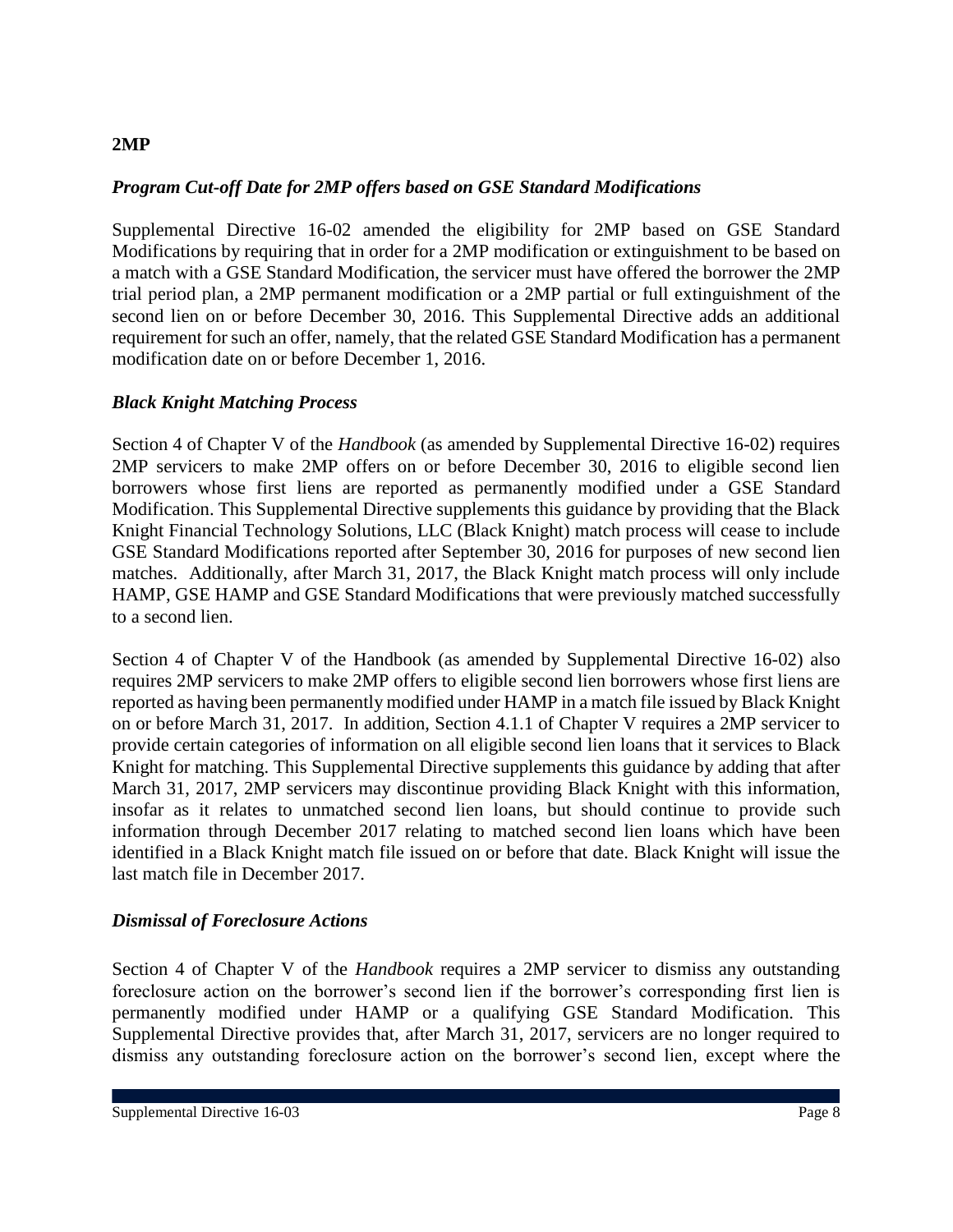## 2MP

### *Program Cut-off Date for 2MP offers based on GSE Standard Modifications*

Supplemental Directive 16-02 amended the eligibility for 2MP based on GSE Standard Modifications by requiring that in order for a 2MP modification or extinguishment to be based on a match with a GSE Standard Modification, the servicer must have offered the borrower the 2MP trial period plan, a 2MP permanent modification or a 2MP partial or full extinguishment of the second lien on or before December 30, 2016. This Supplemental Directive adds an additional requirement for such an offer, namely, that the related GSE Standard Modification has a permanent modification date on or before December 1, 2016.

### *Black Knight Matching Process*

Section 4 of Chapter V of the *Handbook* (as amended by Supplemental Directive 16-02) requires 2MP servicers to make 2MP offers on or before December 30, 2016 to eligible second lien borrowers whose first liens are reported as permanently modified under a GSE Standard Modification. This Supplemental Directive supplements this guidance by providing that the Black Knight Financial Technology Solutions, LLC (Black Knight) match process will cease to include GSE Standard Modifications reported after September 30, 2016 for purposes of new second lien matches. Additionally, after March 31, 2017, the Black Knight match process will only include HAMP, GSE HAMP and GSE Standard Modifications that were previously matched successfully to a second lien.

Section 4 of Chapter V of the Handbook (as amended by Supplemental Directive 16-02) also requires 2MP servicers to make 2MP offers to eligible second lien borrowers whose first liens are reported as having been permanently modified under HAMP in a match file issued by Black Knight on or before March 31, 2017. In addition, Section 4.1.1 of Chapter V requires a 2MP servicer to provide certain categories of information on all eligible second lien loans that it services to Black Knight for matching. This Supplemental Directive supplements this guidance by adding that after March 31, 2017, 2MP servicers may discontinue providing Black Knight with this information, insofar as it relates to unmatched second lien loans, but should continue to provide such information through December 2017 relating to matched second lien loans which have been identified in a Black Knight match file issued on or before that date. Black Knight will issue the last match file in December 2017.

### *Dismissal of Foreclosure Actions*

Section 4 of Chapter V of the *Handbook* requires a 2MP servicer to dismiss any outstanding foreclosure action on the borrower's second lien if the borrower's corresponding first lien is permanently modified under HAMP or a qualifying GSE Standard Modification. This Supplemental Directive provides that, after March 31, 2017, servicers are no longer required to dismiss any outstanding foreclosure action on the borrower's second lien, except where the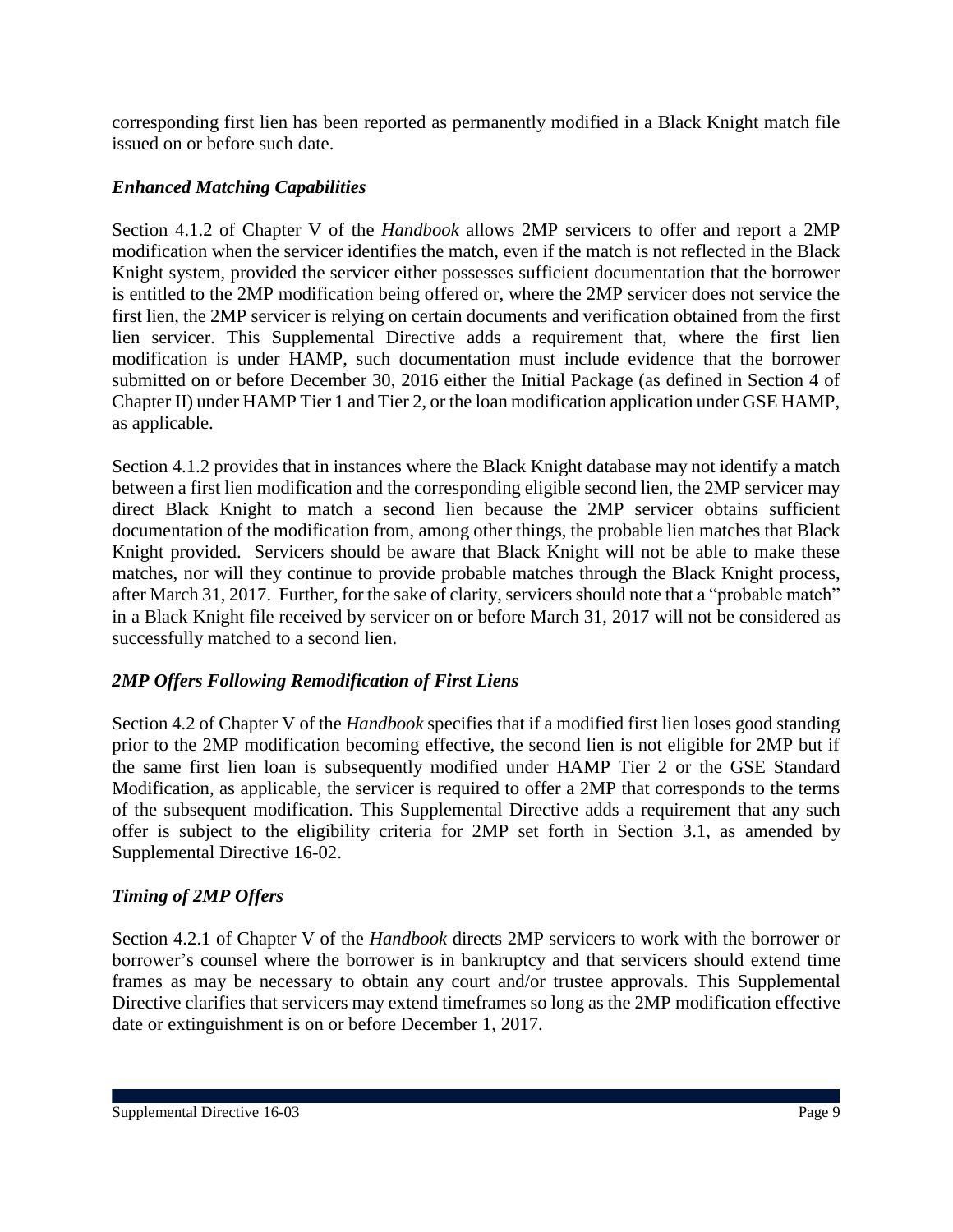corresponding first lien has been reported as permanently modified in a Black Knight match file issued on or before such date.

### *Enhanced Matching Capabilities*

Section 4.1.2 of Chapter V of the *Handbook* allows 2MP servicers to offer and report a 2MP modification when the servicer identifies the match, even if the match is not reflected in the Black Knight system, provided the servicer either possesses sufficient documentation that the borrower is entitled to the 2MP modification being offered or, where the 2MP servicer does not service the first lien, the 2MP servicer is relying on certain documents and verification obtained from the first lien servicer. This Supplemental Directive adds a requirement that, where the first lien modification is under HAMP, such documentation must include evidence that the borrower submitted on or before December 30, 2016 either the Initial Package (as defined in Section 4 of Chapter II) under HAMP Tier 1 and Tier 2, or the loan modification application under GSE HAMP, as applicable.

Section 4.1.2 provides that in instances where the Black Knight database may not identify a match between a first lien modification and the corresponding eligible second lien, the 2MP servicer may direct Black Knight to match a second lien because the 2MP servicer obtains sufficient documentation of the modification from, among other things, the probable lien matches that Black Knight provided. Servicers should be aware that Black Knight will not be able to make these matches, nor will they continue to provide probable matches through the Black Knight process, after March 31, 2017. Further, for the sake of clarity, servicers should note that a "probable match" in a Black Knight file received by servicer on or before March 31, 2017 will not be considered as successfully matched to a second lien.

### *2MP Offers Following Remodification of First Liens*

Section 4.2 of Chapter V of the *Handbook* specifies that if a modified first lien loses good standing prior to the 2MP modification becoming effective, the second lien is not eligible for 2MP but if the same first lien loan is subsequently modified under HAMP Tier 2 or the GSE Standard Modification, as applicable, the servicer is required to offer a 2MP that corresponds to the terms of the subsequent modification. This Supplemental Directive adds a requirement that any such offer is subject to the eligibility criteria for 2MP set forth in Section 3.1, as amended by Supplemental Directive 16-02.

### *Timing of 2MP Offers*

Section 4.2.1 of Chapter V of the *Handbook* directs 2MP servicers to work with the borrower or borrower's counsel where the borrower is in bankruptcy and that servicers should extend time frames as may be necessary to obtain any court and/or trustee approvals. This Supplemental Directive clarifies that servicers may extend timeframes so long as the 2MP modification effective date or extinguishment is on or before December 1, 2017.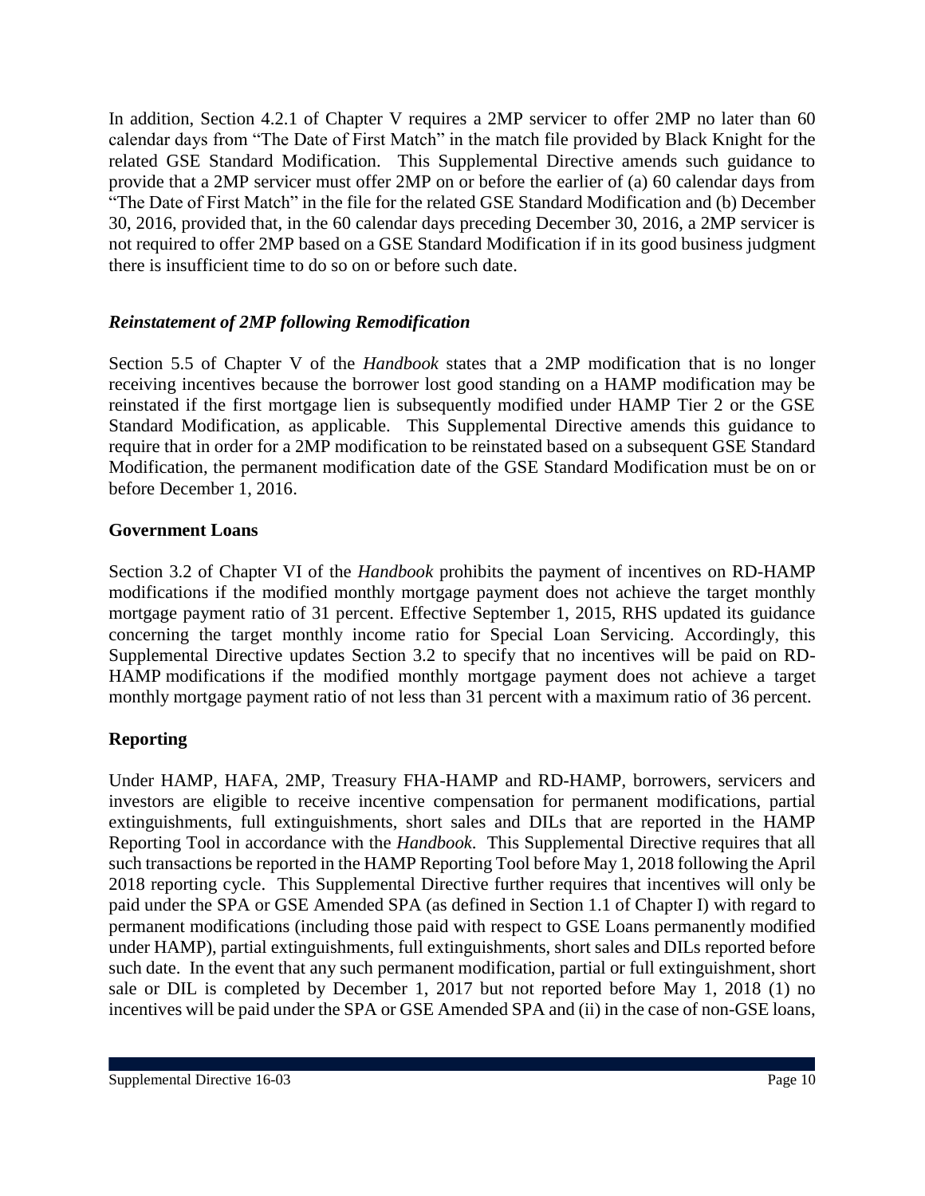In addition, Section 4.2.1 of Chapter V requires a 2MP servicer to offer 2MP no later than 60 calendar days from "The Date of First Match" in the match file provided by Black Knight for the related GSE Standard Modification. This Supplemental Directive amends such guidance to provide that a 2MP servicer must offer 2MP on or before the earlier of (a) 60 calendar days from "The Date of First Match" in the file for the related GSE Standard Modification and (b) December 30, 2016, provided that, in the 60 calendar days preceding December 30, 2016, a 2MP servicer is not required to offer 2MP based on a GSE Standard Modification if in its good business judgment there is insufficient time to do so on or before such date.

### *Reinstatement of 2MP following Remodification*

Section 5.5 of Chapter V of the *Handbook* states that a 2MP modification that is no longer receiving incentives because the borrower lost good standing on a HAMP modification may be reinstated if the first mortgage lien is subsequently modified under HAMP Tier 2 or the GSE Standard Modification, as applicable. This Supplemental Directive amends this guidance to require that in order for a 2MP modification to be reinstated based on a subsequent GSE Standard Modification, the permanent modification date of the GSE Standard Modification must be on or before December 1, 2016.

## Government Loans

Section 3.2 of Chapter VI of the *Handbook* prohibits the payment of incentives on RD-HAMP modifications if the modified monthly mortgage payment does not achieve the target monthly mortgage payment ratio of 31 percent. Effective September 1, 2015, RHS updated its guidance concerning the target monthly income ratio for Special Loan Servicing. Accordingly, this Supplemental Directive updates Section 3.2 to specify that no incentives will be paid on RD-HAMP modifications if the modified monthly mortgage payment does not achieve a target monthly mortgage payment ratio of not less than 31 percent with a maximum ratio of 36 percent.

## Reporting

Under HAMP, HAFA, 2MP, Treasury FHA-HAMP and RD-HAMP, borrowers, servicers and investors are eligible to receive incentive compensation for permanent modifications, partial extinguishments, full extinguishments, short sales and DILs that are reported in the HAMP Reporting Tool in accordance with the *Handbook*. This Supplemental Directive requires that all such transactions be reported in the HAMP Reporting Tool before May 1, 2018 following the April 2018 reporting cycle. This Supplemental Directive further requires that incentives will only be paid under the SPA or GSE Amended SPA (as defined in Section 1.1 of Chapter I) with regard to permanent modifications (including those paid with respect to GSE Loans permanently modified under HAMP), partial extinguishments, full extinguishments, short sales and DILs reported before such date. In the event that any such permanent modification, partial or full extinguishment, short sale or DIL is completed by December 1, 2017 but not reported before May 1, 2018 (1) no incentives will be paid under the SPA or GSE Amended SPA and (ii) in the case of non-GSE loans,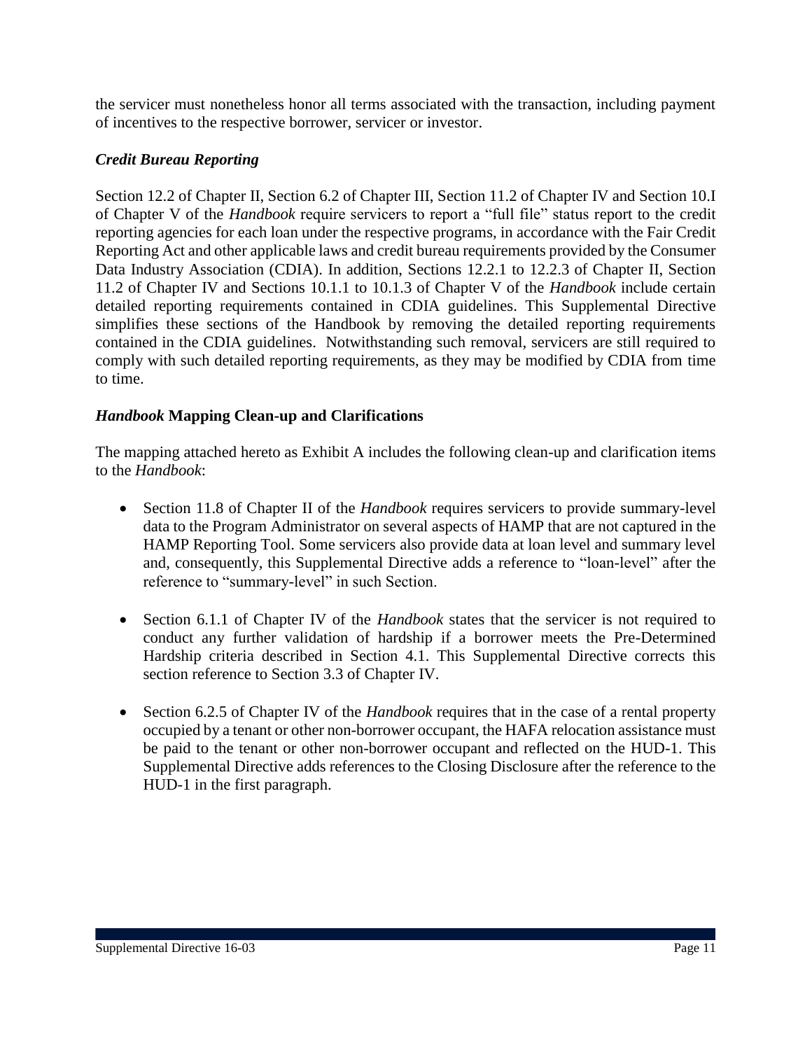the servicer must nonetheless honor all terms associated with the transaction, including payment of incentives to the respective borrower, servicer or investor.

### *Credit Bureau Reporting*

Section 12.2 of Chapter II, Section 6.2 of Chapter III, Section 11.2 of Chapter IV and Section 10.I of Chapter V of the *Handbook* require servicers to report a "full file" status report to the credit reporting agencies for each loan under the respective programs, in accordance with the Fair Credit Reporting Act and other applicable laws and credit bureau requirements provided by the Consumer Data Industry Association (CDIA). In addition, Sections 12.2.1 to 12.2.3 of Chapter II, Section 11.2 of Chapter IV and Sections 10.1.1 to 10.1.3 of Chapter V of the *Handbook* include certain detailed reporting requirements contained in CDIA guidelines. This Supplemental Directive simplifies these sections of the Handbook by removing the detailed reporting requirements contained in the CDIA guidelines. Notwithstanding such removal, servicers are still required to comply with such detailed reporting requirements, as they may be modified by CDIA from time to time.

### ***Handbook* Mapping Clean-up and Clarifications**

The mapping attached hereto as Exhibit A includes the following clean-up and clarification items to the *Handbook*:

- Section 11.8 of Chapter II of the *Handbook* requires servicers to provide summary-level data to the Program Administrator on several aspects of HAMP that are not captured in the HAMP Reporting Tool. Some servicers also provide data at loan level and summary level and, consequently, this Supplemental Directive adds a reference to "loan-level" after the reference to "summary-level" in such Section.

- Section 6.1.1 of Chapter IV of the *Handbook* states that the servicer is not required to conduct any further validation of hardship if a borrower meets the Pre-Determined Hardship criteria described in Section 4.1. This Supplemental Directive corrects this section reference to Section 3.3 of Chapter IV.

- Section 6.2.5 of Chapter IV of the *Handbook* requires that in the case of a rental property occupied by a tenant or other non-borrower occupant, the HAFA relocation assistance must be paid to the tenant or other non-borrower occupant and reflected on the HUD-1. This Supplemental Directive adds references to the Closing Disclosure after the reference to the HUD-1 in the first paragraph.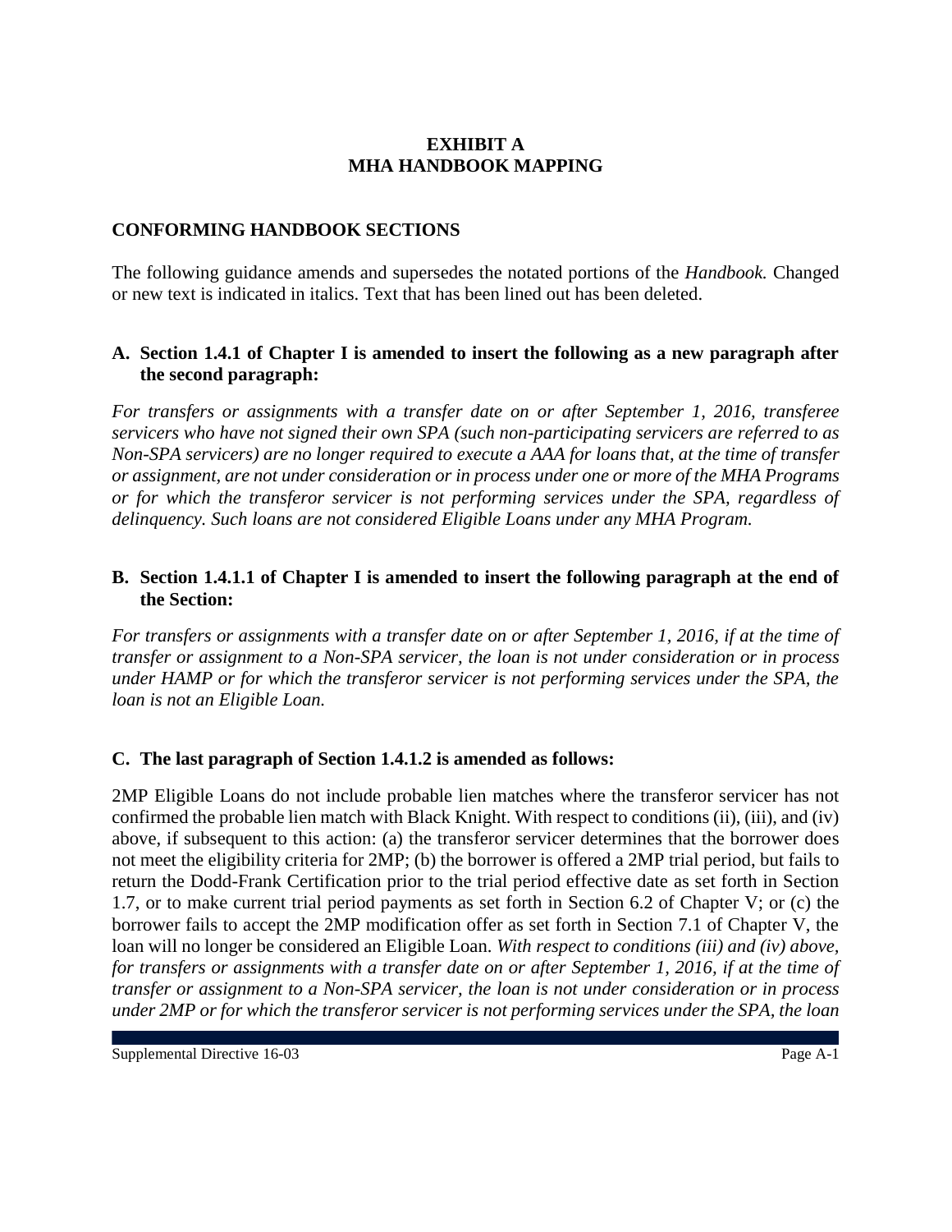# EXHIBIT A
# MHA HANDBOOK MAPPING

## CONFORMING HANDBOOK SECTIONS

The following guidance amends and supersedes the notated portions of the *Handbook.* Changed or new text is indicated in italics. Text that has been lined out has been deleted.

### A. Section 1.4.1 of Chapter I is amended to insert the following as a new paragraph after the second paragraph:

*For transfers or assignments with a transfer date on or after September 1, 2016, transferee servicers who have not signed their own SPA (such non-participating servicers are referred to as Non-SPA servicers) are no longer required to execute a AAA for loans that, at the time of transfer or assignment, are not under consideration or in process under one or more of the MHA Programs or for which the transferor servicer is not performing services under the SPA, regardless of delinquency. Such loans are not considered Eligible Loans under any MHA Program.*

### B. Section 1.4.1.1 of Chapter I is amended to insert the following paragraph at the end of the Section:

*For transfers or assignments with a transfer date on or after September 1, 2016, if at the time of transfer or assignment to a Non-SPA servicer, the loan is not under consideration or in process under HAMP or for which the transferor servicer is not performing services under the SPA, the loan is not an Eligible Loan.*

### C. The last paragraph of Section 1.4.1.2 is amended as follows:

2MP Eligible Loans do not include probable lien matches where the transferor servicer has not confirmed the probable lien match with Black Knight. With respect to conditions (ii), (iii), and (iv) above, if subsequent to this action: (a) the transferor servicer determines that the borrower does not meet the eligibility criteria for 2MP; (b) the borrower is offered a 2MP trial period, but fails to return the Dodd-Frank Certification prior to the trial period effective date as set forth in Section 1.7, or to make current trial period payments as set forth in Section 6.2 of Chapter V; or (c) the borrower fails to accept the 2MP modification offer as set forth in Section 7.1 of Chapter V, the loan will no longer be considered an Eligible Loan. *With respect to conditions (iii) and (iv) above, for transfers or assignments with a transfer date on or after September 1, 2016, if at the time of transfer or assignment to a Non-SPA servicer, the loan is not under consideration or in process under 2MP or for which the transferor servicer is not performing services under the SPA, the loan*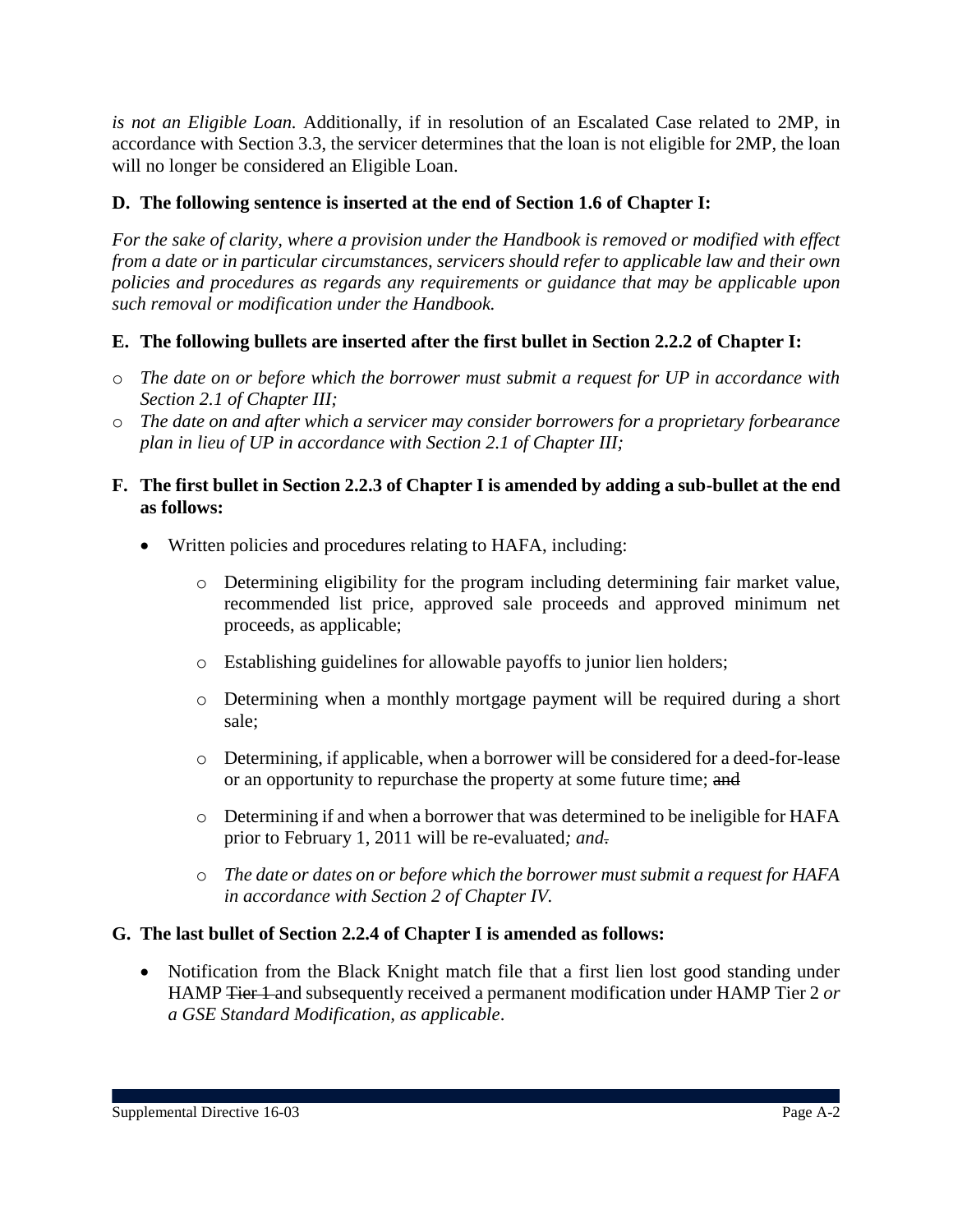*is not an Eligible Loan.* Additionally, if in resolution of an Escalated Case related to 2MP, in accordance with Section 3.3, the servicer determines that the loan is not eligible for 2MP, the loan will no longer be considered an Eligible Loan.

**D. The following sentence is inserted at the end of Section 1.6 of Chapter I:**

*For the sake of clarity, where a provision under the Handbook is removed or modified with effect from a date or in particular circumstances, servicers should refer to applicable law and their own policies and procedures as regards any requirements or guidance that may be applicable upon such removal or modification under the Handbook.*

**E. The following bullets are inserted after the first bullet in Section 2.2.2 of Chapter I:**

- *The date on or before which the borrower must submit a request for UP in accordance with Section 2.1 of Chapter III;*
- *The date on and after which a servicer may consider borrowers for a proprietary forbearance plan in lieu of UP in accordance with Section 2.1 of Chapter III;*

**F. The first bullet in Section 2.2.3 of Chapter I is amended by adding a sub-bullet at the end as follows:**

- Written policies and procedures relating to HAFA, including:
  - Determining eligibility for the program including determining fair market value, recommended list price, approved sale proceeds and approved minimum net proceeds, as applicable;
  - Establishing guidelines for allowable payoffs to junior lien holders;
  - Determining when a monthly mortgage payment will be required during a short sale;
  - Determining, if applicable, when a borrower will be considered for a deed-for-lease or an opportunity to repurchase the property at some future time; ~~and~~
  - Determining if and when a borrower that was determined to be ineligible for HAFA prior to February 1, 2011 will be re-evaluated*; and*~~.~~
  - *The date or dates on or before which the borrower must submit a request for HAFA in accordance with Section 2 of Chapter IV.*

**G. The last bullet of Section 2.2.4 of Chapter I is amended as follows:**

- Notification from the Black Knight match file that a first lien lost good standing under HAMP ~~Tier 1~~ and subsequently received a permanent modification under HAMP Tier 2 *or a GSE Standard Modification, as applicable*.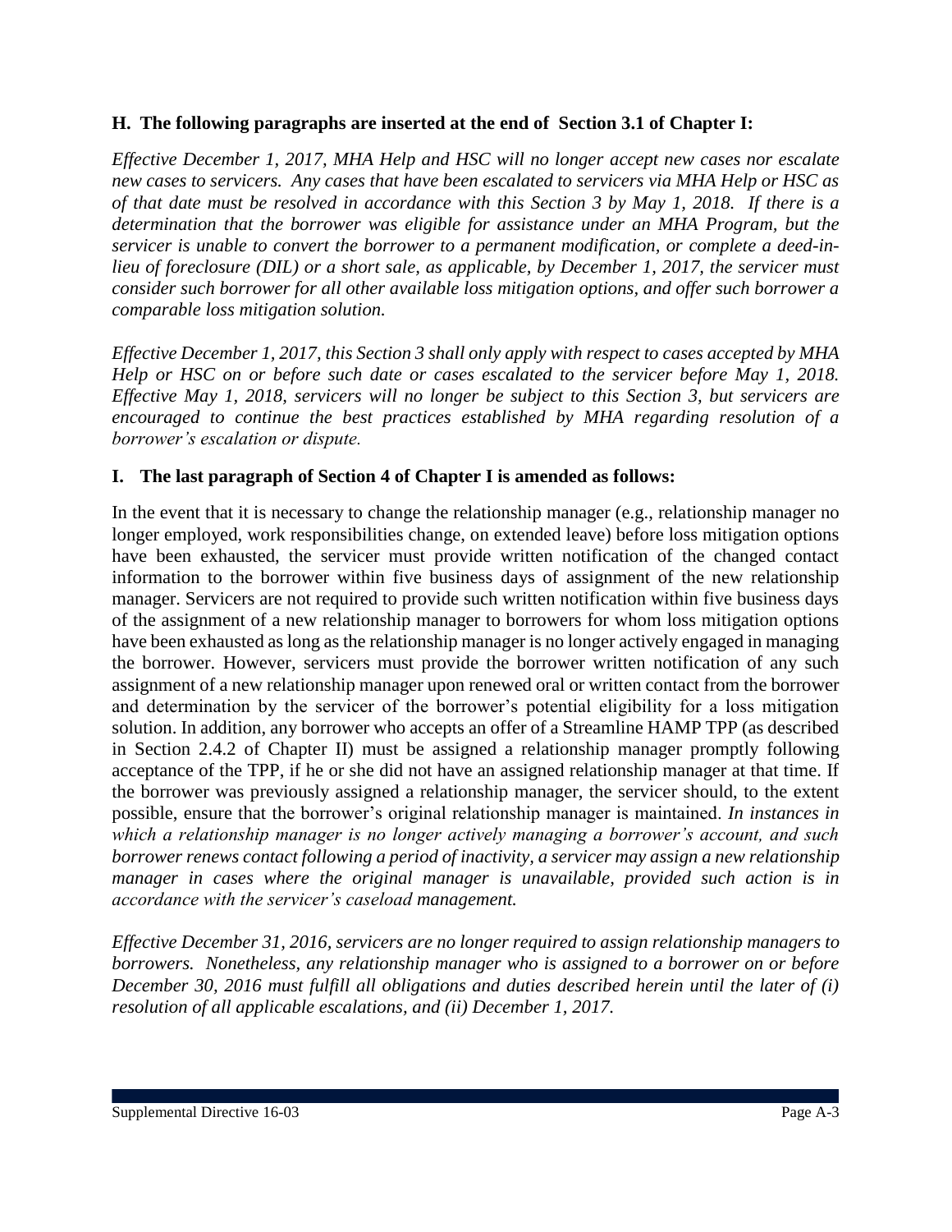**H. The following paragraphs are inserted at the end of Section 3.1 of Chapter I:**

*Effective December 1, 2017, MHA Help and HSC will no longer accept new cases nor escalate new cases to servicers. Any cases that have been escalated to servicers via MHA Help or HSC as of that date must be resolved in accordance with this Section 3 by May 1, 2018. If there is a determination that the borrower was eligible for assistance under an MHA Program, but the servicer is unable to convert the borrower to a permanent modification, or complete a deed-in-lieu of foreclosure (DIL) or a short sale, as applicable, by December 1, 2017, the servicer must consider such borrower for all other available loss mitigation options, and offer such borrower a comparable loss mitigation solution.*

*Effective December 1, 2017, this Section 3 shall only apply with respect to cases accepted by MHA Help or HSC on or before such date or cases escalated to the servicer before May 1, 2018. Effective May 1, 2018, servicers will no longer be subject to this Section 3, but servicers are encouraged to continue the best practices established by MHA regarding resolution of a borrower's escalation or dispute.*

**I. The last paragraph of Section 4 of Chapter I is amended as follows:**

In the event that it is necessary to change the relationship manager (e.g., relationship manager no longer employed, work responsibilities change, on extended leave) before loss mitigation options have been exhausted, the servicer must provide written notification of the changed contact information to the borrower within five business days of assignment of the new relationship manager. Servicers are not required to provide such written notification within five business days of the assignment of a new relationship manager to borrowers for whom loss mitigation options have been exhausted as long as the relationship manager is no longer actively engaged in managing the borrower. However, servicers must provide the borrower written notification of any such assignment of a new relationship manager upon renewed oral or written contact from the borrower and determination by the servicer of the borrower's potential eligibility for a loss mitigation solution. In addition, any borrower who accepts an offer of a Streamline HAMP TPP (as described in Section 2.4.2 of Chapter II) must be assigned a relationship manager promptly following acceptance of the TPP, if he or she did not have an assigned relationship manager at that time. If the borrower was previously assigned a relationship manager, the servicer should, to the extent possible, ensure that the borrower's original relationship manager is maintained. *In instances in which a relationship manager is no longer actively managing a borrower's account, and such borrower renews contact following a period of inactivity, a servicer may assign a new relationship manager in cases where the original manager is unavailable, provided such action is in accordance with the servicer's caseload management.*

*Effective December 31, 2016, servicers are no longer required to assign relationship managers to borrowers. Nonetheless, any relationship manager who is assigned to a borrower on or before December 30, 2016 must fulfill all obligations and duties described herein until the later of (i) resolution of all applicable escalations, and (ii) December 1, 2017.*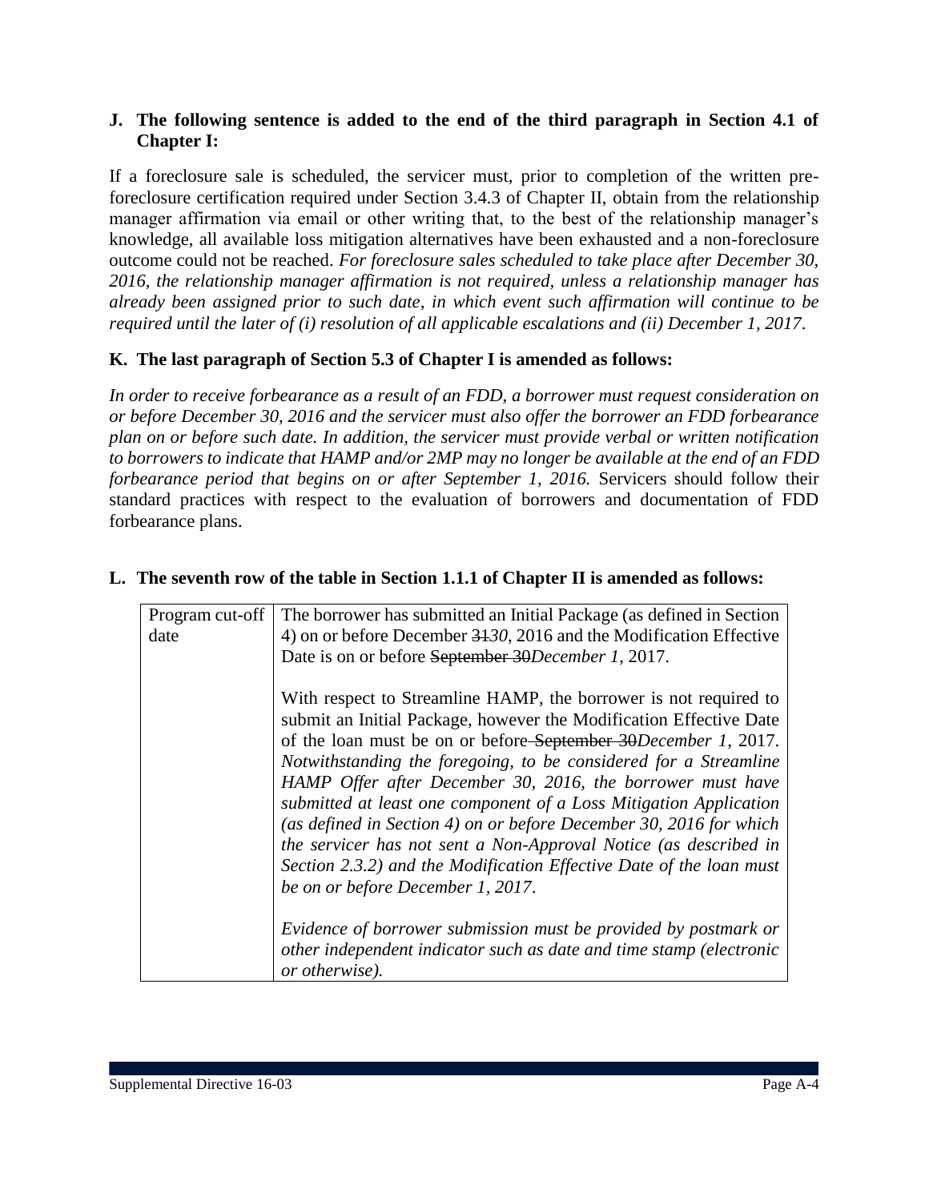**J. The following sentence is added to the end of the third paragraph in Section 4.1 of Chapter I:**

If a foreclosure sale is scheduled, the servicer must, prior to completion of the written pre-foreclosure certification required under Section 3.4.3 of Chapter II, obtain from the relationship manager affirmation via email or other writing that, to the best of the relationship manager's knowledge, all available loss mitigation alternatives have been exhausted and a non-foreclosure outcome could not be reached. *For foreclosure sales scheduled to take place after December 30, 2016, the relationship manager affirmation is not required, unless a relationship manager has already been assigned prior to such date, in which event such affirmation will continue to be required until the later of (i) resolution of all applicable escalations and (ii) December 1, 2017.*

**K. The last paragraph of Section 5.3 of Chapter I is amended as follows:**

*In order to receive forbearance as a result of an FDD, a borrower must request consideration on or before December 30, 2016 and the servicer must also offer the borrower an FDD forbearance plan on or before such date. In addition, the servicer must provide verbal or written notification to borrowers to indicate that HAMP and/or 2MP may no longer be available at the end of an FDD forbearance period that begins on or after September 1, 2016.* Servicers should follow their standard practices with respect to the evaluation of borrowers and documentation of FDD forbearance plans.

**L. The seventh row of the table in Section 1.1.1 of Chapter II is amended as follows:**

| Program cut-off date | The borrower has submitted an Initial Package (as defined in Section 4) on or before December ~~31~~*30*, 2016 and the Modification Effective Date is on or before ~~September 30~~*December 1*, 2017.<br><br>With respect to Streamline HAMP, the borrower is not required to submit an Initial Package, however the Modification Effective Date of the loan must be on or before ~~September 30~~*December 1*, 2017. *Notwithstanding the foregoing, to be considered for a Streamline HAMP Offer after December 30, 2016, the borrower must have submitted at least one component of a Loss Mitigation Application (as defined in Section 4) on or before December 30, 2016 for which the servicer has not sent a Non-Approval Notice (as described in Section 2.3.2) and the Modification Effective Date of the loan must be on or before December 1, 2017.*<br><br>*Evidence of borrower submission must be provided by postmark or other independent indicator such as date and time stamp (electronic or otherwise).* |
|---|---|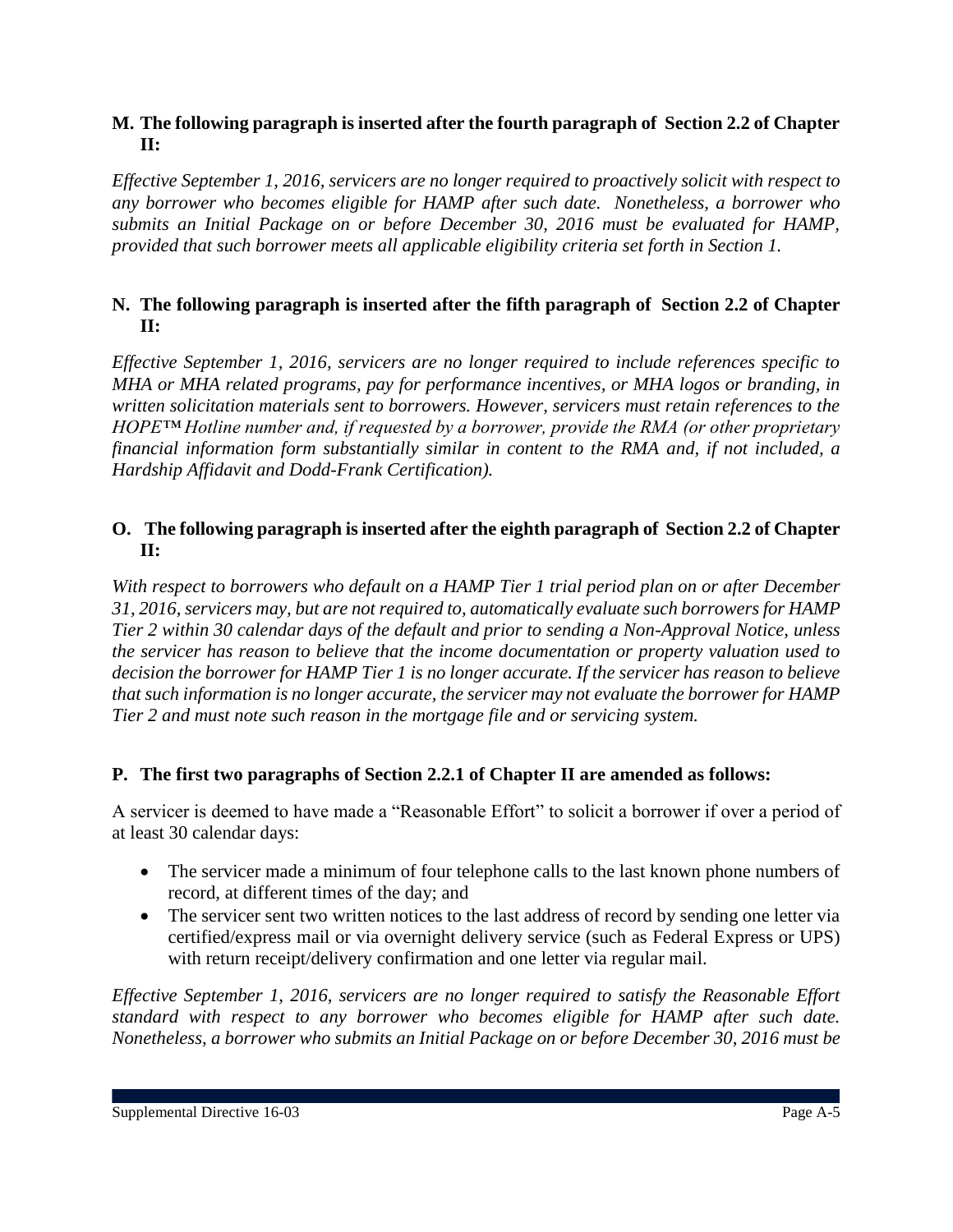**M. The following paragraph is inserted after the fourth paragraph of Section 2.2 of Chapter II:**

*Effective September 1, 2016, servicers are no longer required to proactively solicit with respect to any borrower who becomes eligible for HAMP after such date. Nonetheless, a borrower who submits an Initial Package on or before December 30, 2016 must be evaluated for HAMP, provided that such borrower meets all applicable eligibility criteria set forth in Section 1.*

**N. The following paragraph is inserted after the fifth paragraph of Section 2.2 of Chapter II:**

*Effective September 1, 2016, servicers are no longer required to include references specific to MHA or MHA related programs, pay for performance incentives, or MHA logos or branding, in written solicitation materials sent to borrowers. However, servicers must retain references to the HOPE™ Hotline number and, if requested by a borrower, provide the RMA (or other proprietary financial information form substantially similar in content to the RMA and, if not included, a Hardship Affidavit and Dodd-Frank Certification).*

**O. The following paragraph is inserted after the eighth paragraph of Section 2.2 of Chapter II:**

*With respect to borrowers who default on a HAMP Tier 1 trial period plan on or after December 31, 2016, servicers may, but are not required to, automatically evaluate such borrowers for HAMP Tier 2 within 30 calendar days of the default and prior to sending a Non-Approval Notice, unless the servicer has reason to believe that the income documentation or property valuation used to decision the borrower for HAMP Tier 1 is no longer accurate. If the servicer has reason to believe that such information is no longer accurate, the servicer may not evaluate the borrower for HAMP Tier 2 and must note such reason in the mortgage file and or servicing system.*

**P. The first two paragraphs of Section 2.2.1 of Chapter II are amended as follows:**

A servicer is deemed to have made a "Reasonable Effort" to solicit a borrower if over a period of at least 30 calendar days:

- The servicer made a minimum of four telephone calls to the last known phone numbers of record, at different times of the day; and
- The servicer sent two written notices to the last address of record by sending one letter via certified/express mail or via overnight delivery service (such as Federal Express or UPS) with return receipt/delivery confirmation and one letter via regular mail.

*Effective September 1, 2016, servicers are no longer required to satisfy the Reasonable Effort standard with respect to any borrower who becomes eligible for HAMP after such date. Nonetheless, a borrower who submits an Initial Package on or before December 30, 2016 must be*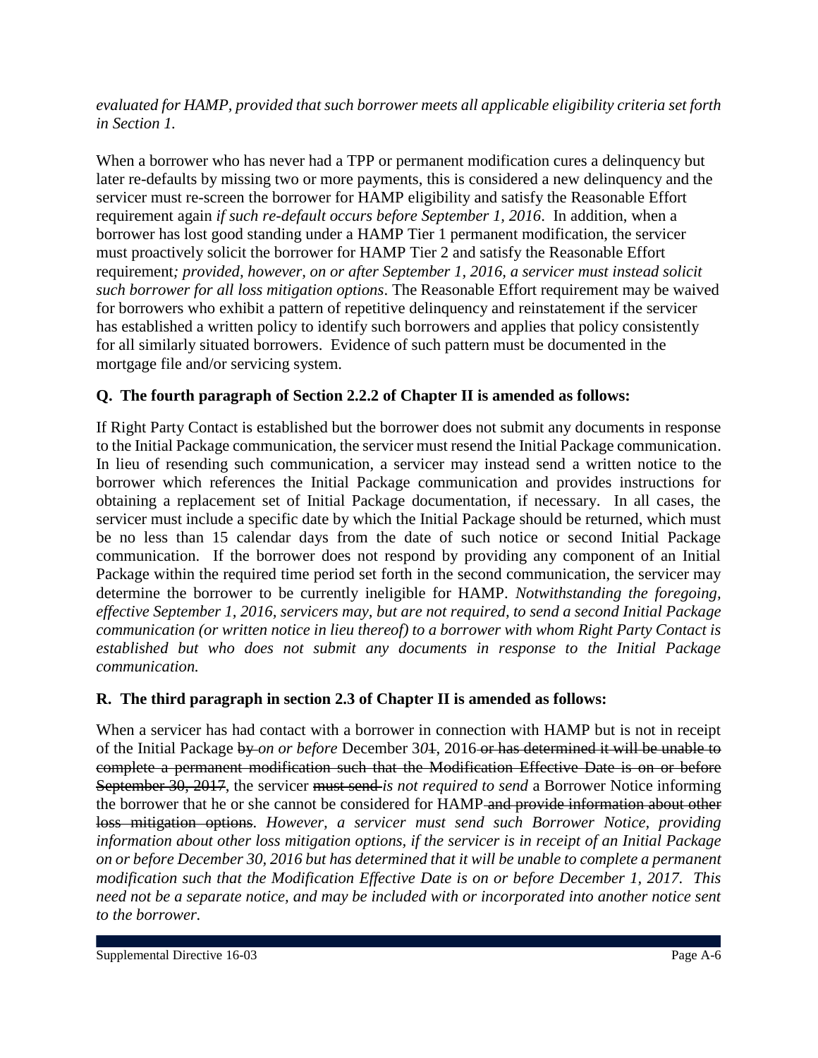*evaluated for HAMP, provided that such borrower meets all applicable eligibility criteria set forth in Section 1.*

When a borrower who has never had a TPP or permanent modification cures a delinquency but later re-defaults by missing two or more payments, this is considered a new delinquency and the servicer must re-screen the borrower for HAMP eligibility and satisfy the Reasonable Effort requirement again *if such re-default occurs before September 1, 2016*. In addition, when a borrower has lost good standing under a HAMP Tier 1 permanent modification, the servicer must proactively solicit the borrower for HAMP Tier 2 and satisfy the Reasonable Effort requirement*; provided, however, on or after September 1, 2016, a servicer must instead solicit such borrower for all loss mitigation options*. The Reasonable Effort requirement may be waived for borrowers who exhibit a pattern of repetitive delinquency and reinstatement if the servicer has established a written policy to identify such borrowers and applies that policy consistently for all similarly situated borrowers. Evidence of such pattern must be documented in the mortgage file and/or servicing system.

**Q. The fourth paragraph of Section 2.2.2 of Chapter II is amended as follows:**

If Right Party Contact is established but the borrower does not submit any documents in response to the Initial Package communication, the servicer must resend the Initial Package communication. In lieu of resending such communication, a servicer may instead send a written notice to the borrower which references the Initial Package communication and provides instructions for obtaining a replacement set of Initial Package documentation, if necessary. In all cases, the servicer must include a specific date by which the Initial Package should be returned, which must be no less than 15 calendar days from the date of such notice or second Initial Package communication. If the borrower does not respond by providing any component of an Initial Package within the required time period set forth in the second communication, the servicer may determine the borrower to be currently ineligible for HAMP. *Notwithstanding the foregoing, effective September 1, 2016, servicers may, but are not required, to send a second Initial Package communication (or written notice in lieu thereof) to a borrower with whom Right Party Contact is established but who does not submit any documents in response to the Initial Package communication.*

**R. The third paragraph in section 2.3 of Chapter II is amended as follows:**

When a servicer has had contact with a borrower in connection with HAMP but is not in receipt of the Initial Package ~~by~~ *on or before* December 3*0*~~1~~, 2016 ~~or has determined it will be unable to complete a permanent modification such that the Modification Effective Date is on or before September 30, 2017~~, the servicer ~~must send~~ *is not required to send* a Borrower Notice informing the borrower that he or she cannot be considered for HAMP ~~and provide information about other loss mitigation options~~. *However, a servicer must send such Borrower Notice, providing information about other loss mitigation options, if the servicer is in receipt of an Initial Package on or before December 30, 2016 but has determined that it will be unable to complete a permanent modification such that the Modification Effective Date is on or before December 1, 2017. This need not be a separate notice, and may be included with or incorporated into another notice sent to the borrower.*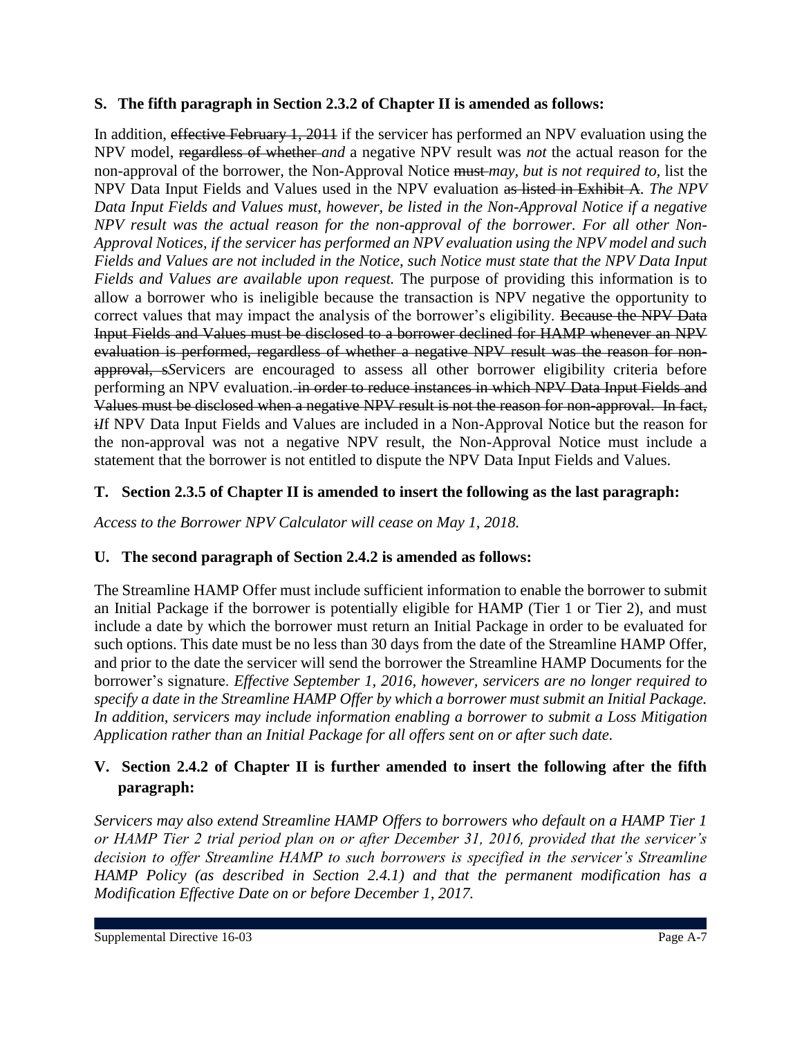**S. The fifth paragraph in Section 2.3.2 of Chapter II is amended as follows:**

In addition, ~~effective February 1, 2011~~ if the servicer has performed an NPV evaluation using the NPV model, ~~regardless of whether~~ *and* a negative NPV result was *not* the actual reason for the non-approval of the borrower, the Non-Approval Notice ~~must~~ *may, but is not required to,* list the NPV Data Input Fields and Values used in the NPV evaluation ~~as listed in Exhibit A~~. *The NPV Data Input Fields and Values must, however, be listed in the Non-Approval Notice if a negative NPV result was the actual reason for the non-approval of the borrower. For all other Non-Approval Notices, if the servicer has performed an NPV evaluation using the NPV model and such Fields and Values are not included in the Notice, such Notice must state that the NPV Data Input Fields and Values are available upon request.* The purpose of providing this information is to allow a borrower who is ineligible because the transaction is NPV negative the opportunity to correct values that may impact the analysis of the borrower's eligibility. ~~Because the NPV Data Input Fields and Values must be disclosed to a borrower declined for HAMP whenever an NPV evaluation is performed, regardless of whether a negative NPV result was the reason for non-approval, s~~Servicers are encouraged to assess all other borrower eligibility criteria before performing an NPV evaluation. ~~in order to reduce instances in which NPV Data Input Fields and Values must be disclosed when a negative NPV result is not the reason for non-approval. In fact, i~~If NPV Data Input Fields and Values are included in a Non-Approval Notice but the reason for the non-approval was not a negative NPV result, the Non-Approval Notice must include a statement that the borrower is not entitled to dispute the NPV Data Input Fields and Values.

**T. Section 2.3.5 of Chapter II is amended to insert the following as the last paragraph:**

*Access to the Borrower NPV Calculator will cease on May 1, 2018.*

**U. The second paragraph of Section 2.4.2 is amended as follows:**

The Streamline HAMP Offer must include sufficient information to enable the borrower to submit an Initial Package if the borrower is potentially eligible for HAMP (Tier 1 or Tier 2), and must include a date by which the borrower must return an Initial Package in order to be evaluated for such options. This date must be no less than 30 days from the date of the Streamline HAMP Offer, and prior to the date the servicer will send the borrower the Streamline HAMP Documents for the borrower's signature. *Effective September 1, 2016, however, servicers are no longer required to specify a date in the Streamline HAMP Offer by which a borrower must submit an Initial Package. In addition, servicers may include information enabling a borrower to submit a Loss Mitigation Application rather than an Initial Package for all offers sent on or after such date.*

**V. Section 2.4.2 of Chapter II is further amended to insert the following after the fifth paragraph:**

*Servicers may also extend Streamline HAMP Offers to borrowers who default on a HAMP Tier 1 or HAMP Tier 2 trial period plan on or after December 31, 2016, provided that the servicer's decision to offer Streamline HAMP to such borrowers is specified in the servicer's Streamline HAMP Policy (as described in Section 2.4.1) and that the permanent modification has a Modification Effective Date on or before December 1, 2017.*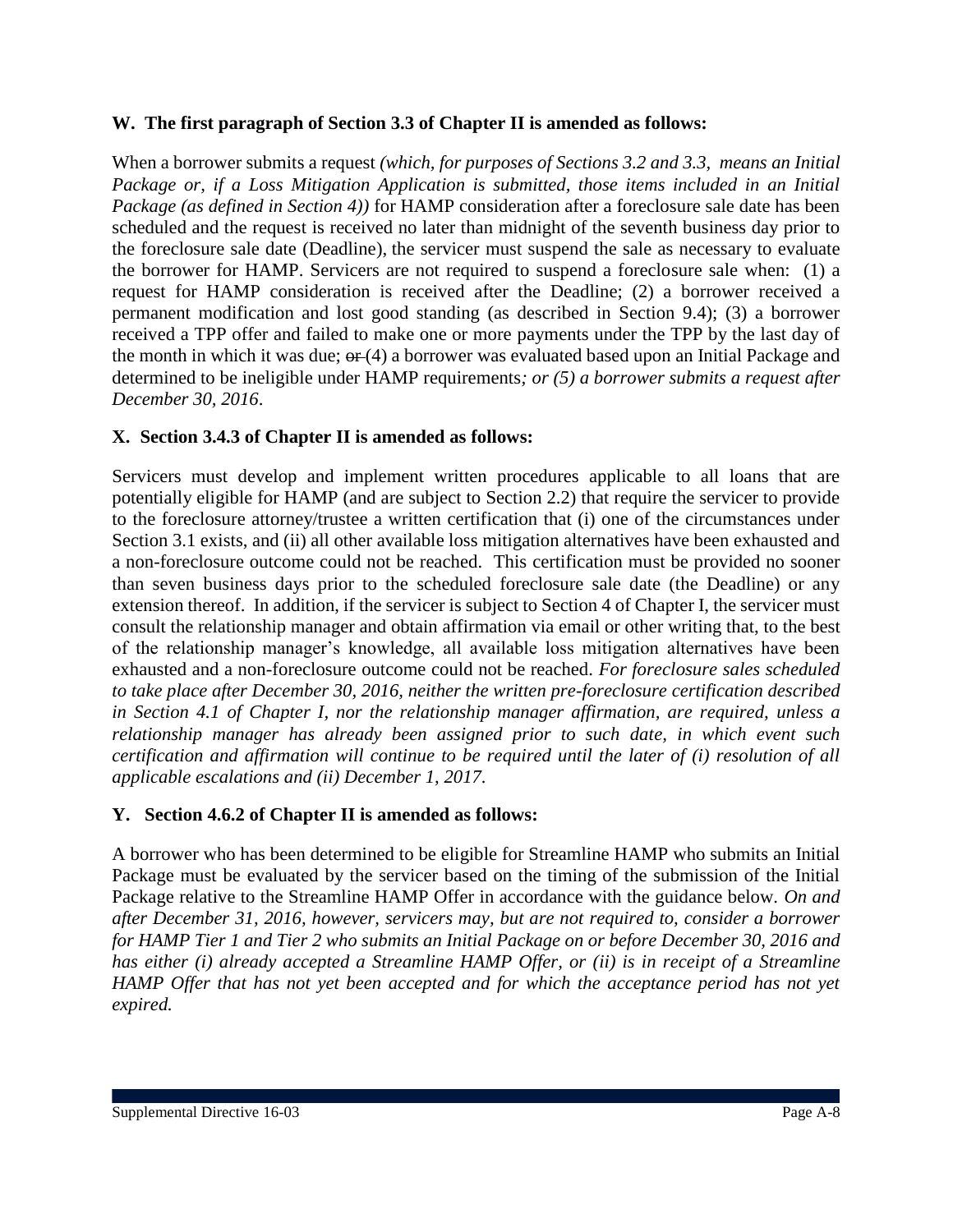**W. The first paragraph of Section 3.3 of Chapter II is amended as follows:**

When a borrower submits a request *(which, for purposes of Sections 3.2 and 3.3, means an Initial Package or, if a Loss Mitigation Application is submitted, those items included in an Initial Package (as defined in Section 4))* for HAMP consideration after a foreclosure sale date has been scheduled and the request is received no later than midnight of the seventh business day prior to the foreclosure sale date (Deadline), the servicer must suspend the sale as necessary to evaluate the borrower for HAMP. Servicers are not required to suspend a foreclosure sale when: (1) a request for HAMP consideration is received after the Deadline; (2) a borrower received a permanent modification and lost good standing (as described in Section 9.4); (3) a borrower received a TPP offer and failed to make one or more payments under the TPP by the last day of the month in which it was due; ~~or~~ (4) a borrower was evaluated based upon an Initial Package and determined to be ineligible under HAMP requirements*; or (5) a borrower submits a request after December 30, 2016*.

**X. Section 3.4.3 of Chapter II is amended as follows:**

Servicers must develop and implement written procedures applicable to all loans that are potentially eligible for HAMP (and are subject to Section 2.2) that require the servicer to provide to the foreclosure attorney/trustee a written certification that (i) one of the circumstances under Section 3.1 exists, and (ii) all other available loss mitigation alternatives have been exhausted and a non-foreclosure outcome could not be reached. This certification must be provided no sooner than seven business days prior to the scheduled foreclosure sale date (the Deadline) or any extension thereof. In addition, if the servicer is subject to Section 4 of Chapter I, the servicer must consult the relationship manager and obtain affirmation via email or other writing that, to the best of the relationship manager's knowledge, all available loss mitigation alternatives have been exhausted and a non-foreclosure outcome could not be reached. *For foreclosure sales scheduled to take place after December 30, 2016, neither the written pre-foreclosure certification described in Section 4.1 of Chapter I, nor the relationship manager affirmation, are required, unless a relationship manager has already been assigned prior to such date, in which event such certification and affirmation will continue to be required until the later of (i) resolution of all applicable escalations and (ii) December 1, 2017.*

**Y. Section 4.6.2 of Chapter II is amended as follows:**

A borrower who has been determined to be eligible for Streamline HAMP who submits an Initial Package must be evaluated by the servicer based on the timing of the submission of the Initial Package relative to the Streamline HAMP Offer in accordance with the guidance below. *On and after December 31, 2016, however, servicers may, but are not required to, consider a borrower for HAMP Tier 1 and Tier 2 who submits an Initial Package on or before December 30, 2016 and has either (i) already accepted a Streamline HAMP Offer, or (ii) is in receipt of a Streamline HAMP Offer that has not yet been accepted and for which the acceptance period has not yet expired.*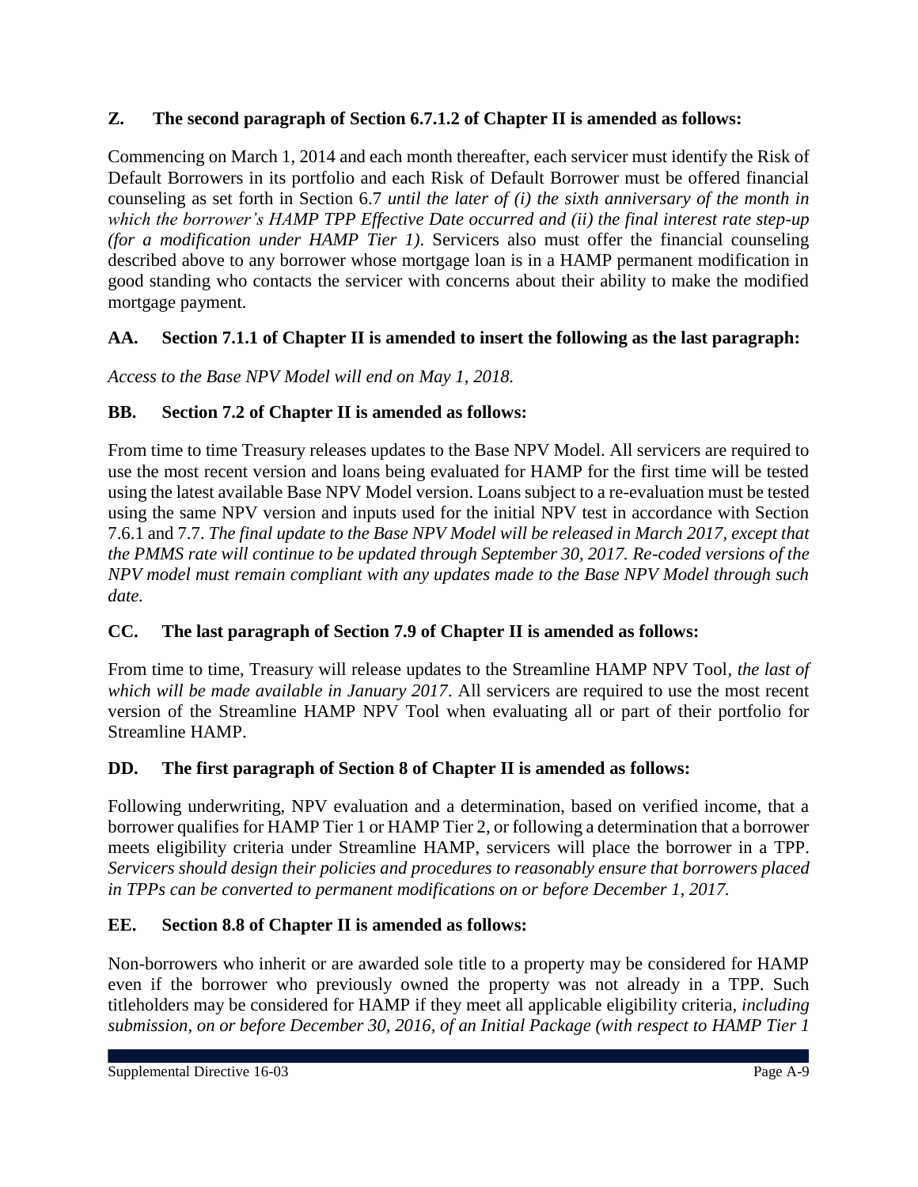**Z. The second paragraph of Section 6.7.1.2 of Chapter II is amended as follows:**

Commencing on March 1, 2014 and each month thereafter, each servicer must identify the Risk of Default Borrowers in its portfolio and each Risk of Default Borrower must be offered financial counseling as set forth in Section 6.7 *until the later of (i) the sixth anniversary of the month in which the borrower's HAMP TPP Effective Date occurred and (ii) the final interest rate step-up (for a modification under HAMP Tier 1)*. Servicers also must offer the financial counseling described above to any borrower whose mortgage loan is in a HAMP permanent modification in good standing who contacts the servicer with concerns about their ability to make the modified mortgage payment.

**AA. Section 7.1.1 of Chapter II is amended to insert the following as the last paragraph:**

*Access to the Base NPV Model will end on May 1, 2018.*

**BB. Section 7.2 of Chapter II is amended as follows:**

From time to time Treasury releases updates to the Base NPV Model. All servicers are required to use the most recent version and loans being evaluated for HAMP for the first time will be tested using the latest available Base NPV Model version. Loans subject to a re-evaluation must be tested using the same NPV version and inputs used for the initial NPV test in accordance with Section 7.6.1 and 7.7. *The final update to the Base NPV Model will be released in March 2017, except that the PMMS rate will continue to be updated through September 30, 2017. Re-coded versions of the NPV model must remain compliant with any updates made to the Base NPV Model through such date.*

**CC. The last paragraph of Section 7.9 of Chapter II is amended as follows:**

From time to time, Treasury will release updates to the Streamline HAMP NPV Tool, *the last of which will be made available in January 2017*. All servicers are required to use the most recent version of the Streamline HAMP NPV Tool when evaluating all or part of their portfolio for Streamline HAMP.

**DD. The first paragraph of Section 8 of Chapter II is amended as follows:**

Following underwriting, NPV evaluation and a determination, based on verified income, that a borrower qualifies for HAMP Tier 1 or HAMP Tier 2, or following a determination that a borrower meets eligibility criteria under Streamline HAMP, servicers will place the borrower in a TPP. *Servicers should design their policies and procedures to reasonably ensure that borrowers placed in TPPs can be converted to permanent modifications on or before December 1, 2017.*

**EE. Section 8.8 of Chapter II is amended as follows:**

Non-borrowers who inherit or are awarded sole title to a property may be considered for HAMP even if the borrower who previously owned the property was not already in a TPP. Such titleholders may be considered for HAMP if they meet all applicable eligibility criteria, *including submission, on or before December 30, 2016, of an Initial Package (with respect to HAMP Tier 1*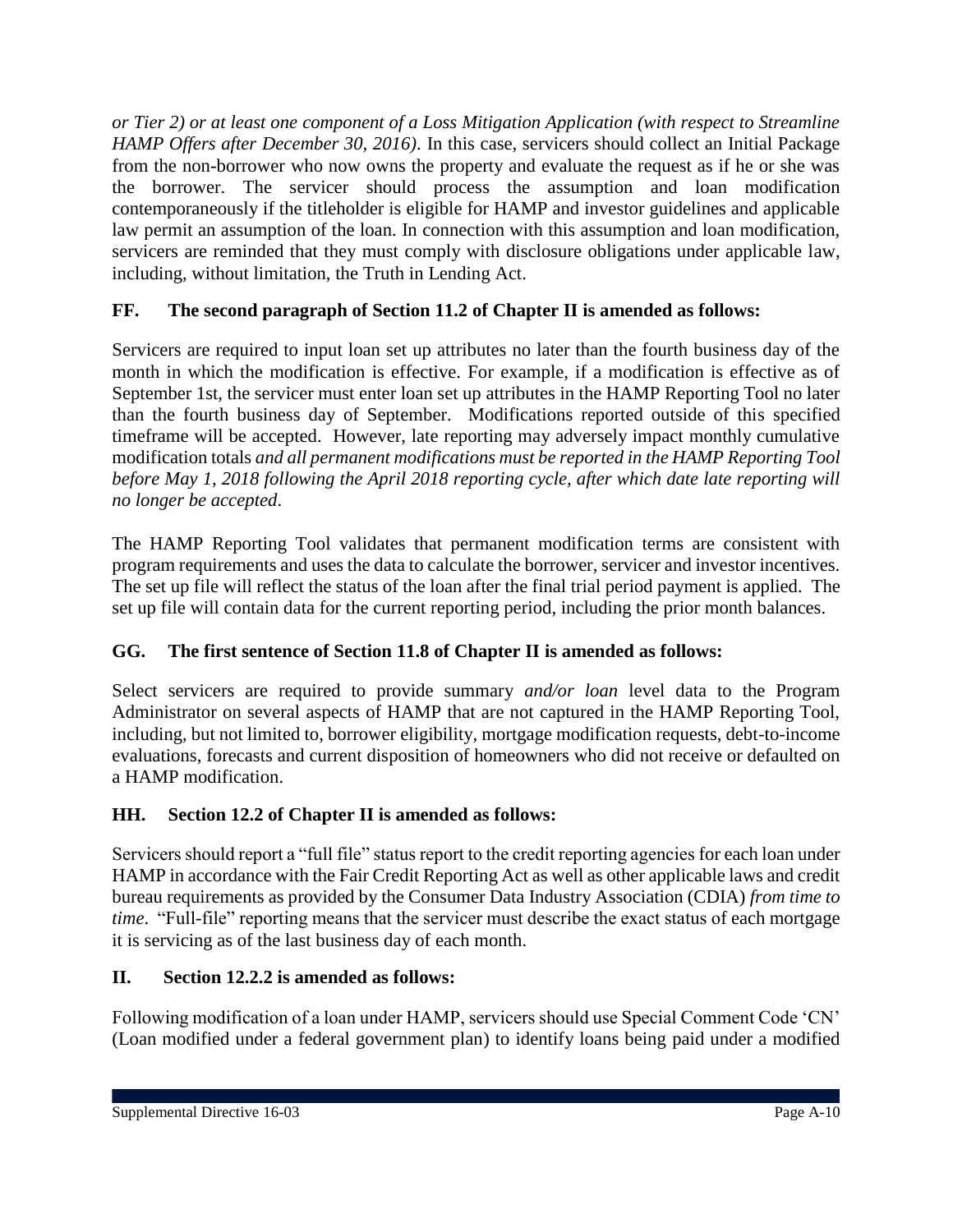*or Tier 2) or at least one component of a Loss Mitigation Application (with respect to Streamline HAMP Offers after December 30, 2016)*. In this case, servicers should collect an Initial Package from the non-borrower who now owns the property and evaluate the request as if he or she was the borrower. The servicer should process the assumption and loan modification contemporaneously if the titleholder is eligible for HAMP and investor guidelines and applicable law permit an assumption of the loan. In connection with this assumption and loan modification, servicers are reminded that they must comply with disclosure obligations under applicable law, including, without limitation, the Truth in Lending Act.

**FF. The second paragraph of Section 11.2 of Chapter II is amended as follows:**

Servicers are required to input loan set up attributes no later than the fourth business day of the month in which the modification is effective. For example, if a modification is effective as of September 1st, the servicer must enter loan set up attributes in the HAMP Reporting Tool no later than the fourth business day of September. Modifications reported outside of this specified timeframe will be accepted. However, late reporting may adversely impact monthly cumulative modification totals *and all permanent modifications must be reported in the HAMP Reporting Tool before May 1, 2018 following the April 2018 reporting cycle, after which date late reporting will no longer be accepted*.

The HAMP Reporting Tool validates that permanent modification terms are consistent with program requirements and uses the data to calculate the borrower, servicer and investor incentives. The set up file will reflect the status of the loan after the final trial period payment is applied. The set up file will contain data for the current reporting period, including the prior month balances.

**GG. The first sentence of Section 11.8 of Chapter II is amended as follows:**

Select servicers are required to provide summary *and/or loan* level data to the Program Administrator on several aspects of HAMP that are not captured in the HAMP Reporting Tool, including, but not limited to, borrower eligibility, mortgage modification requests, debt-to-income evaluations, forecasts and current disposition of homeowners who did not receive or defaulted on a HAMP modification.

**HH. Section 12.2 of Chapter II is amended as follows:**

Servicers should report a "full file" status report to the credit reporting agencies for each loan under HAMP in accordance with the Fair Credit Reporting Act as well as other applicable laws and credit bureau requirements as provided by the Consumer Data Industry Association (CDIA) *from time to time*. "Full-file" reporting means that the servicer must describe the exact status of each mortgage it is servicing as of the last business day of each month.

**II. Section 12.2.2 is amended as follows:**

Following modification of a loan under HAMP, servicers should use Special Comment Code 'CN' (Loan modified under a federal government plan) to identify loans being paid under a modified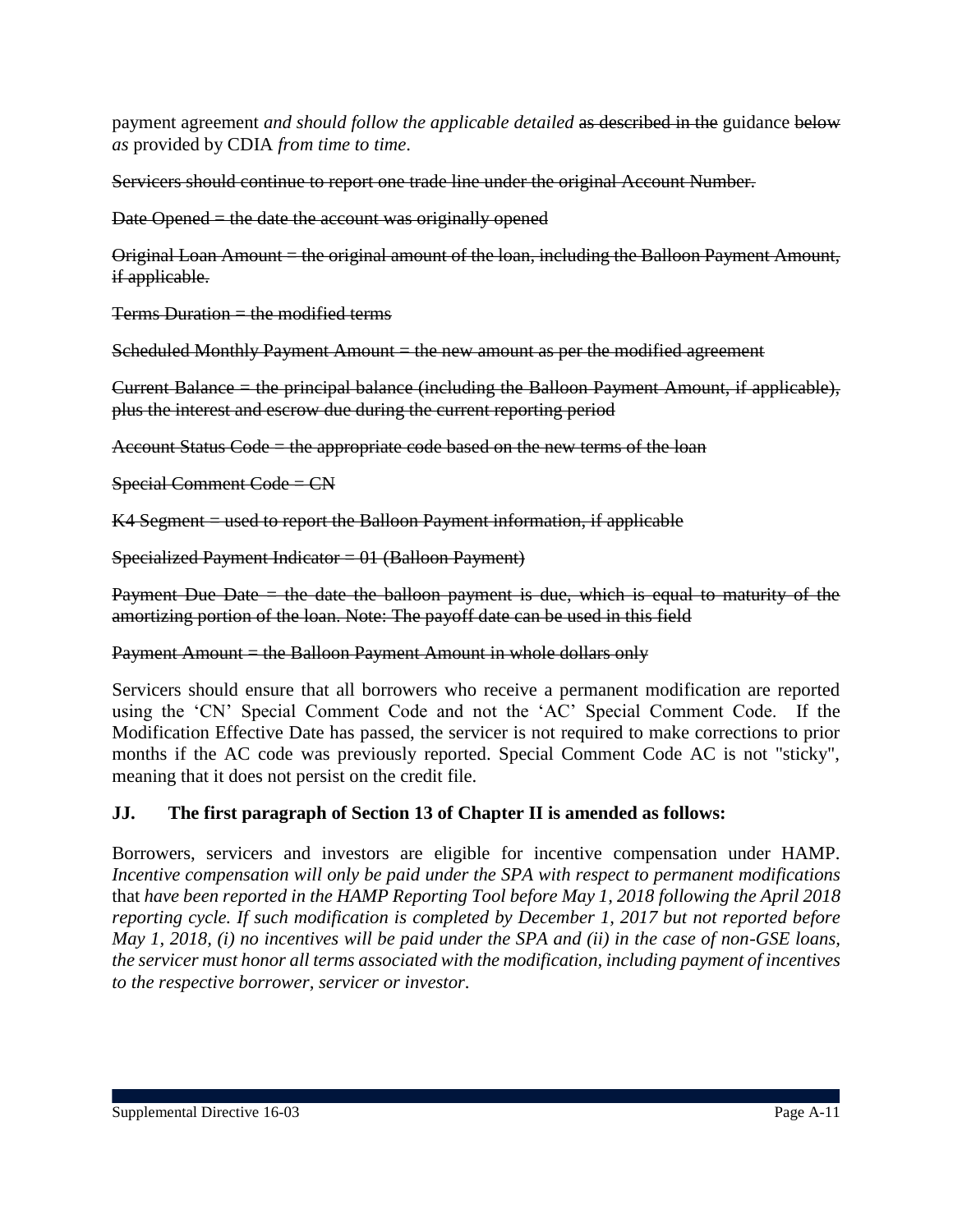payment agreement *and should follow the applicable detailed* ~~as described in the~~ guidance ~~below~~ *as* provided by CDIA *from time to time*.

~~Servicers should continue to report one trade line under the original Account Number.~~

~~Date Opened = the date the account was originally opened~~

~~Original Loan Amount = the original amount of the loan, including the Balloon Payment Amount, if applicable.~~

~~Terms Duration = the modified terms~~

~~Scheduled Monthly Payment Amount = the new amount as per the modified agreement~~

~~Current Balance = the principal balance (including the Balloon Payment Amount, if applicable), plus the interest and escrow due during the current reporting period~~

~~Account Status Code = the appropriate code based on the new terms of the loan~~

~~Special Comment Code = CN~~

~~K4 Segment = used to report the Balloon Payment information, if applicable~~

~~Specialized Payment Indicator = 01 (Balloon Payment)~~

~~Payment Due Date = the date the balloon payment is due, which is equal to maturity of the amortizing portion of the loan. Note: The payoff date can be used in this field~~

~~Payment Amount = the Balloon Payment Amount in whole dollars only~~

Servicers should ensure that all borrowers who receive a permanent modification are reported using the 'CN' Special Comment Code and not the 'AC' Special Comment Code. If the Modification Effective Date has passed, the servicer is not required to make corrections to prior months if the AC code was previously reported. Special Comment Code AC is not "sticky", meaning that it does not persist on the credit file.

**JJ. The first paragraph of Section 13 of Chapter II is amended as follows:**

Borrowers, servicers and investors are eligible for incentive compensation under HAMP. *Incentive compensation will only be paid under the SPA with respect to permanent modifications* that *have been reported in the HAMP Reporting Tool before May 1, 2018 following the April 2018 reporting cycle. If such modification is completed by December 1, 2017 but not reported before May 1, 2018, (i) no incentives will be paid under the SPA and (ii) in the case of non-GSE loans, the servicer must honor all terms associated with the modification, including payment of incentives to the respective borrower, servicer or investor.*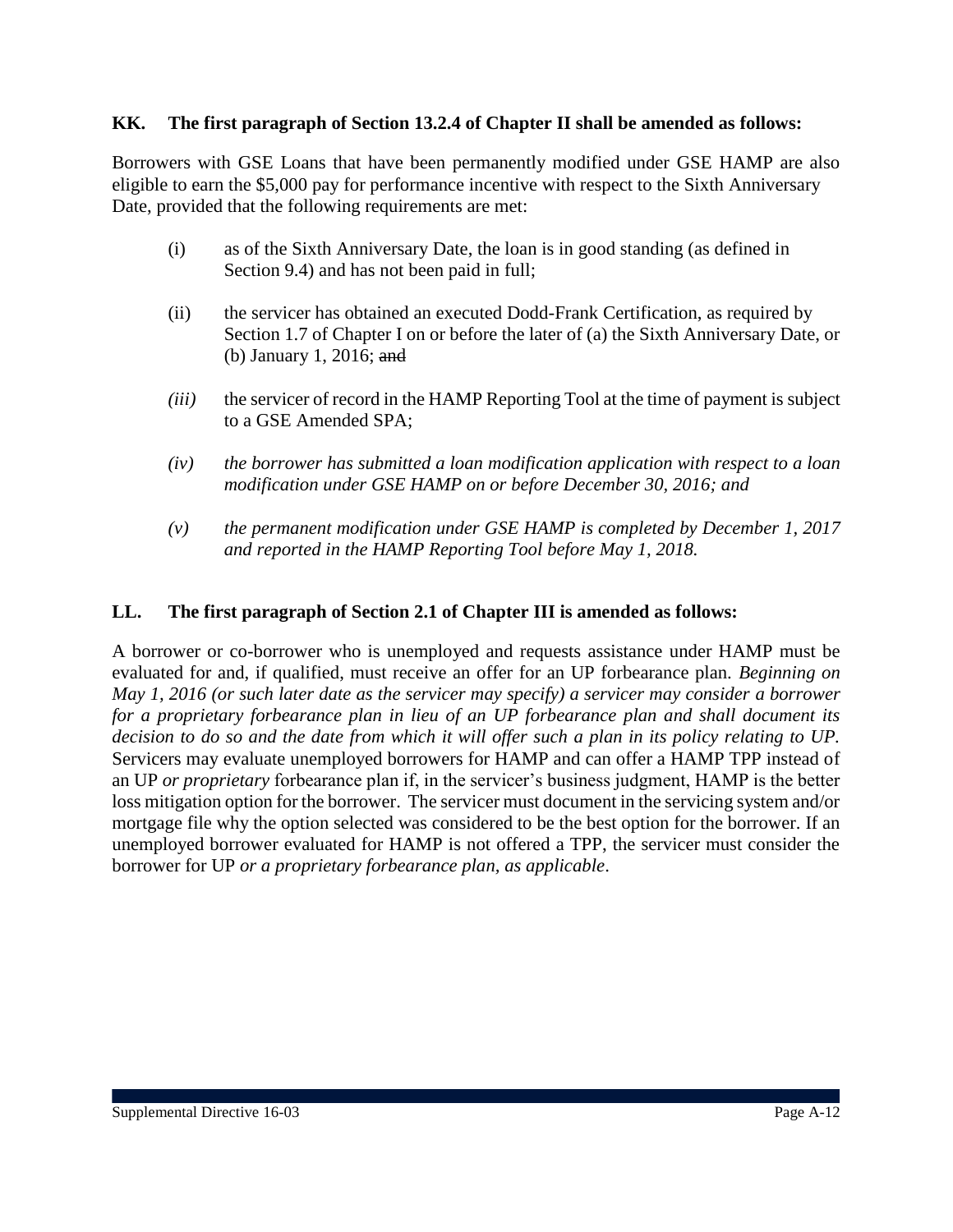**KK. The first paragraph of Section 13.2.4 of Chapter II shall be amended as follows:**

Borrowers with GSE Loans that have been permanently modified under GSE HAMP are also eligible to earn the $5,000 pay for performance incentive with respect to the Sixth Anniversary Date, provided that the following requirements are met:

(i) as of the Sixth Anniversary Date, the loan is in good standing (as defined in Section 9.4) and has not been paid in full;

(ii) the servicer has obtained an executed Dodd-Frank Certification, as required by Section 1.7 of Chapter I on or before the later of (a) the Sixth Anniversary Date, or (b) January 1, 2016; ~~and~~

*(iii)* the servicer of record in the HAMP Reporting Tool at the time of payment is subject to a GSE Amended SPA;

*(iv) the borrower has submitted a loan modification application with respect to a loan modification under GSE HAMP on or before December 30, 2016; and*

*(v) the permanent modification under GSE HAMP is completed by December 1, 2017 and reported in the HAMP Reporting Tool before May 1, 2018.*

**LL. The first paragraph of Section 2.1 of Chapter III is amended as follows:**

A borrower or co-borrower who is unemployed and requests assistance under HAMP must be evaluated for and, if qualified, must receive an offer for an UP forbearance plan. *Beginning on May 1, 2016 (or such later date as the servicer may specify) a servicer may consider a borrower for a proprietary forbearance plan in lieu of an UP forbearance plan and shall document its decision to do so and the date from which it will offer such a plan in its policy relating to UP.* Servicers may evaluate unemployed borrowers for HAMP and can offer a HAMP TPP instead of an UP *or proprietary* forbearance plan if, in the servicer's business judgment, HAMP is the better loss mitigation option for the borrower. The servicer must document in the servicing system and/or mortgage file why the option selected was considered to be the best option for the borrower. If an unemployed borrower evaluated for HAMP is not offered a TPP, the servicer must consider the borrower for UP *or a proprietary forbearance plan, as applicable*.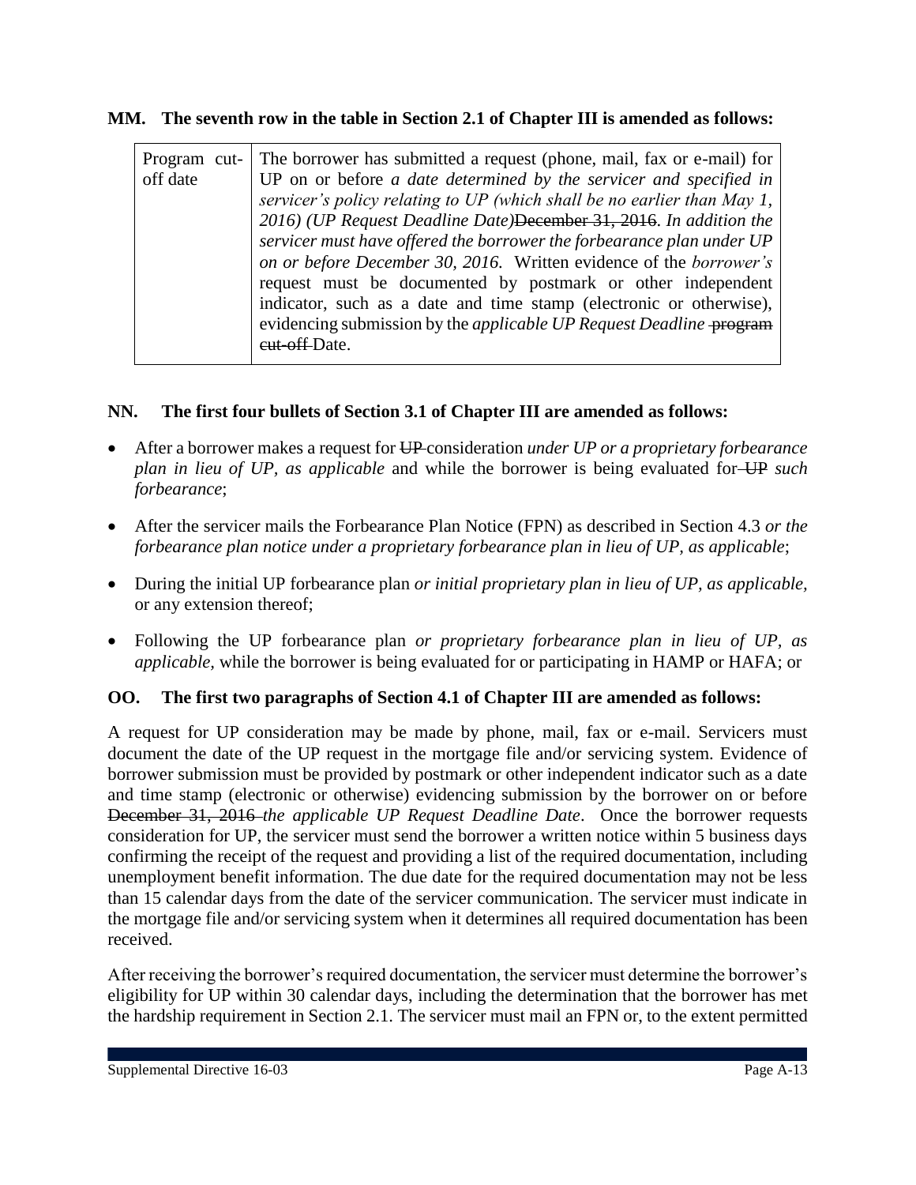**MM. The seventh row in the table in Section 2.1 of Chapter III is amended as follows:**

| | |
|---|---|
| Program cut-off date | The borrower has submitted a request (phone, mail, fax or e-mail) for UP on or before *a date determined by the servicer and specified in servicer's policy relating to UP (which shall be no earlier than May 1, 2016) (UP Request Deadline Date)*~~December 31, 2016~~. *In addition the servicer must have offered the borrower the forbearance plan under UP on or before December 30, 2016.* Written evidence of the *borrower's* request must be documented by postmark or other independent indicator, such as a date and time stamp (electronic or otherwise), evidencing submission by the *applicable UP Request Deadline* ~~program cut-off~~ Date. |

**NN. The first four bullets of Section 3.1 of Chapter III are amended as follows:**

- After a borrower makes a request for ~~UP~~ consideration *under UP or a proprietary forbearance plan in lieu of UP, as applicable* and while the borrower is being evaluated for ~~UP~~ *such forbearance*;
- After the servicer mails the Forbearance Plan Notice (FPN) as described in Section 4.3 *or the forbearance plan notice under a proprietary forbearance plan in lieu of UP, as applicable*;
- During the initial UP forbearance plan *or initial proprietary plan in lieu of UP, as applicable,* or any extension thereof;
- Following the UP forbearance plan *or proprietary forbearance plan in lieu of UP, as applicable,* while the borrower is being evaluated for or participating in HAMP or HAFA; or

**OO. The first two paragraphs of Section 4.1 of Chapter III are amended as follows:**

A request for UP consideration may be made by phone, mail, fax or e-mail. Servicers must document the date of the UP request in the mortgage file and/or servicing system. Evidence of borrower submission must be provided by postmark or other independent indicator such as a date and time stamp (electronic or otherwise) evidencing submission by the borrower on or before ~~December 31, 2016~~ *the applicable UP Request Deadline Date*. Once the borrower requests consideration for UP, the servicer must send the borrower a written notice within 5 business days confirming the receipt of the request and providing a list of the required documentation, including unemployment benefit information. The due date for the required documentation may not be less than 15 calendar days from the date of the servicer communication. The servicer must indicate in the mortgage file and/or servicing system when it determines all required documentation has been received.

After receiving the borrower's required documentation, the servicer must determine the borrower's eligibility for UP within 30 calendar days, including the determination that the borrower has met the hardship requirement in Section 2.1. The servicer must mail an FPN or, to the extent permitted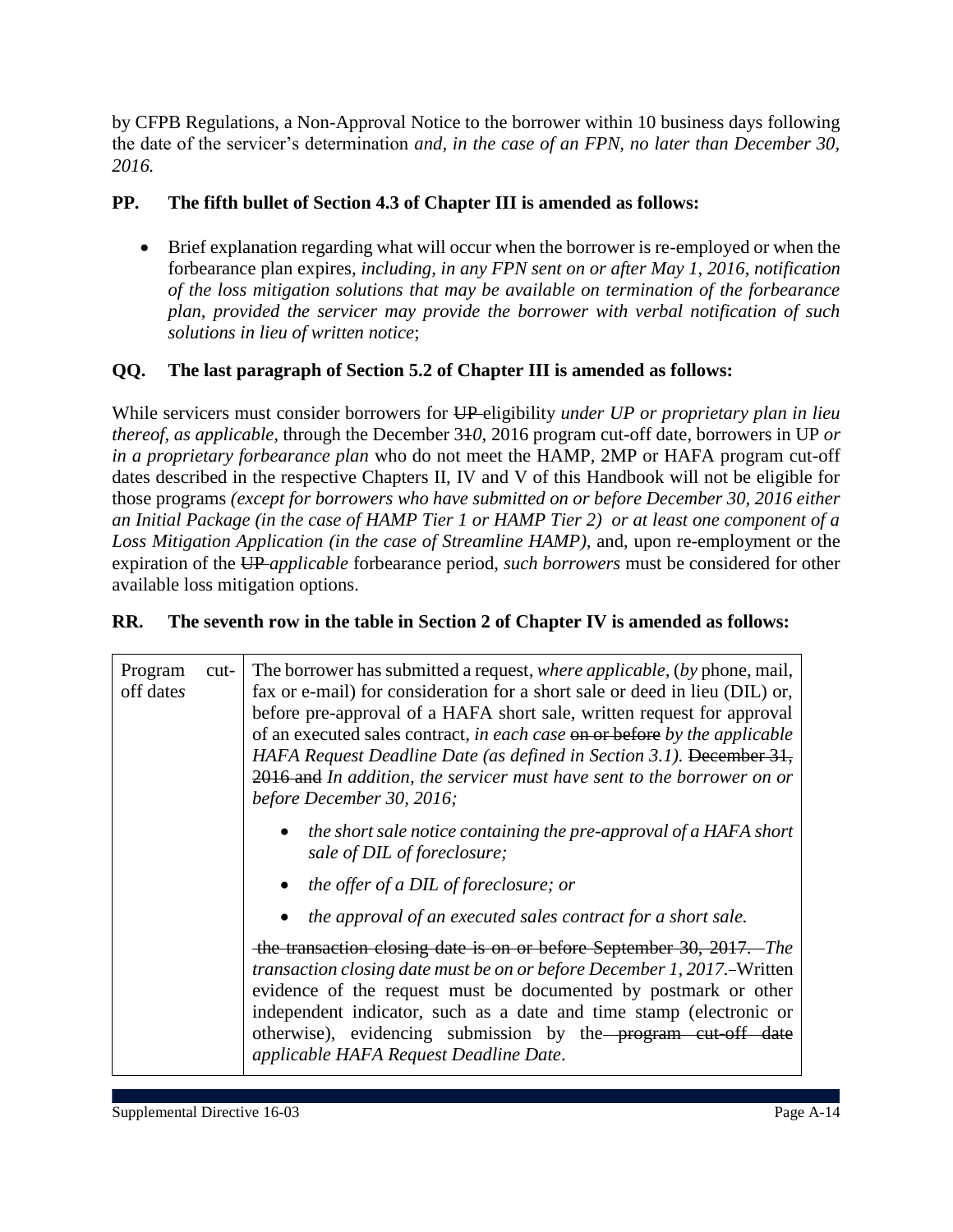by CFPB Regulations, a Non-Approval Notice to the borrower within 10 business days following the date of the servicer's determination *and, in the case of an FPN, no later than December 30, 2016.*

**PP. The fifth bullet of Section 4.3 of Chapter III is amended as follows:**

- Brief explanation regarding what will occur when the borrower is re-employed or when the forbearance plan expires, *including, in any FPN sent on or after May 1, 2016, notification of the loss mitigation solutions that may be available on termination of the forbearance plan, provided the servicer may provide the borrower with verbal notification of such solutions in lieu of written notice*;

**QQ. The last paragraph of Section 5.2 of Chapter III is amended as follows:**

While servicers must consider borrowers for ~~UP~~ eligibility *under UP or proprietary plan in lieu thereof, as applicable,* through the December 3~~1~~*0*, 2016 program cut-off date, borrowers in UP *or in a proprietary forbearance plan* who do not meet the HAMP, 2MP or HAFA program cut-off dates described in the respective Chapters II, IV and V of this Handbook will not be eligible for those programs *(except for borrowers who have submitted on or before December 30, 2016 either an Initial Package (in the case of HAMP Tier 1 or HAMP Tier 2) or at least one component of a Loss Mitigation Application (in the case of Streamline HAMP),* and, upon re-employment or the expiration of the ~~UP~~ *applicable* forbearance period, *such borrowers* must be considered for other available loss mitigation options.

**RR. The seventh row in the table in Section 2 of Chapter IV is amended as follows:**

| | |
|---|---|
| Program cut-off date*s* | The borrower has submitted a request, *where applicable,* (*by* phone, mail, fax or e-mail) for consideration for a short sale or deed in lieu (DIL) or, before pre-approval of a HAFA short sale, written request for approval of an executed sales contract*, in each case* ~~on or before~~ *by the applicable HAFA Request Deadline Date (as defined in Section 3.1).* ~~December 31, 2016 and~~ *In addition, the servicer must have sent to the borrower on or before December 30, 2016;*<br><br>• *the short sale notice containing the pre-approval of a HAFA short sale of DIL of foreclosure;*<br>• *the offer of a DIL of foreclosure; or*<br>• *the approval of an executed sales contract for a short sale.*<br><br>~~the transaction closing date is on or before September 30, 2017.~~ *The transaction closing date must be on or before December 1, 2017.* Written evidence of the request must be documented by postmark or other independent indicator, such as a date and time stamp (electronic or otherwise), evidencing submission by the ~~program cut-off date~~ *applicable HAFA Request Deadline Date*. |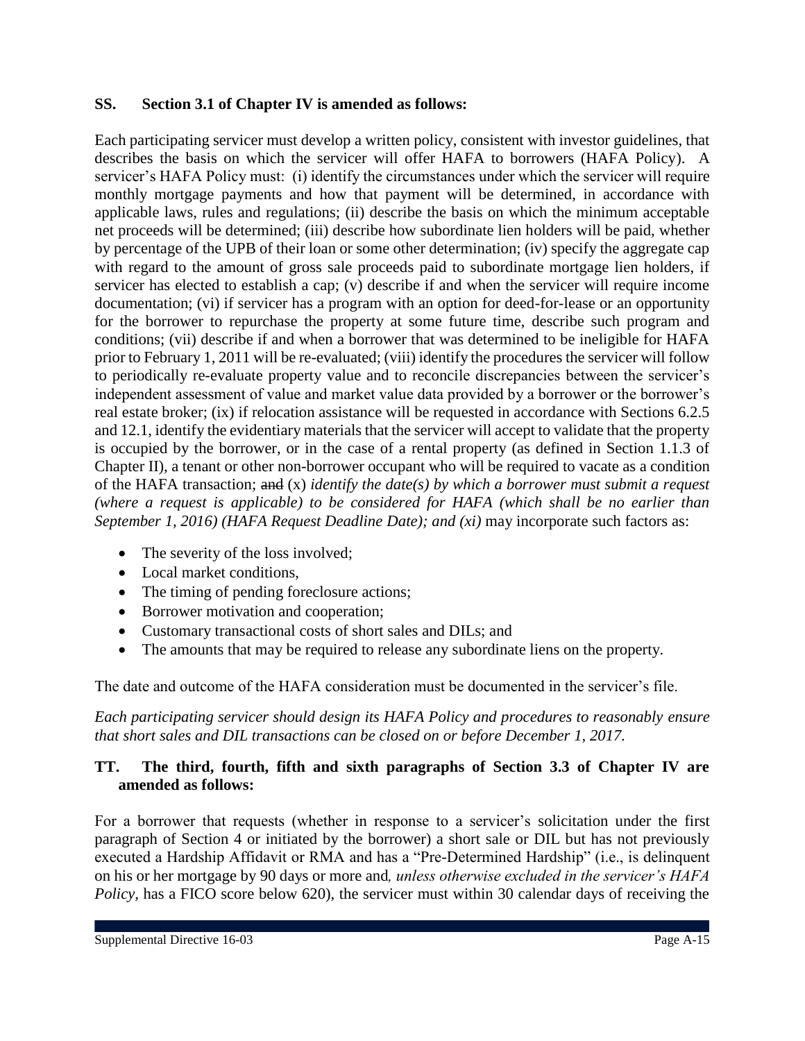### SS. Section 3.1 of Chapter IV is amended as follows:

Each participating servicer must develop a written policy, consistent with investor guidelines, that describes the basis on which the servicer will offer HAFA to borrowers (HAFA Policy). A servicer's HAFA Policy must: (i) identify the circumstances under which the servicer will require monthly mortgage payments and how that payment will be determined, in accordance with applicable laws, rules and regulations; (ii) describe the basis on which the minimum acceptable net proceeds will be determined; (iii) describe how subordinate lien holders will be paid, whether by percentage of the UPB of their loan or some other determination; (iv) specify the aggregate cap with regard to the amount of gross sale proceeds paid to subordinate mortgage lien holders, if servicer has elected to establish a cap; (v) describe if and when the servicer will require income documentation; (vi) if servicer has a program with an option for deed-for-lease or an opportunity for the borrower to repurchase the property at some future time, describe such program and conditions; (vii) describe if and when a borrower that was determined to be ineligible for HAFA prior to February 1, 2011 will be re-evaluated; (viii) identify the procedures the servicer will follow to periodically re-evaluate property value and to reconcile discrepancies between the servicer's independent assessment of value and market value data provided by a borrower or the borrower's real estate broker; (ix) if relocation assistance will be requested in accordance with Sections 6.2.5 and 12.1, identify the evidentiary materials that the servicer will accept to validate that the property is occupied by the borrower, or in the case of a rental property (as defined in Section 1.1.3 of Chapter II), a tenant or other non-borrower occupant who will be required to vacate as a condition of the HAFA transaction; ~~and~~ (x) *identify the date(s) by which a borrower must submit a request (where a request is applicable) to be considered for HAFA (which shall be no earlier than September 1, 2016) (HAFA Request Deadline Date); and (xi)* may incorporate such factors as:

- The severity of the loss involved;
- Local market conditions,
- The timing of pending foreclosure actions;
- Borrower motivation and cooperation;
- Customary transactional costs of short sales and DILs; and
- The amounts that may be required to release any subordinate liens on the property.

The date and outcome of the HAFA consideration must be documented in the servicer's file.

*Each participating servicer should design its HAFA Policy and procedures to reasonably ensure that short sales and DIL transactions can be closed on or before December 1, 2017.*

### TT. The third, fourth, fifth and sixth paragraphs of Section 3.3 of Chapter IV are amended as follows:

For a borrower that requests (whether in response to a servicer's solicitation under the first paragraph of Section 4 or initiated by the borrower) a short sale or DIL but has not previously executed a Hardship Affidavit or RMA and has a "Pre-Determined Hardship" (i.e., is delinquent on his or her mortgage by 90 days or more and*, unless otherwise excluded in the servicer's HAFA Policy*, has a FICO score below 620), the servicer must within 30 calendar days of receiving the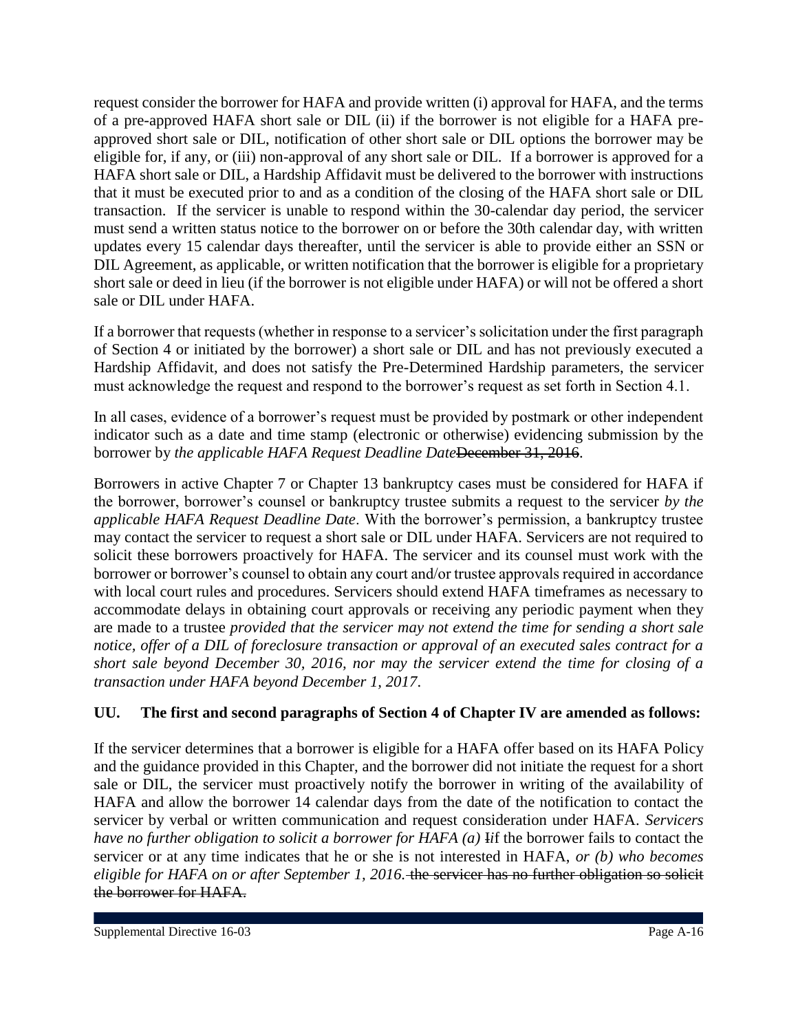request consider the borrower for HAFA and provide written (i) approval for HAFA, and the terms of a pre-approved HAFA short sale or DIL (ii) if the borrower is not eligible for a HAFA pre-approved short sale or DIL, notification of other short sale or DIL options the borrower may be eligible for, if any, or (iii) non-approval of any short sale or DIL. If a borrower is approved for a HAFA short sale or DIL, a Hardship Affidavit must be delivered to the borrower with instructions that it must be executed prior to and as a condition of the closing of the HAFA short sale or DIL transaction. If the servicer is unable to respond within the 30-calendar day period, the servicer must send a written status notice to the borrower on or before the 30th calendar day, with written updates every 15 calendar days thereafter, until the servicer is able to provide either an SSN or DIL Agreement, as applicable, or written notification that the borrower is eligible for a proprietary short sale or deed in lieu (if the borrower is not eligible under HAFA) or will not be offered a short sale or DIL under HAFA.

If a borrower that requests (whether in response to a servicer's solicitation under the first paragraph of Section 4 or initiated by the borrower) a short sale or DIL and has not previously executed a Hardship Affidavit, and does not satisfy the Pre-Determined Hardship parameters, the servicer must acknowledge the request and respond to the borrower's request as set forth in Section 4.1.

In all cases, evidence of a borrower's request must be provided by postmark or other independent indicator such as a date and time stamp (electronic or otherwise) evidencing submission by the borrower by *the applicable HAFA Request Deadline Date*~~December 31, 2016~~.

Borrowers in active Chapter 7 or Chapter 13 bankruptcy cases must be considered for HAFA if the borrower, borrower's counsel or bankruptcy trustee submits a request to the servicer *by the applicable HAFA Request Deadline Date*. With the borrower's permission, a bankruptcy trustee may contact the servicer to request a short sale or DIL under HAFA. Servicers are not required to solicit these borrowers proactively for HAFA. The servicer and its counsel must work with the borrower or borrower's counsel to obtain any court and/or trustee approvals required in accordance with local court rules and procedures. Servicers should extend HAFA timeframes as necessary to accommodate delays in obtaining court approvals or receiving any periodic payment when they are made to a trustee *provided that the servicer may not extend the time for sending a short sale notice, offer of a DIL of foreclosure transaction or approval of an executed sales contract for a short sale beyond December 30, 2016, nor may the servicer extend the time for closing of a transaction under HAFA beyond December 1, 2017*.

**UU. The first and second paragraphs of Section 4 of Chapter IV are amended as follows:**

If the servicer determines that a borrower is eligible for a HAFA offer based on its HAFA Policy and the guidance provided in this Chapter, and the borrower did not initiate the request for a short sale or DIL, the servicer must proactively notify the borrower in writing of the availability of HAFA and allow the borrower 14 calendar days from the date of the notification to contact the servicer by verbal or written communication and request consideration under HAFA. *Servicers have no further obligation to solicit a borrower for HAFA (a)* ~~I~~if the borrower fails to contact the servicer or at any time indicates that he or she is not interested in HAFA, *or (b) who becomes eligible for HAFA on or after September 1, 2016.* ~~the servicer has no further obligation so solicit the borrower for HAFA.~~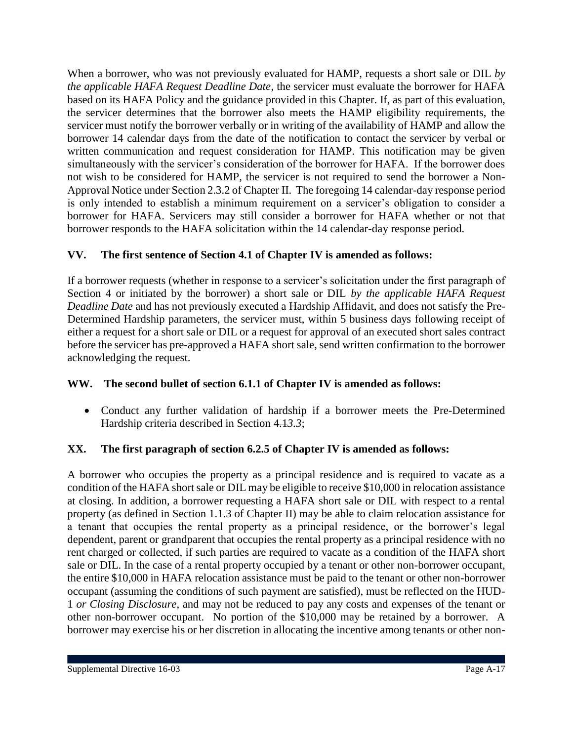When a borrower, who was not previously evaluated for HAMP, requests a short sale or DIL *by the applicable HAFA Request Deadline Date*, the servicer must evaluate the borrower for HAFA based on its HAFA Policy and the guidance provided in this Chapter. If, as part of this evaluation, the servicer determines that the borrower also meets the HAMP eligibility requirements, the servicer must notify the borrower verbally or in writing of the availability of HAMP and allow the borrower 14 calendar days from the date of the notification to contact the servicer by verbal or written communication and request consideration for HAMP. This notification may be given simultaneously with the servicer's consideration of the borrower for HAFA. If the borrower does not wish to be considered for HAMP, the servicer is not required to send the borrower a Non-Approval Notice under Section 2.3.2 of Chapter II. The foregoing 14 calendar-day response period is only intended to establish a minimum requirement on a servicer's obligation to consider a borrower for HAFA. Servicers may still consider a borrower for HAFA whether or not that borrower responds to the HAFA solicitation within the 14 calendar-day response period.

**VV. The first sentence of Section 4.1 of Chapter IV is amended as follows:**

If a borrower requests (whether in response to a servicer's solicitation under the first paragraph of Section 4 or initiated by the borrower) a short sale or DIL *by the applicable HAFA Request Deadline Date* and has not previously executed a Hardship Affidavit, and does not satisfy the Pre-Determined Hardship parameters, the servicer must, within 5 business days following receipt of either a request for a short sale or DIL or a request for approval of an executed short sales contract before the servicer has pre-approved a HAFA short sale, send written confirmation to the borrower acknowledging the request.

**WW. The second bullet of section 6.1.1 of Chapter IV is amended as follows:**

- Conduct any further validation of hardship if a borrower meets the Pre-Determined Hardship criteria described in Section ~~4.1~~*3.3*;

**XX. The first paragraph of section 6.2.5 of Chapter IV is amended as follows:**

A borrower who occupies the property as a principal residence and is required to vacate as a condition of the HAFA short sale or DIL may be eligible to receive $10,000 in relocation assistance at closing. In addition, a borrower requesting a HAFA short sale or DIL with respect to a rental property (as defined in Section 1.1.3 of Chapter II) may be able to claim relocation assistance for a tenant that occupies the rental property as a principal residence, or the borrower's legal dependent, parent or grandparent that occupies the rental property as a principal residence with no rent charged or collected, if such parties are required to vacate as a condition of the HAFA short sale or DIL. In the case of a rental property occupied by a tenant or other non-borrower occupant, the entire $10,000 in HAFA relocation assistance must be paid to the tenant or other non-borrower occupant (assuming the conditions of such payment are satisfied), must be reflected on the HUD-1 *or Closing Disclosure*, and may not be reduced to pay any costs and expenses of the tenant or other non-borrower occupant. No portion of the $10,000 may be retained by a borrower. A borrower may exercise his or her discretion in allocating the incentive among tenants or other non-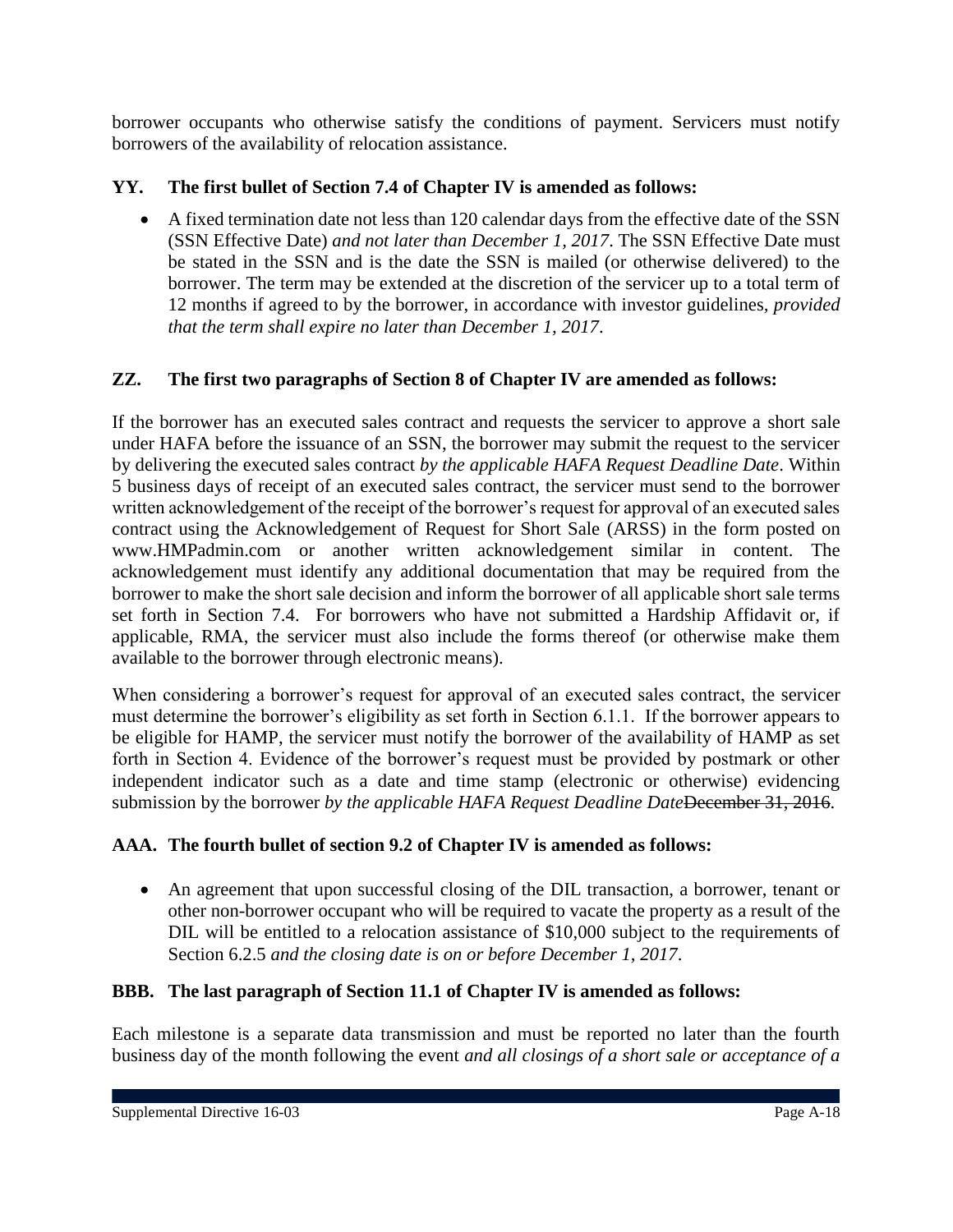borrower occupants who otherwise satisfy the conditions of payment. Servicers must notify borrowers of the availability of relocation assistance.

### YY. The first bullet of Section 7.4 of Chapter IV is amended as follows:

- A fixed termination date not less than 120 calendar days from the effective date of the SSN (SSN Effective Date) *and not later than December 1, 2017*. The SSN Effective Date must be stated in the SSN and is the date the SSN is mailed (or otherwise delivered) to the borrower. The term may be extended at the discretion of the servicer up to a total term of 12 months if agreed to by the borrower, in accordance with investor guidelines*, provided that the term shall expire no later than December 1, 2017*.

### ZZ. The first two paragraphs of Section 8 of Chapter IV are amended as follows:

If the borrower has an executed sales contract and requests the servicer to approve a short sale under HAFA before the issuance of an SSN, the borrower may submit the request to the servicer by delivering the executed sales contract *by the applicable HAFA Request Deadline Date*. Within 5 business days of receipt of an executed sales contract, the servicer must send to the borrower written acknowledgement of the receipt of the borrower's request for approval of an executed sales contract using the Acknowledgement of Request for Short Sale (ARSS) in the form posted on www.HMPadmin.com or another written acknowledgement similar in content. The acknowledgement must identify any additional documentation that may be required from the borrower to make the short sale decision and inform the borrower of all applicable short sale terms set forth in Section 7.4. For borrowers who have not submitted a Hardship Affidavit or, if applicable, RMA, the servicer must also include the forms thereof (or otherwise make them available to the borrower through electronic means).

When considering a borrower's request for approval of an executed sales contract, the servicer must determine the borrower's eligibility as set forth in Section 6.1.1. If the borrower appears to be eligible for HAMP, the servicer must notify the borrower of the availability of HAMP as set forth in Section 4. Evidence of the borrower's request must be provided by postmark or other independent indicator such as a date and time stamp (electronic or otherwise) evidencing submission by the borrower *by the applicable HAFA Request Deadline Date*~~December 31, 2016~~.

### AAA. The fourth bullet of section 9.2 of Chapter IV is amended as follows:

- An agreement that upon successful closing of the DIL transaction, a borrower, tenant or other non-borrower occupant who will be required to vacate the property as a result of the DIL will be entitled to a relocation assistance of $10,000 subject to the requirements of Section 6.2.5 *and the closing date is on or before December 1, 2017*.

### BBB. The last paragraph of Section 11.1 of Chapter IV is amended as follows:

Each milestone is a separate data transmission and must be reported no later than the fourth business day of the month following the event *and all closings of a short sale or acceptance of a*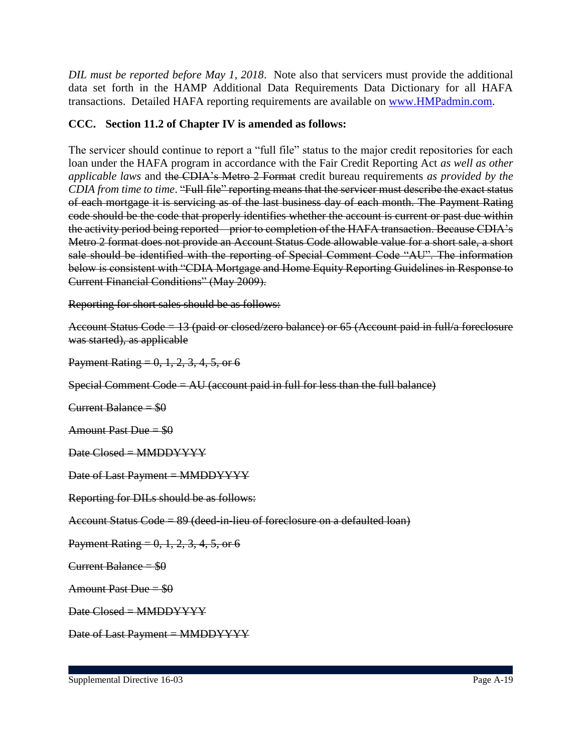*DIL must be reported before May 1, 2018*. Note also that servicers must provide the additional data set forth in the HAMP Additional Data Requirements Data Dictionary for all HAFA transactions. Detailed HAFA reporting requirements are available on [www.HMPadmin.com](www.HMPadmin.com).

**CCC. Section 11.2 of Chapter IV is amended as follows:**

The servicer should continue to report a "full file" status to the major credit repositories for each loan under the HAFA program in accordance with the Fair Credit Reporting Act *as well as other applicable laws* and ~~the CDIA's Metro 2 Format~~ credit bureau requirements *as provided by the CDIA from time to time*. ~~"Full file" reporting means that the servicer must describe the exact status of each mortgage it is servicing as of the last business day of each month. The Payment Rating code should be the code that properly identifies whether the account is current or past due within the activity period being reported – prior to completion of the HAFA transaction. Because CDIA's Metro 2 format does not provide an Account Status Code allowable value for a short sale, a short sale should be identified with the reporting of Special Comment Code "AU". The information below is consistent with "CDIA Mortgage and Home Equity Reporting Guidelines in Response to Current Financial Conditions" (May 2009).~~

~~Reporting for short sales should be as follows:~~

~~Account Status Code = 13 (paid or closed/zero balance) or 65 (Account paid in full/a foreclosure was started), as applicable~~

~~Payment Rating = 0, 1, 2, 3, 4, 5, or 6~~

~~Special Comment Code = AU (account paid in full for less than the full balance)~~

~~Current Balance = $0~~

~~Amount Past Due = $0~~

~~Date Closed = MMDDYYYY~~

~~Date of Last Payment = MMDDYYYY~~

~~Reporting for DILs should be as follows:~~

~~Account Status Code = 89 (deed-in-lieu of foreclosure on a defaulted loan)~~

~~Payment Rating = 0, 1, 2, 3, 4, 5, or 6~~

~~Current Balance = $0~~

~~Amount Past Due = $0~~

~~Date Closed = MMDDYYYY~~

~~Date of Last Payment = MMDDYYYY~~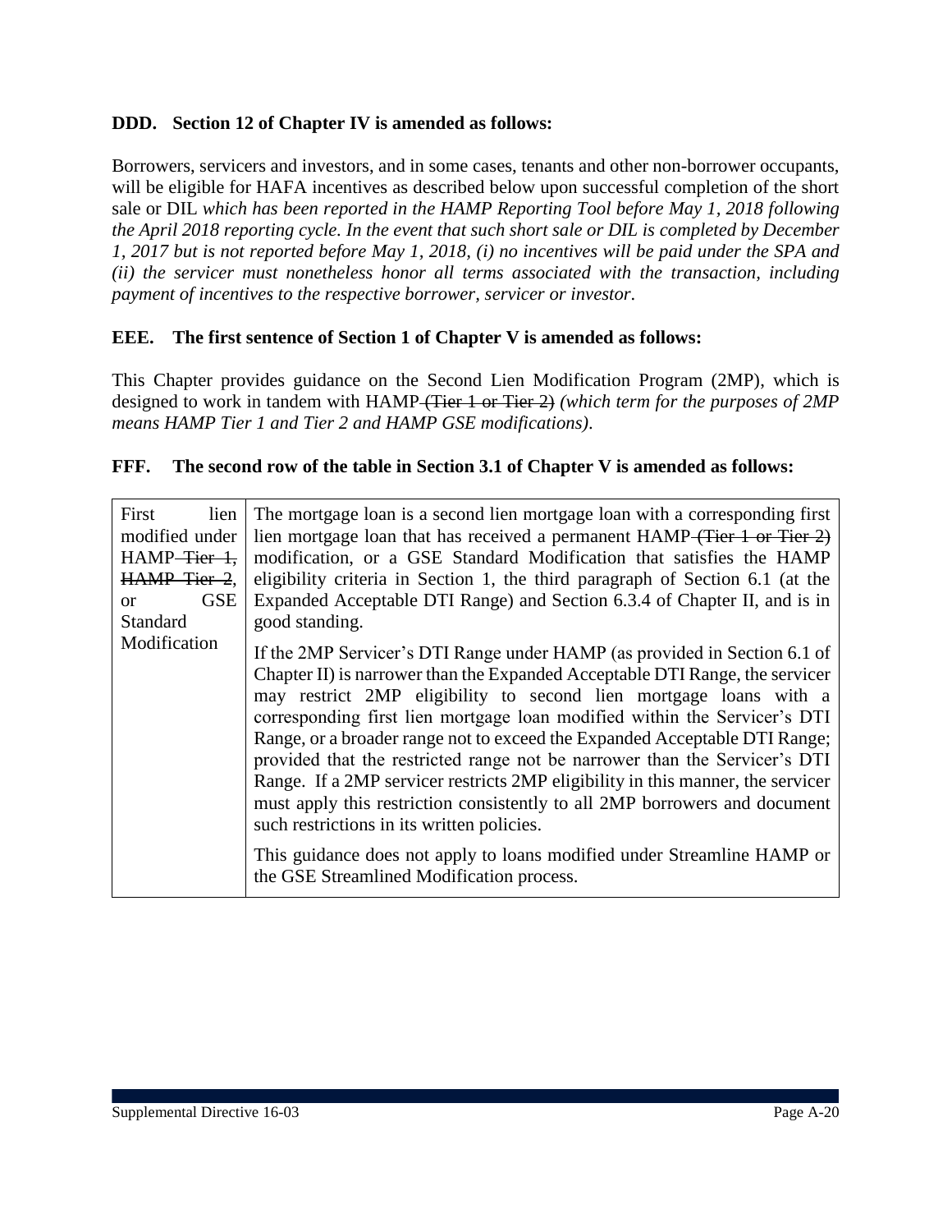**DDD. Section 12 of Chapter IV is amended as follows:**

Borrowers, servicers and investors, and in some cases, tenants and other non-borrower occupants, will be eligible for HAFA incentives as described below upon successful completion of the short sale or DIL *which has been reported in the HAMP Reporting Tool before May 1, 2018 following the April 2018 reporting cycle. In the event that such short sale or DIL is completed by December 1, 2017 but is not reported before May 1, 2018, (i) no incentives will be paid under the SPA and (ii) the servicer must nonetheless honor all terms associated with the transaction, including payment of incentives to the respective borrower, servicer or investor.*

**EEE. The first sentence of Section 1 of Chapter V is amended as follows:**

This Chapter provides guidance on the Second Lien Modification Program (2MP), which is designed to work in tandem with HAMP ~~(Tier 1 or Tier 2)~~ *(which term for the purposes of 2MP means HAMP Tier 1 and Tier 2 and HAMP GSE modifications)*.

**FFF. The second row of the table in Section 3.1 of Chapter V is amended as follows:**

| | |
|---|---|
| First lien modified under HAMP ~~Tier 1, HAMP Tier 2~~, or GSE Standard Modification | The mortgage loan is a second lien mortgage loan with a corresponding first lien mortgage loan that has received a permanent HAMP ~~(Tier 1 or Tier 2)~~ modification, or a GSE Standard Modification that satisfies the HAMP eligibility criteria in Section 1, the third paragraph of Section 6.1 (at the Expanded Acceptable DTI Range) and Section 6.3.4 of Chapter II, and is in good standing.<br><br>If the 2MP Servicer's DTI Range under HAMP (as provided in Section 6.1 of Chapter II) is narrower than the Expanded Acceptable DTI Range, the servicer may restrict 2MP eligibility to second lien mortgage loans with a corresponding first lien mortgage loan modified within the Servicer's DTI Range, or a broader range not to exceed the Expanded Acceptable DTI Range; provided that the restricted range not be narrower than the Servicer's DTI Range. If a 2MP servicer restricts 2MP eligibility in this manner, the servicer must apply this restriction consistently to all 2MP borrowers and document such restrictions in its written policies.<br><br>This guidance does not apply to loans modified under Streamline HAMP or the GSE Streamlined Modification process. |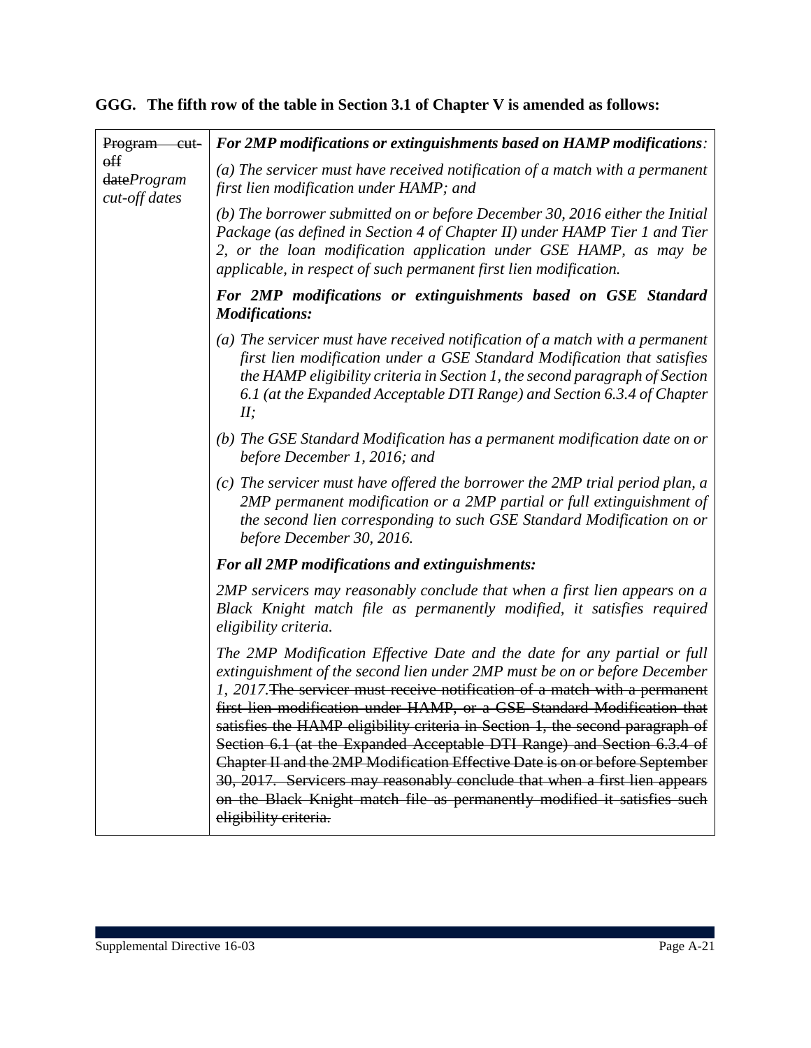**GGG. The fifth row of the table in Section 3.1 of Chapter V is amended as follows:**

| ~~Program cut-off date~~*Program cut-off dates* | ***For 2MP modifications or extinguishments based on HAMP modifications**:*<br><br>*(a) The servicer must have received notification of a match with a permanent first lien modification under HAMP; and*<br><br>*(b) The borrower submitted on or before December 30, 2016 either the Initial Package (as defined in Section 4 of Chapter II) under HAMP Tier 1 and Tier 2, or the loan modification application under GSE HAMP, as may be applicable, in respect of such permanent first lien modification.*<br><br>***For 2MP modifications or extinguishments based on GSE Standard Modifications:***<br><br>*(a) The servicer must have received notification of a match with a permanent first lien modification under a GSE Standard Modification that satisfies the HAMP eligibility criteria in Section 1, the second paragraph of Section 6.1 (at the Expanded Acceptable DTI Range) and Section 6.3.4 of Chapter II;*<br><br>*(b) The GSE Standard Modification has a permanent modification date on or before December 1, 2016; and*<br><br>*(c) The servicer must have offered the borrower the 2MP trial period plan, a 2MP permanent modification or a 2MP partial or full extinguishment of the second lien corresponding to such GSE Standard Modification on or before December 30, 2016.*<br><br>***For all 2MP modifications and extinguishments:***<br><br>*2MP servicers may reasonably conclude that when a first lien appears on a Black Knight match file as permanently modified, it satisfies required eligibility criteria.*<br><br>*The 2MP Modification Effective Date and the date for any partial or full extinguishment of the second lien under 2MP must be on or before December 1, 2017.*~~The servicer must receive notification of a match with a permanent first lien modification under HAMP, or a GSE Standard Modification that satisfies the HAMP eligibility criteria in Section 1, the second paragraph of Section 6.1 (at the Expanded Acceptable DTI Range) and Section 6.3.4 of Chapter II and the 2MP Modification Effective Date is on or before September 30, 2017. Servicers may reasonably conclude that when a first lien appears on the Black Knight match file as permanently modified it satisfies such eligibility criteria.~~ |
|---|---|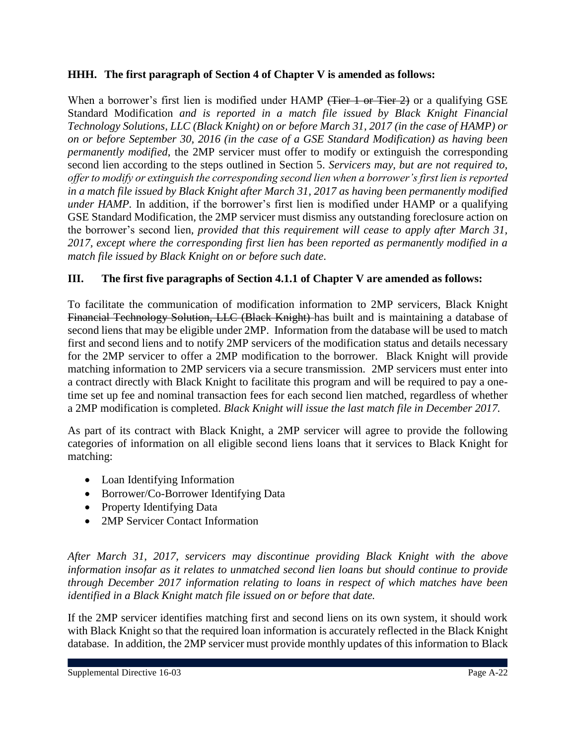**HHH. The first paragraph of Section 4 of Chapter V is amended as follows:**

When a borrower's first lien is modified under HAMP ~~(Tier 1 or Tier 2)~~ or a qualifying GSE Standard Modification *and is reported in a match file issued by Black Knight Financial Technology Solutions, LLC (Black Knight) on or before March 31, 2017 (in the case of HAMP) or on or before September 30, 2016 (in the case of a GSE Standard Modification) as having been permanently modified*, the 2MP servicer must offer to modify or extinguish the corresponding second lien according to the steps outlined in Section 5. *Servicers may, but are not required to, offer to modify or extinguish the corresponding second lien when a borrower's first lien is reported in a match file issued by Black Knight after March 31, 2017 as having been permanently modified under HAMP.* In addition, if the borrower's first lien is modified under HAMP or a qualifying GSE Standard Modification, the 2MP servicer must dismiss any outstanding foreclosure action on the borrower's second lien, *provided that this requirement will cease to apply after March 31, 2017, except where the corresponding first lien has been reported as permanently modified in a match file issued by Black Knight on or before such date*.

**III. The first five paragraphs of Section 4.1.1 of Chapter V are amended as follows:**

To facilitate the communication of modification information to 2MP servicers, Black Knight ~~Financial Technology Solution, LLC (Black Knight)~~ has built and is maintaining a database of second liens that may be eligible under 2MP. Information from the database will be used to match first and second liens and to notify 2MP servicers of the modification status and details necessary for the 2MP servicer to offer a 2MP modification to the borrower. Black Knight will provide matching information to 2MP servicers via a secure transmission. 2MP servicers must enter into a contract directly with Black Knight to facilitate this program and will be required to pay a one-time set up fee and nominal transaction fees for each second lien matched, regardless of whether a 2MP modification is completed. *Black Knight will issue the last match file in December 2017.*

As part of its contract with Black Knight, a 2MP servicer will agree to provide the following categories of information on all eligible second liens loans that it services to Black Knight for matching:

- Loan Identifying Information
- Borrower/Co-Borrower Identifying Data
- Property Identifying Data
- 2MP Servicer Contact Information

*After March 31, 2017, servicers may discontinue providing Black Knight with the above information insofar as it relates to unmatched second lien loans but should continue to provide through December 2017 information relating to loans in respect of which matches have been identified in a Black Knight match file issued on or before that date.*

If the 2MP servicer identifies matching first and second liens on its own system, it should work with Black Knight so that the required loan information is accurately reflected in the Black Knight database. In addition, the 2MP servicer must provide monthly updates of this information to Black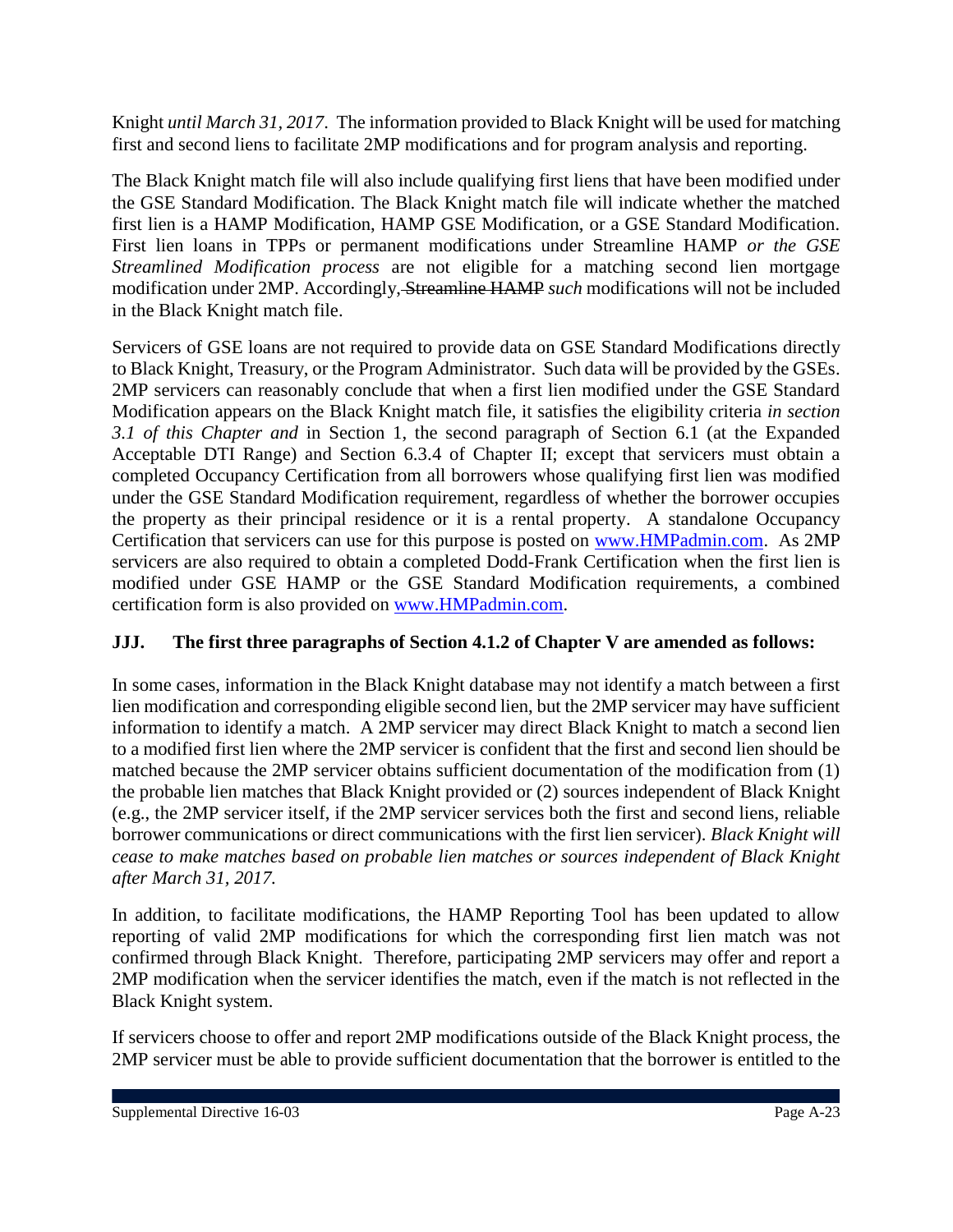Knight *until March 31, 2017*. The information provided to Black Knight will be used for matching first and second liens to facilitate 2MP modifications and for program analysis and reporting.

The Black Knight match file will also include qualifying first liens that have been modified under the GSE Standard Modification. The Black Knight match file will indicate whether the matched first lien is a HAMP Modification, HAMP GSE Modification, or a GSE Standard Modification. First lien loans in TPPs or permanent modifications under Streamline HAMP *or the GSE Streamlined Modification process* are not eligible for a matching second lien mortgage modification under 2MP. Accordingly, ~~Streamline HAMP~~ *such* modifications will not be included in the Black Knight match file.

Servicers of GSE loans are not required to provide data on GSE Standard Modifications directly to Black Knight, Treasury, or the Program Administrator. Such data will be provided by the GSEs. 2MP servicers can reasonably conclude that when a first lien modified under the GSE Standard Modification appears on the Black Knight match file, it satisfies the eligibility criteria *in section 3.1 of this Chapter and* in Section 1, the second paragraph of Section 6.1 (at the Expanded Acceptable DTI Range) and Section 6.3.4 of Chapter II; except that servicers must obtain a completed Occupancy Certification from all borrowers whose qualifying first lien was modified under the GSE Standard Modification requirement, regardless of whether the borrower occupies the property as their principal residence or it is a rental property. A standalone Occupancy Certification that servicers can use for this purpose is posted on [www.HMPadmin.com](http://www.HMPadmin.com). As 2MP servicers are also required to obtain a completed Dodd-Frank Certification when the first lien is modified under GSE HAMP or the GSE Standard Modification requirements, a combined certification form is also provided on [www.HMPadmin.com](http://www.HMPadmin.com).

**JJJ. The first three paragraphs of Section 4.1.2 of Chapter V are amended as follows:**

In some cases, information in the Black Knight database may not identify a match between a first lien modification and corresponding eligible second lien, but the 2MP servicer may have sufficient information to identify a match. A 2MP servicer may direct Black Knight to match a second lien to a modified first lien where the 2MP servicer is confident that the first and second lien should be matched because the 2MP servicer obtains sufficient documentation of the modification from (1) the probable lien matches that Black Knight provided or (2) sources independent of Black Knight (e.g., the 2MP servicer itself, if the 2MP servicer services both the first and second liens, reliable borrower communications or direct communications with the first lien servicer). *Black Knight will cease to make matches based on probable lien matches or sources independent of Black Knight after March 31, 2017.*

In addition, to facilitate modifications, the HAMP Reporting Tool has been updated to allow reporting of valid 2MP modifications for which the corresponding first lien match was not confirmed through Black Knight. Therefore, participating 2MP servicers may offer and report a 2MP modification when the servicer identifies the match, even if the match is not reflected in the Black Knight system.

If servicers choose to offer and report 2MP modifications outside of the Black Knight process, the 2MP servicer must be able to provide sufficient documentation that the borrower is entitled to the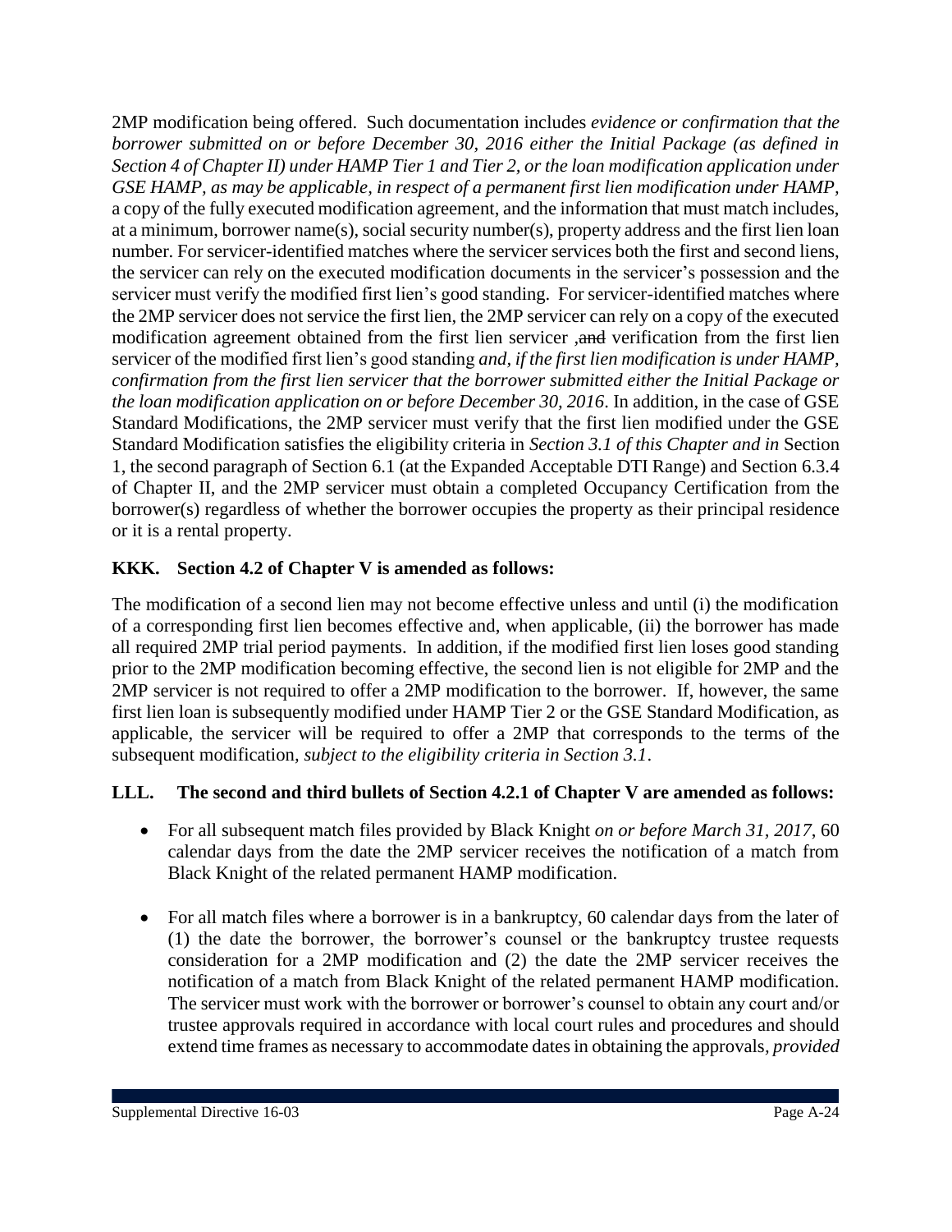2MP modification being offered. Such documentation includes *evidence or confirmation that the borrower submitted on or before December 30, 2016 either the Initial Package (as defined in Section 4 of Chapter II) under HAMP Tier 1 and Tier 2, or the loan modification application under GSE HAMP, as may be applicable, in respect of a permanent first lien modification under HAMP*, a copy of the fully executed modification agreement, and the information that must match includes, at a minimum, borrower name(s), social security number(s), property address and the first lien loan number. For servicer-identified matches where the servicer services both the first and second liens, the servicer can rely on the executed modification documents in the servicer's possession and the servicer must verify the modified first lien's good standing. For servicer-identified matches where the 2MP servicer does not service the first lien, the 2MP servicer can rely on a copy of the executed modification agreement obtained from the first lien servicer ,~~and~~ verification from the first lien servicer of the modified first lien's good standing *and, if the first lien modification is under HAMP, confirmation from the first lien servicer that the borrower submitted either the Initial Package or the loan modification application on or before December 30, 2016*. In addition, in the case of GSE Standard Modifications, the 2MP servicer must verify that the first lien modified under the GSE Standard Modification satisfies the eligibility criteria in *Section 3.1 of this Chapter and in* Section 1, the second paragraph of Section 6.1 (at the Expanded Acceptable DTI Range) and Section 6.3.4 of Chapter II, and the 2MP servicer must obtain a completed Occupancy Certification from the borrower(s) regardless of whether the borrower occupies the property as their principal residence or it is a rental property.

**KKK. Section 4.2 of Chapter V is amended as follows:**

The modification of a second lien may not become effective unless and until (i) the modification of a corresponding first lien becomes effective and, when applicable, (ii) the borrower has made all required 2MP trial period payments. In addition, if the modified first lien loses good standing prior to the 2MP modification becoming effective, the second lien is not eligible for 2MP and the 2MP servicer is not required to offer a 2MP modification to the borrower. If, however, the same first lien loan is subsequently modified under HAMP Tier 2 or the GSE Standard Modification, as applicable, the servicer will be required to offer a 2MP that corresponds to the terms of the subsequent modification*, subject to the eligibility criteria in Section 3.1*.

**LLL. The second and third bullets of Section 4.2.1 of Chapter V are amended as follows:**

- For all subsequent match files provided by Black Knight *on or before March 31, 2017*, 60 calendar days from the date the 2MP servicer receives the notification of a match from Black Knight of the related permanent HAMP modification.

- For all match files where a borrower is in a bankruptcy, 60 calendar days from the later of (1) the date the borrower, the borrower's counsel or the bankruptcy trustee requests consideration for a 2MP modification and (2) the date the 2MP servicer receives the notification of a match from Black Knight of the related permanent HAMP modification. The servicer must work with the borrower or borrower's counsel to obtain any court and/or trustee approvals required in accordance with local court rules and procedures and should extend time frames as necessary to accommodate dates in obtaining the approvals*, provided*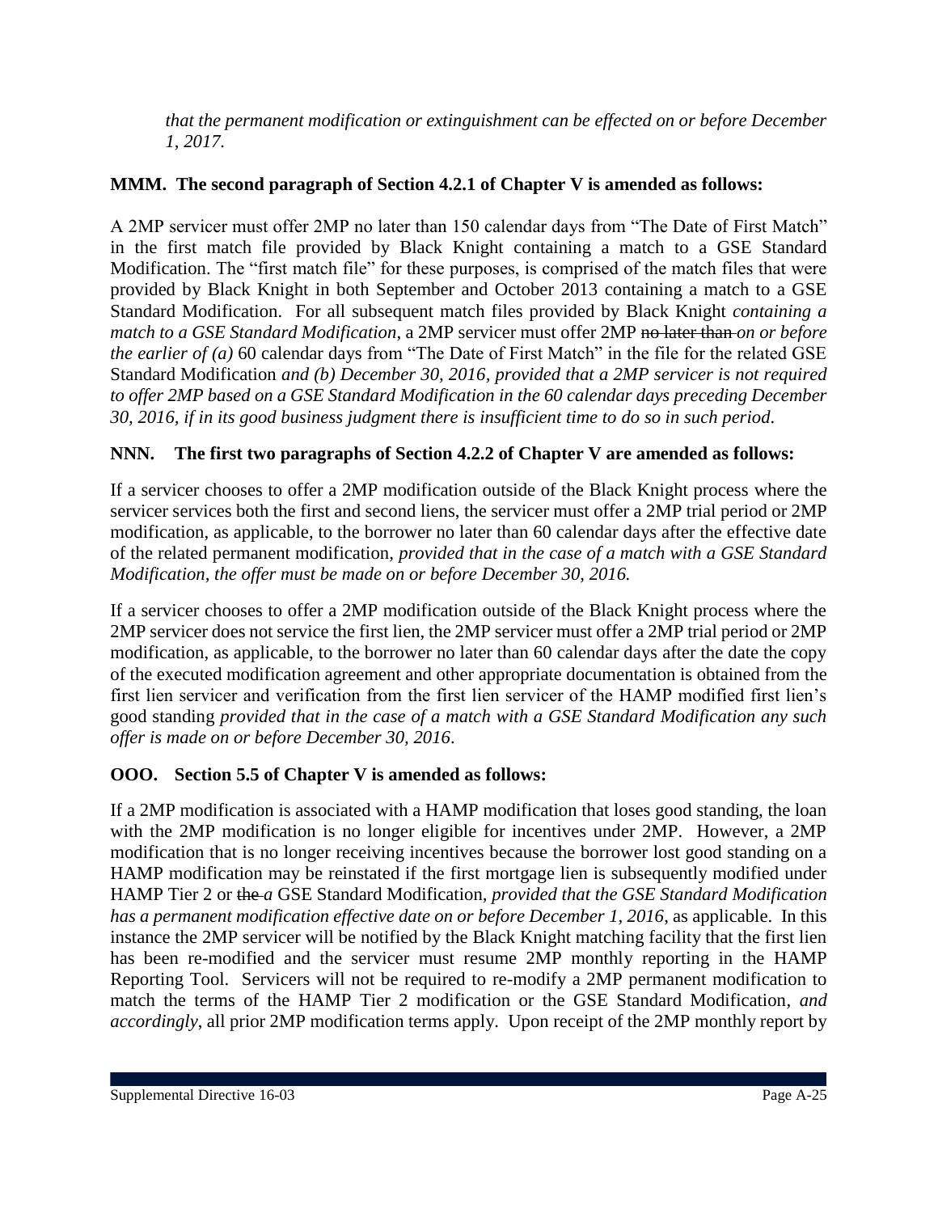*that the permanent modification or extinguishment can be effected on or before December 1, 2017.*

**MMM. The second paragraph of Section 4.2.1 of Chapter V is amended as follows:**

A 2MP servicer must offer 2MP no later than 150 calendar days from "The Date of First Match" in the first match file provided by Black Knight containing a match to a GSE Standard Modification. The "first match file" for these purposes, is comprised of the match files that were provided by Black Knight in both September and October 2013 containing a match to a GSE Standard Modification. For all subsequent match files provided by Black Knight *containing a match to a GSE Standard Modification*, a 2MP servicer must offer 2MP ~~no later than~~ *on or before the earlier of (a)* 60 calendar days from "The Date of First Match" in the file for the related GSE Standard Modification *and (b) December 30, 2016, provided that a 2MP servicer is not required to offer 2MP based on a GSE Standard Modification in the 60 calendar days preceding December 30, 2016, if in its good business judgment there is insufficient time to do so in such period.*

**NNN. The first two paragraphs of Section 4.2.2 of Chapter V are amended as follows:**

If a servicer chooses to offer a 2MP modification outside of the Black Knight process where the servicer services both the first and second liens, the servicer must offer a 2MP trial period or 2MP modification, as applicable, to the borrower no later than 60 calendar days after the effective date of the related permanent modification*, provided that in the case of a match with a GSE Standard Modification, the offer must be made on or before December 30, 2016.*

If a servicer chooses to offer a 2MP modification outside of the Black Knight process where the 2MP servicer does not service the first lien, the 2MP servicer must offer a 2MP trial period or 2MP modification, as applicable, to the borrower no later than 60 calendar days after the date the copy of the executed modification agreement and other appropriate documentation is obtained from the first lien servicer and verification from the first lien servicer of the HAMP modified first lien's good standing *provided that in the case of a match with a GSE Standard Modification any such offer is made on or before December 30, 2016*.

**OOO. Section 5.5 of Chapter V is amended as follows:**

If a 2MP modification is associated with a HAMP modification that loses good standing, the loan with the 2MP modification is no longer eligible for incentives under 2MP. However, a 2MP modification that is no longer receiving incentives because the borrower lost good standing on a HAMP modification may be reinstated if the first mortgage lien is subsequently modified under HAMP Tier 2 or ~~the~~ *a* GSE Standard Modification*, provided that the GSE Standard Modification has a permanent modification effective date on or before December 1, 2016*, as applicable. In this instance the 2MP servicer will be notified by the Black Knight matching facility that the first lien has been re-modified and the servicer must resume 2MP monthly reporting in the HAMP Reporting Tool. Servicers will not be required to re-modify a 2MP permanent modification to match the terms of the HAMP Tier 2 modification or the GSE Standard Modification*, and accordingly*, all prior 2MP modification terms apply. Upon receipt of the 2MP monthly report by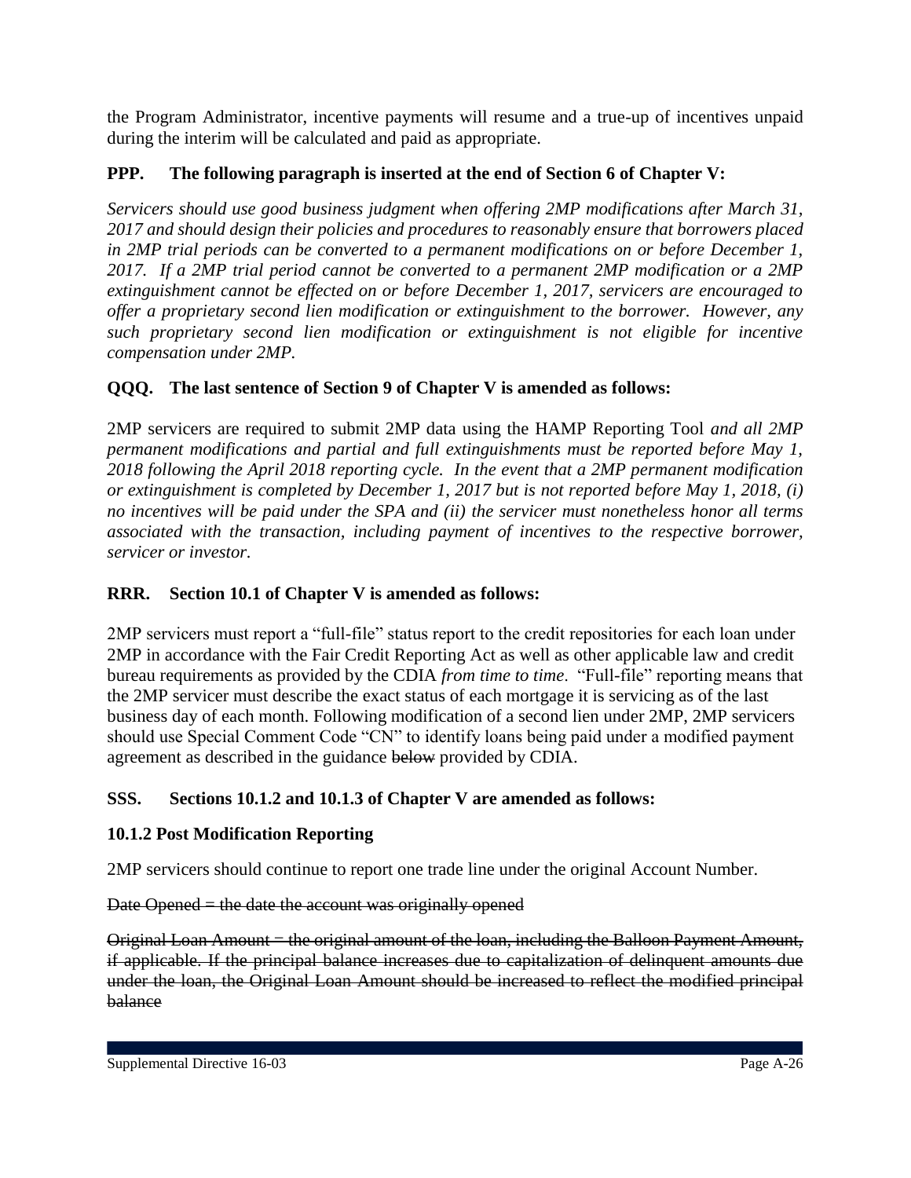the Program Administrator, incentive payments will resume and a true-up of incentives unpaid during the interim will be calculated and paid as appropriate.

**PPP. The following paragraph is inserted at the end of Section 6 of Chapter V:**

*Servicers should use good business judgment when offering 2MP modifications after March 31, 2017 and should design their policies and procedures to reasonably ensure that borrowers placed in 2MP trial periods can be converted to a permanent modifications on or before December 1, 2017. If a 2MP trial period cannot be converted to a permanent 2MP modification or a 2MP extinguishment cannot be effected on or before December 1, 2017, servicers are encouraged to offer a proprietary second lien modification or extinguishment to the borrower. However, any such proprietary second lien modification or extinguishment is not eligible for incentive compensation under 2MP.*

**QQQ. The last sentence of Section 9 of Chapter V is amended as follows:**

2MP servicers are required to submit 2MP data using the HAMP Reporting Tool *and all 2MP permanent modifications and partial and full extinguishments must be reported before May 1, 2018 following the April 2018 reporting cycle. In the event that a 2MP permanent modification or extinguishment is completed by December 1, 2017 but is not reported before May 1, 2018, (i) no incentives will be paid under the SPA and (ii) the servicer must nonetheless honor all terms associated with the transaction, including payment of incentives to the respective borrower, servicer or investor.*

**RRR. Section 10.1 of Chapter V is amended as follows:**

2MP servicers must report a "full-file" status report to the credit repositories for each loan under 2MP in accordance with the Fair Credit Reporting Act as well as other applicable law and credit bureau requirements as provided by the CDIA *from time to time*. "Full-file" reporting means that the 2MP servicer must describe the exact status of each mortgage it is servicing as of the last business day of each month. Following modification of a second lien under 2MP, 2MP servicers should use Special Comment Code "CN" to identify loans being paid under a modified payment agreement as described in the guidance ~~below~~ provided by CDIA.

**SSS. Sections 10.1.2 and 10.1.3 of Chapter V are amended as follows:**

**10.1.2 Post Modification Reporting**

2MP servicers should continue to report one trade line under the original Account Number.

~~Date Opened = the date the account was originally opened~~

~~Original Loan Amount = the original amount of the loan, including the Balloon Payment Amount, if applicable. If the principal balance increases due to capitalization of delinquent amounts due under the loan, the Original Loan Amount should be increased to reflect the modified principal balance~~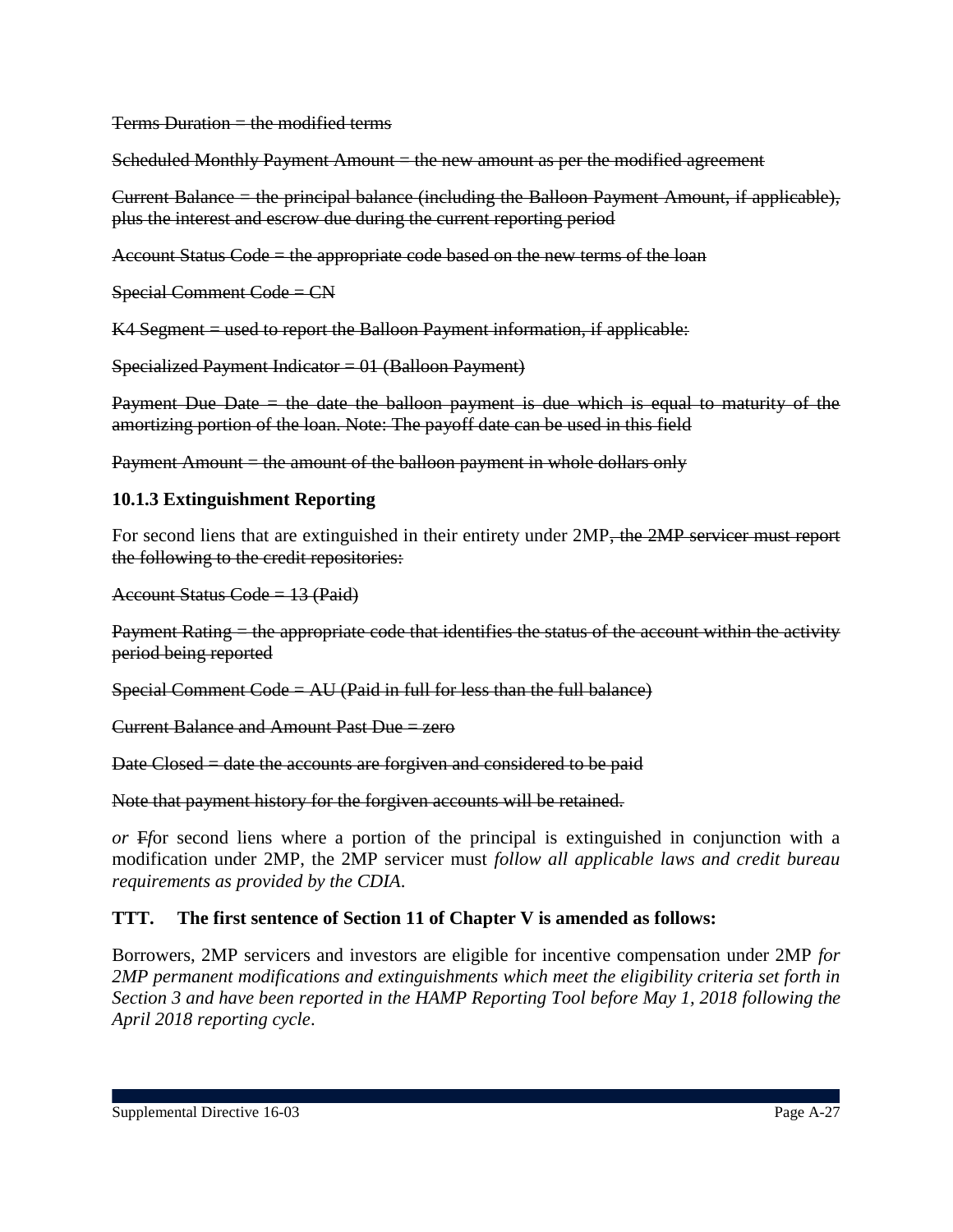~~Terms Duration = the modified terms~~

~~Scheduled Monthly Payment Amount = the new amount as per the modified agreement~~

~~Current Balance = the principal balance (including the Balloon Payment Amount, if applicable), plus the interest and escrow due during the current reporting period~~

~~Account Status Code = the appropriate code based on the new terms of the loan~~

~~Special Comment Code = CN~~

~~K4 Segment = used to report the Balloon Payment information, if applicable:~~

~~Specialized Payment Indicator = 01 (Balloon Payment)~~

~~Payment Due Date = the date the balloon payment is due which is equal to maturity of the amortizing portion of the loan. Note: The payoff date can be used in this field~~

~~Payment Amount = the amount of the balloon payment in whole dollars only~~

### 10.1.3 Extinguishment Reporting

For second liens that are extinguished in their entirety under 2MP~~, the 2MP servicer must report the following to the credit repositories:~~

~~Account Status Code = 13 (Paid)~~

~~Payment Rating = the appropriate code that identifies the status of the account within the activity period being reported~~

~~Special Comment Code = AU (Paid in full for less than the full balance)~~

~~Current Balance and Amount Past Due = zero~~

~~Date Closed = date the accounts are forgiven and considered to be paid~~

~~Note that payment history for the forgiven accounts will be retained.~~

*or* ~~F~~*f*or second liens where a portion of the principal is extinguished in conjunction with a modification under 2MP, the 2MP servicer must *follow all applicable laws and credit bureau requirements as provided by the CDIA*.

**TTT. The first sentence of Section 11 of Chapter V is amended as follows:**

Borrowers, 2MP servicers and investors are eligible for incentive compensation under 2MP *for 2MP permanent modifications and extinguishments which meet the eligibility criteria set forth in Section 3 and have been reported in the HAMP Reporting Tool before May 1, 2018 following the April 2018 reporting cycle*.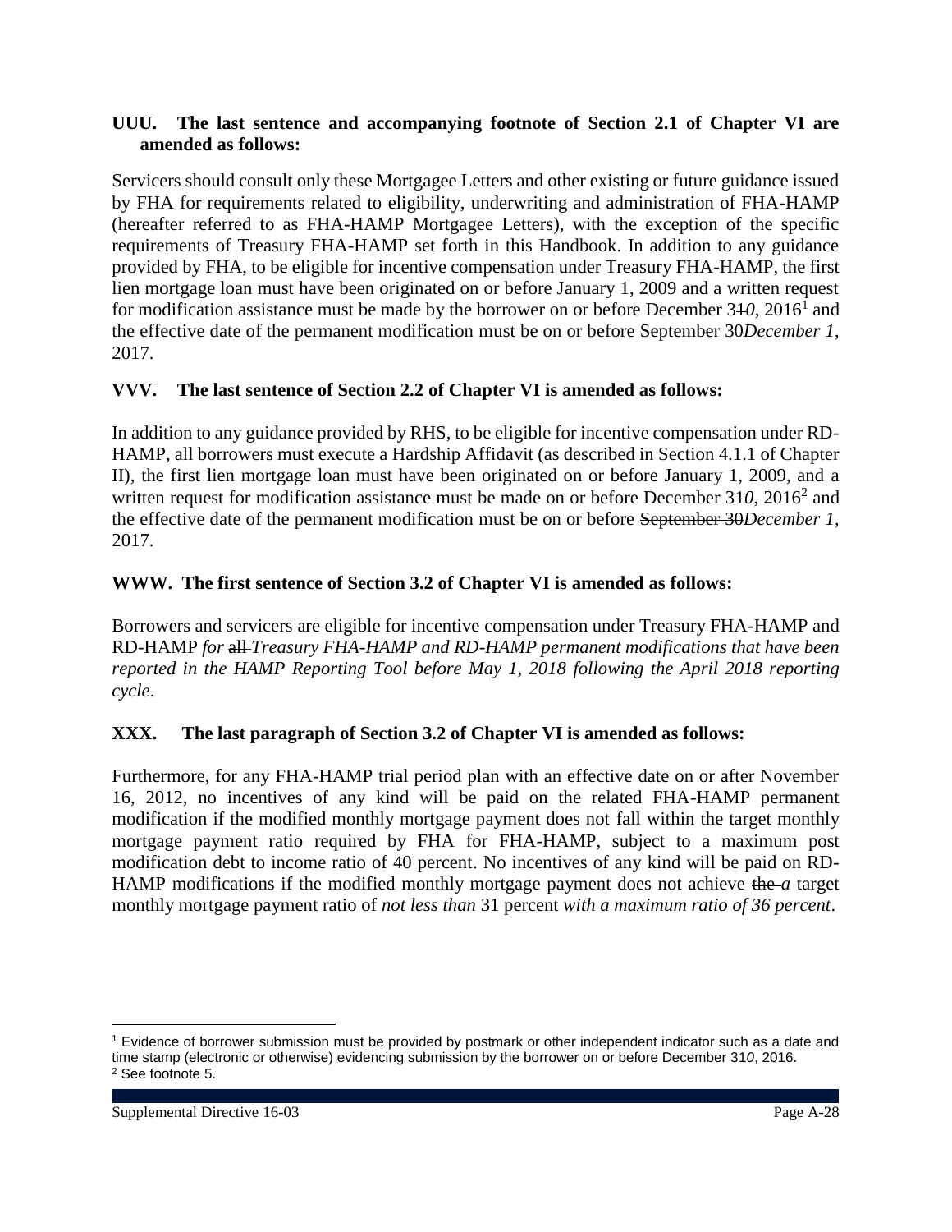**UUU. The last sentence and accompanying footnote of Section 2.1 of Chapter VI are amended as follows:**

Servicers should consult only these Mortgagee Letters and other existing or future guidance issued by FHA for requirements related to eligibility, underwriting and administration of FHA-HAMP (hereafter referred to as FHA-HAMP Mortgagee Letters), with the exception of the specific requirements of Treasury FHA-HAMP set forth in this Handbook. In addition to any guidance provided by FHA, to be eligible for incentive compensation under Treasury FHA-HAMP, the first lien mortgage loan must have been originated on or before January 1, 2009 and a written request for modification assistance must be made by the borrower on or before December 3~~1~~*0*, 2016[1] and the effective date of the permanent modification must be on or before ~~September 30~~*December 1*, 2017.

**VVV. The last sentence of Section 2.2 of Chapter VI is amended as follows:**

In addition to any guidance provided by RHS, to be eligible for incentive compensation under RD-HAMP, all borrowers must execute a Hardship Affidavit (as described in Section 4.1.1 of Chapter II), the first lien mortgage loan must have been originated on or before January 1, 2009, and a written request for modification assistance must be made on or before December 3~~1~~*0*, 2016[2] and the effective date of the permanent modification must be on or before ~~September 30~~*December 1*, 2017.

**WWW. The first sentence of Section 3.2 of Chapter VI is amended as follows:**

Borrowers and servicers are eligible for incentive compensation under Treasury FHA-HAMP and RD-HAMP *for* ~~all~~ *Treasury FHA-HAMP and RD-HAMP permanent modifications that have been reported in the HAMP Reporting Tool before May 1, 2018 following the April 2018 reporting cycle*.

**XXX. The last paragraph of Section 3.2 of Chapter VI is amended as follows:**

Furthermore, for any FHA-HAMP trial period plan with an effective date on or after November 16, 2012, no incentives of any kind will be paid on the related FHA-HAMP permanent modification if the modified monthly mortgage payment does not fall within the target monthly mortgage payment ratio required by FHA for FHA-HAMP, subject to a maximum post modification debt to income ratio of 40 percent. No incentives of any kind will be paid on RD-HAMP modifications if the modified monthly mortgage payment does not achieve ~~the~~ *a* target monthly mortgage payment ratio of *not less than* 31 percent *with a maximum ratio of 36 percent*.

---

[1] Evidence of borrower submission must be provided by postmark or other independent indicator such as a date and time stamp (electronic or otherwise) evidencing submission by the borrower on or before December 3~~1~~*0*, 2016.

[2] See footnote 5.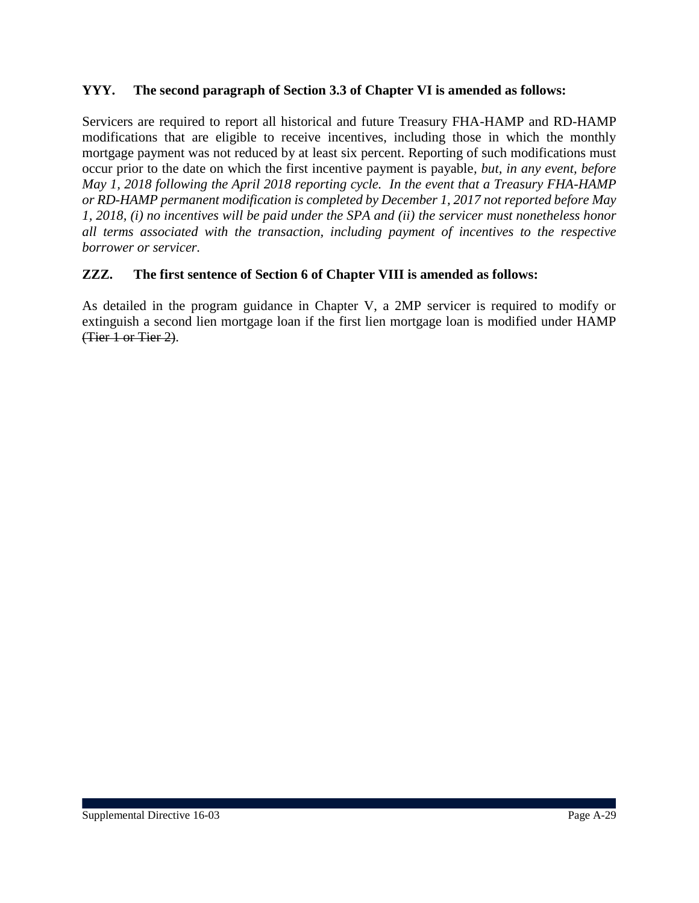**YYY. The second paragraph of Section 3.3 of Chapter VI is amended as follows:**

Servicers are required to report all historical and future Treasury FHA-HAMP and RD-HAMP modifications that are eligible to receive incentives, including those in which the monthly mortgage payment was not reduced by at least six percent. Reporting of such modifications must occur prior to the date on which the first incentive payment is payable*, but, in any event, before May 1, 2018 following the April 2018 reporting cycle. In the event that a Treasury FHA-HAMP or RD-HAMP permanent modification is completed by December 1, 2017 not reported before May 1, 2018, (i) no incentives will be paid under the SPA and (ii) the servicer must nonetheless honor all terms associated with the transaction, including payment of incentives to the respective borrower or servicer.*

**ZZZ. The first sentence of Section 6 of Chapter VIII is amended as follows:**

As detailed in the program guidance in Chapter V, a 2MP servicer is required to modify or extinguish a second lien mortgage loan if the first lien mortgage loan is modified under HAMP ~~(Tier 1 or Tier 2)~~.